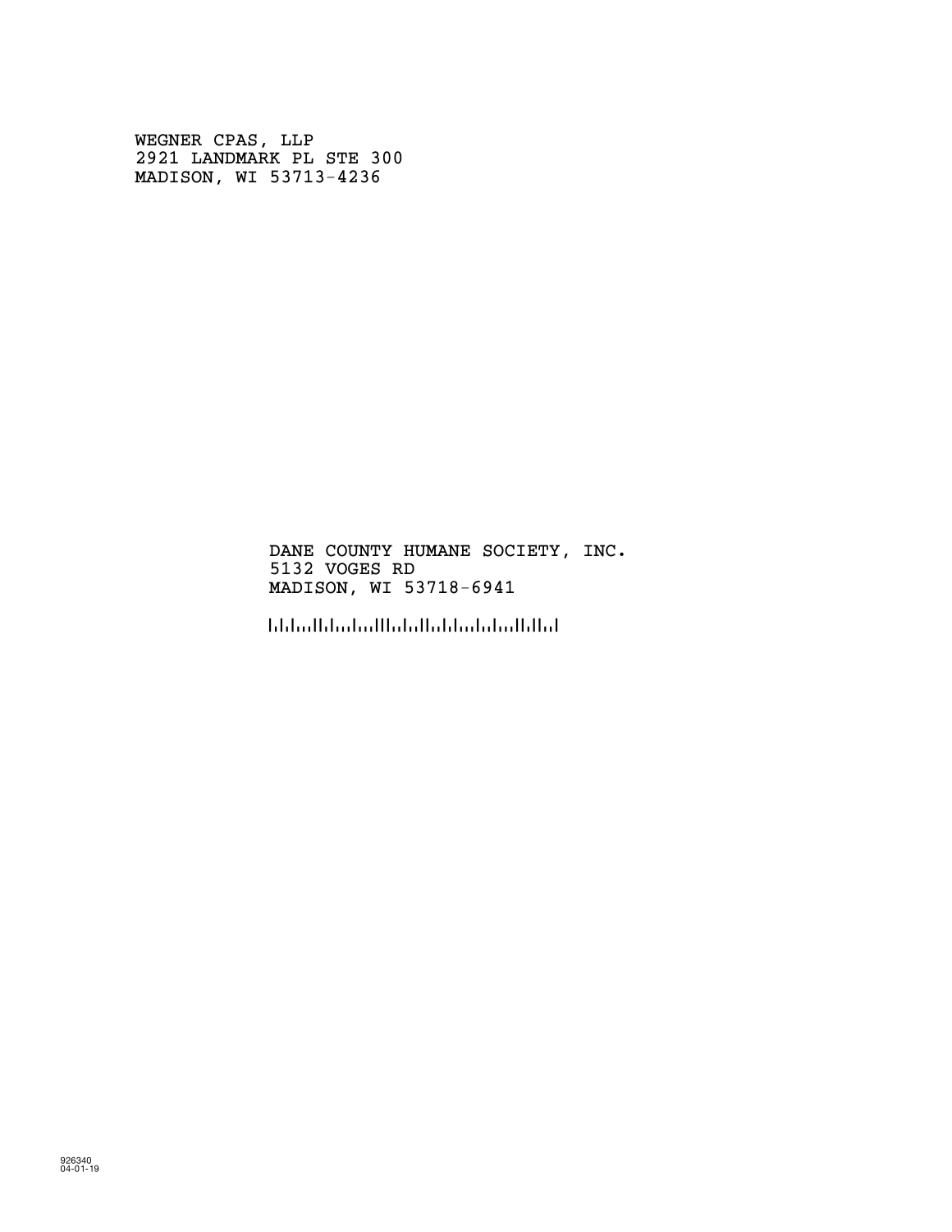WEGNER CPAS, LLP
2921 LANDMARK PL STE 300
MADISON, WI 53713-4236

DANE COUNTY HUMANE SOCIETY, INC.
5132 VOGES RD
MADISON, WI 53718-6941

926340
04-01-19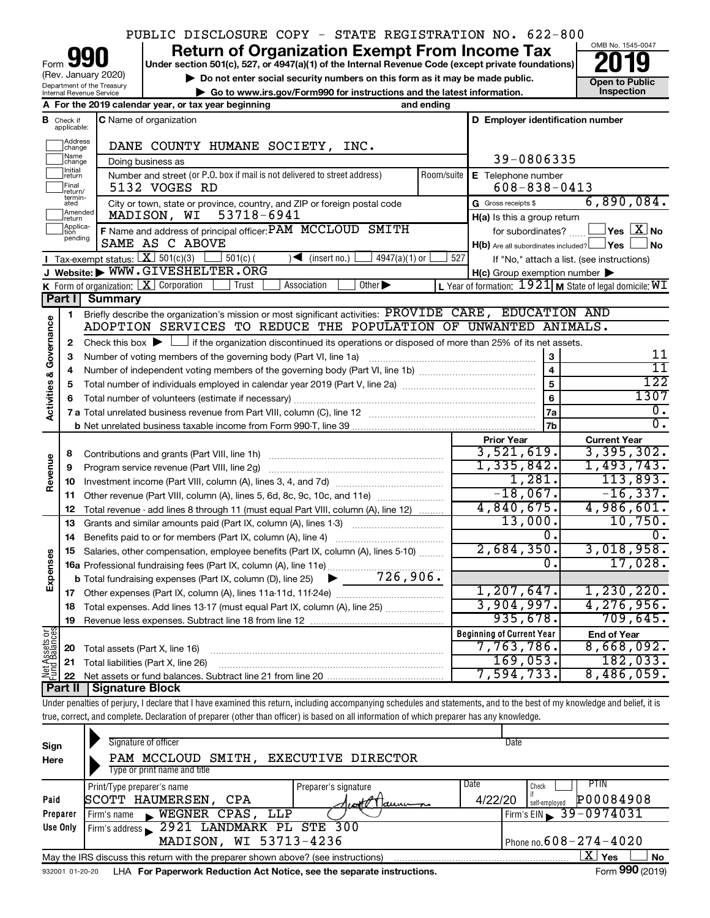PUBLIC DISCLOSURE COPY - STATE REGISTRATION NO. 622-800

# Form 990 Return of Organization Exempt From Income Tax 2019

(Rev. January 2020)
Department of the Treasury
Internal Revenue Service

Under section 501(c), 527, or 4947(a)(1) of the Internal Revenue Code (except private foundations)

▶ Do not enter social security numbers on this form as it may be made public.

▶ Go to www.irs.gov/Form990 for instructions and the latest information.

OMB No. 1545-0047

**Open to Public Inspection**

**A** For the 2019 calendar year, or tax year beginning and ending

**B** Check if applicable: Address change, Name change, Initial return, Final return/terminated, Amended return, Application pending

**C** Name of organization: DANE COUNTY HUMANE SOCIETY, INC.

Doing business as

Number and street (or P.O. box if mail is not delivered to street address): 5132 VOGES RD — Room/suite

City or town, state or province, country, and ZIP or foreign postal code: MADISON, WI 53718-6941

**D** Employer identification number: 39-0806335

**E** Telephone number: 608-838-0413

**G** Gross receipts $ 6,890,084.

**F** Name and address of principal officer: PAM MCCLOUD SMITH, SAME AS C ABOVE

**H(a)** Is this a group return for subordinates? ☐ Yes ☒ No

**H(b)** Are all subordinates included? ☐ Yes ☐ No — If "No," attach a list. (see instructions)

**H(c)** Group exemption number ▶

**I** Tax-exempt status: ☒ 501(c)(3) ☐ 501(c) ( ) ◀ (insert no.) ☐ 4947(a)(1) or ☐ 527

**J** Website: ▶ WWW.GIVESHELTER.ORG

**K** Form of organization: ☒ Corporation ☐ Trust ☐ Association ☐ Other ▶

**L** Year of formation: 1921 **M** State of legal domicile: WI

## Part I Summary

**Activities & Governance**

1. Briefly describe the organization's mission or most significant activities: PROVIDE CARE, EDUCATION AND ADOPTION SERVICES TO REDUCE THE POPULATION OF UNWANTED ANIMALS.
2. Check this box ▶ ☐ if the organization discontinued its operations or disposed of more than 25% of its net assets.

| Line | Description | | Value |
|---|---|---|---|
| 3 | Number of voting members of the governing body (Part VI, line 1a) | 3 | 11 |
| 4 | Number of independent voting members of the governing body (Part VI, line 1b) | 4 | 11 |
| 5 | Total number of individuals employed in calendar year 2019 (Part V, line 2a) | 5 | 122 |
| 6 | Total number of volunteers (estimate if necessary) | 6 | 1307 |
| 7a | Total unrelated business revenue from Part VIII, column (C), line 12 | 7a | 0. |
| b | Net unrelated business taxable income from Form 990-T, line 39 | 7b | 0. |

| Line | Description | Prior Year | Current Year |
|---|---|---|---|
| | **Revenue** | | |
| 8 | Contributions and grants (Part VIII, line 1h) | 3,521,619. | 3,395,302. |
| 9 | Program service revenue (Part VIII, line 2g) | 1,335,842. | 1,493,743. |
| 10 | Investment income (Part VIII, column (A), lines 3, 4, and 7d) | 1,281. | 113,893. |
| 11 | Other revenue (Part VIII, column (A), lines 5, 6d, 8c, 9c, 10c, and 11e) | -18,067. | -16,337. |
| 12 | Total revenue - add lines 8 through 11 (must equal Part VIII, column (A), line 12) | 4,840,675. | 4,986,601. |
| | **Expenses** | | |
| 13 | Grants and similar amounts paid (Part IX, column (A), lines 1-3) | 13,000. | 10,750. |
| 14 | Benefits paid to or for members (Part IX, column (A), line 4) | 0. | 0. |
| 15 | Salaries, other compensation, employee benefits (Part IX, column (A), lines 5-10) | 2,684,350. | 3,018,958. |
| 16a | Professional fundraising fees (Part IX, column (A), line 11e) | 0. | 17,028. |
| b | Total fundraising expenses (Part IX, column (D), line 25) ▶ 726,906. | | |
| 17 | Other expenses (Part IX, column (A), lines 11a-11d, 11f-24e) | 1,207,647. | 1,230,220. |
| 18 | Total expenses. Add lines 13-17 (must equal Part IX, column (A), line 25) | 3,904,997. | 4,276,956. |
| 19 | Revenue less expenses. Subtract line 18 from line 12 | 935,678. | 709,645. |
| | **Net Assets or Fund Balances** | **Beginning of Current Year** | **End of Year** |
| 20 | Total assets (Part X, line 16) | 7,763,786. | 8,668,092. |
| 21 | Total liabilities (Part X, line 26) | 169,053. | 182,033. |
| 22 | Net assets or fund balances. Subtract line 21 from line 20 | 7,594,733. | 8,486,059. |

## Part II Signature Block

Under penalties of perjury, I declare that I have examined this return, including accompanying schedules and statements, and to the best of my knowledge and belief, it is true, correct, and complete. Declaration of preparer (other than officer) is based on all information of which preparer has any knowledge.

**Sign Here**

Signature of officer — Date

PAM MCCLOUD SMITH, EXECUTIVE DIRECTOR
Type or print name and title

**Paid Preparer Use Only**

| Print/Type preparer's name | Preparer's signature | Date | Check if self-employed | PTIN |
|---|---|---|---|---|
| SCOTT HAUMERSEN, CPA | | 4/22/20 | ☐ | P00084908 |

Firm's name ▶ WEGNER CPAS, LLP — Firm's EIN ▶ 39-0974031

Firm's address ▶ 2921 LANDMARK PL STE 300, MADISON, WI 53713-4236 — Phone no. 608-274-4020

May the IRS discuss this return with the preparer shown above? (see instructions) ☒ Yes ☐ No

932001 01-20-20 LHA For Paperwork Reduction Act Notice, see the separate instructions. Form **990** (2019)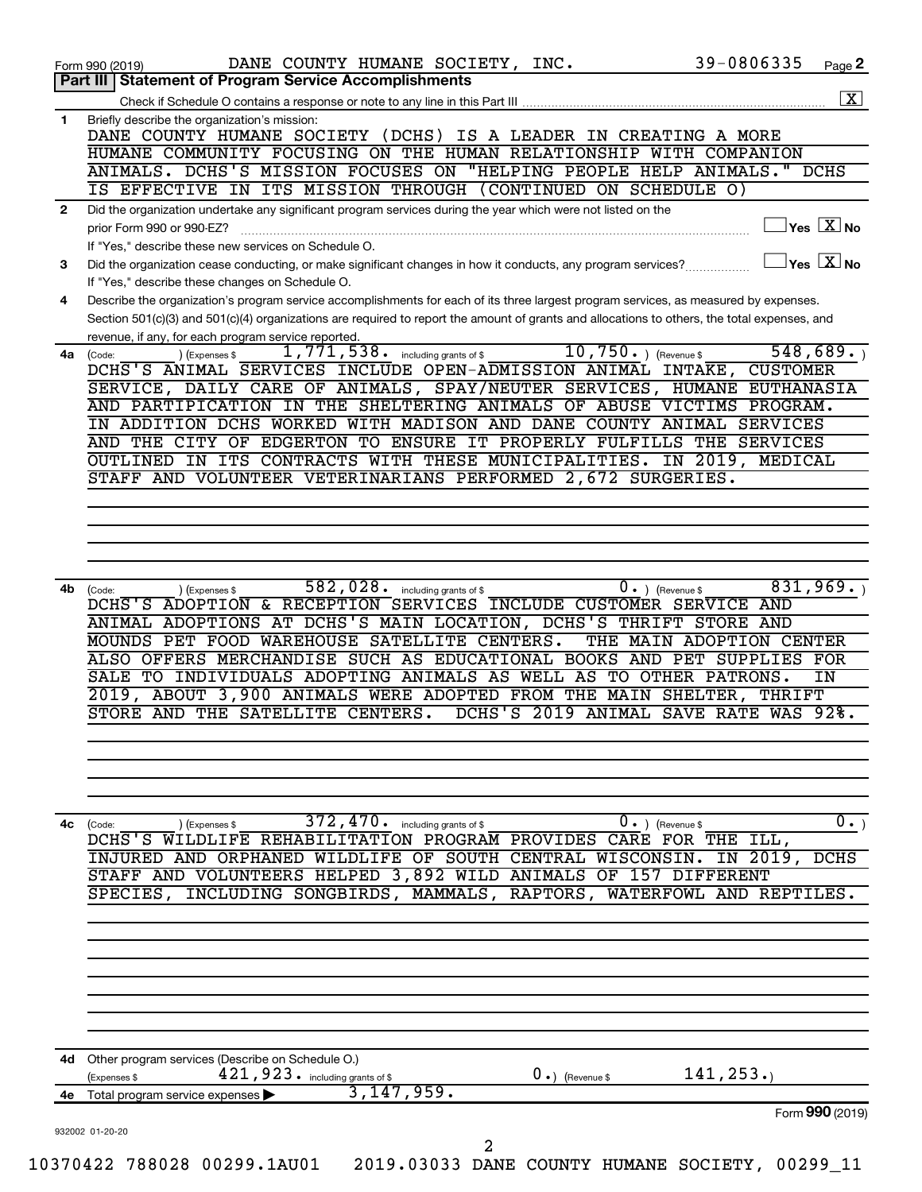Form 990 (2019) DANE COUNTY HUMANE SOCIETY, INC. 39-0806335 Page **2**

## Part III | Statement of Program Service Accomplishments

Check if Schedule O contains a response or note to any line in this Part III .......... [X]

**1** Briefly describe the organization's mission:

DANE COUNTY HUMANE SOCIETY (DCHS) IS A LEADER IN CREATING A MORE HUMANE COMMUNITY FOCUSING ON THE HUMAN RELATIONSHIP WITH COMPANION ANIMALS. DCHS'S MISSION FOCUSES ON "HELPING PEOPLE HELP ANIMALS." DCHS IS EFFECTIVE IN ITS MISSION THROUGH (CONTINUED ON SCHEDULE O)

**2** Did the organization undertake any significant program services during the year which were not listed on the prior Form 990 or 990-EZ? .......... [ ] Yes [X] No

If "Yes," describe these new services on Schedule O.

**3** Did the organization cease conducting, or make significant changes in how it conducts, any program services? .......... [ ] Yes [X] No

If "Yes," describe these changes on Schedule O.

**4** Describe the organization's program service accomplishments for each of its three largest program services, as measured by expenses. Section 501(c)(3) and 501(c)(4) organizations are required to report the amount of grants and allocations to others, the total expenses, and revenue, if any, for each program service reported.

**4a** (Code: ) (Expenses $ 1,771,538. including grants of $ 10,750. ) (Revenue $ 548,689. )

DCHS'S ANIMAL SERVICES INCLUDE OPEN-ADMISSION ANIMAL INTAKE, CUSTOMER SERVICE, DAILY CARE OF ANIMALS, SPAY/NEUTER SERVICES, HUMANE EUTHANASIA AND PARTIPICATION IN THE SHELTERING ANIMALS OF ABUSE VICTIMS PROGRAM. IN ADDITION DCHS WORKED WITH MADISON AND DANE COUNTY ANIMAL SERVICES AND THE CITY OF EDGERTON TO ENSURE IT PROPERLY FULFILLS THE SERVICES OUTLINED IN ITS CONTRACTS WITH THESE MUNICIPALITIES. IN 2019, MEDICAL STAFF AND VOLUNTEER VETERINARIANS PERFORMED 2,672 SURGERIES.

**4b** (Code: ) (Expenses $ 582,028. including grants of $ 0. ) (Revenue $ 831,969. )

DCHS'S ADOPTION & RECEPTION SERVICES INCLUDE CUSTOMER SERVICE AND ANIMAL ADOPTIONS AT DCHS'S MAIN LOCATION, DCHS'S THRIFT STORE AND MOUNDS PET FOOD WAREHOUSE SATELLITE CENTERS. THE MAIN ADOPTION CENTER ALSO OFFERS MERCHANDISE SUCH AS EDUCATIONAL BOOKS AND PET SUPPLIES FOR SALE TO INDIVIDUALS ADOPTING ANIMALS AS WELL AS TO OTHER PATRONS. IN 2019, ABOUT 3,900 ANIMALS WERE ADOPTED FROM THE MAIN SHELTER, THRIFT STORE AND THE SATELLITE CENTERS. DCHS'S 2019 ANIMAL SAVE RATE WAS 92%.

**4c** (Code: ) (Expenses $ 372,470. including grants of $ 0. ) (Revenue $ 0. )

DCHS'S WILDLIFE REHABILITATION PROGRAM PROVIDES CARE FOR THE ILL, INJURED AND ORPHANED WILDLIFE OF SOUTH CENTRAL WISCONSIN. IN 2019, DCHS STAFF AND VOLUNTEERS HELPED 3,892 WILD ANIMALS OF 157 DIFFERENT SPECIES, INCLUDING SONGBIRDS, MAMMALS, RAPTORS, WATERFOWL AND REPTILES.

**4d** Other program services (Describe on Schedule O.)

(Expenses $ 421,923. including grants of $ 0.) (Revenue $ 141,253.)

**4e** Total program service expenses ▶ 3,147,959.

Form **990** (2019)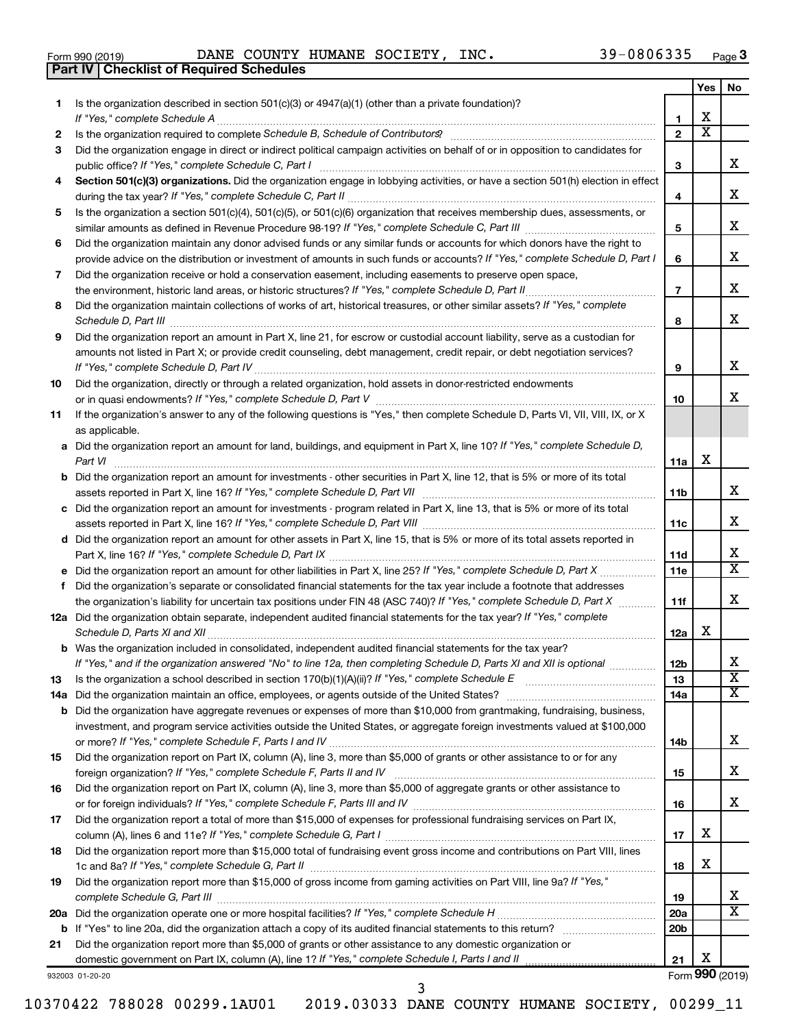Form 990 (2019) DANE COUNTY HUMANE SOCIETY, INC. 39-0806335 Page 3

## Part IV | Checklist of Required Schedules

| | | | Yes | No |
|---|---|---|---|---|
| 1 | Is the organization described in section 501(c)(3) or 4947(a)(1) (other than a private foundation)? *If "Yes," complete Schedule A* | 1 | X | |
| 2 | Is the organization required to complete *Schedule B, Schedule of Contributors*? | 2 | X | |
| 3 | Did the organization engage in direct or indirect political campaign activities on behalf of or in opposition to candidates for public office? *If "Yes," complete Schedule C, Part I* | 3 | | X |
| 4 | **Section 501(c)(3) organizations.** Did the organization engage in lobbying activities, or have a section 501(h) election in effect during the tax year? *If "Yes," complete Schedule C, Part II* | 4 | | X |
| 5 | Is the organization a section 501(c)(4), 501(c)(5), or 501(c)(6) organization that receives membership dues, assessments, or similar amounts as defined in Revenue Procedure 98-19? *If "Yes," complete Schedule C, Part III* | 5 | | X |
| 6 | Did the organization maintain any donor advised funds or any similar funds or accounts for which donors have the right to provide advice on the distribution or investment of amounts in such funds or accounts? *If "Yes," complete Schedule D, Part I* | 6 | | X |
| 7 | Did the organization receive or hold a conservation easement, including easements to preserve open space, the environment, historic land areas, or historic structures? *If "Yes," complete Schedule D, Part II* | 7 | | X |
| 8 | Did the organization maintain collections of works of art, historical treasures, or other similar assets? *If "Yes," complete Schedule D, Part III* | 8 | | X |
| 9 | Did the organization report an amount in Part X, line 21, for escrow or custodial account liability, serve as a custodian for amounts not listed in Part X; or provide credit counseling, debt management, credit repair, or debt negotiation services? *If "Yes," complete Schedule D, Part IV* | 9 | | X |
| 10 | Did the organization, directly or through a related organization, hold assets in donor-restricted endowments or in quasi endowments? *If "Yes," complete Schedule D, Part V* | 10 | | X |
| 11 | If the organization's answer to any of the following questions is "Yes," then complete Schedule D, Parts VI, VII, VIII, IX, or X as applicable. | | | |
| a | Did the organization report an amount for land, buildings, and equipment in Part X, line 10? *If "Yes," complete Schedule D, Part VI* | 11a | X | |
| b | Did the organization report an amount for investments - other securities in Part X, line 12, that is 5% or more of its total assets reported in Part X, line 16? *If "Yes," complete Schedule D, Part VII* | 11b | | X |
| c | Did the organization report an amount for investments - program related in Part X, line 13, that is 5% or more of its total assets reported in Part X, line 16? *If "Yes," complete Schedule D, Part VIII* | 11c | | X |
| d | Did the organization report an amount for other assets in Part X, line 15, that is 5% or more of its total assets reported in Part X, line 16? *If "Yes," complete Schedule D, Part IX* | 11d | | X |
| e | Did the organization report an amount for other liabilities in Part X, line 25? *If "Yes," complete Schedule D, Part X* | 11e | | X |
| f | Did the organization's separate or consolidated financial statements for the tax year include a footnote that addresses the organization's liability for uncertain tax positions under FIN 48 (ASC 740)? *If "Yes," complete Schedule D, Part X* | 11f | | X |
| 12a | Did the organization obtain separate, independent audited financial statements for the tax year? *If "Yes," complete Schedule D, Parts XI and XII* | 12a | X | |
| b | Was the organization included in consolidated, independent audited financial statements for the tax year? *If "Yes," and if the organization answered "No" to line 12a, then completing Schedule D, Parts XI and XII is optional* | 12b | | X |
| 13 | Is the organization a school described in section 170(b)(1)(A)(ii)? *If "Yes," complete Schedule E* | 13 | | X |
| 14a | Did the organization maintain an office, employees, or agents outside of the United States? | 14a | | X |
| b | Did the organization have aggregate revenues or expenses of more than $10,000 from grantmaking, fundraising, business, investment, and program service activities outside the United States, or aggregate foreign investments valued at $100,000 or more? *If "Yes," complete Schedule F, Parts I and IV* | 14b | | X |
| 15 | Did the organization report on Part IX, column (A), line 3, more than $5,000 of grants or other assistance to or for any foreign organization? *If "Yes," complete Schedule F, Parts II and IV* | 15 | | X |
| 16 | Did the organization report on Part IX, column (A), line 3, more than $5,000 of aggregate grants or other assistance to or for foreign individuals? *If "Yes," complete Schedule F, Parts III and IV* | 16 | | X |
| 17 | Did the organization report a total of more than $15,000 of expenses for professional fundraising services on Part IX, column (A), lines 6 and 11e? *If "Yes," complete Schedule G, Part I* | 17 | X | |
| 18 | Did the organization report more than $15,000 total of fundraising event gross income and contributions on Part VIII, lines 1c and 8a? *If "Yes," complete Schedule G, Part II* | 18 | X | |
| 19 | Did the organization report more than $15,000 of gross income from gaming activities on Part VIII, line 9a? *If "Yes," complete Schedule G, Part III* | 19 | | X |
| 20a | Did the organization operate one or more hospital facilities? *If "Yes," complete Schedule H* | 20a | | X |
| b | If "Yes" to line 20a, did the organization attach a copy of its audited financial statements to this return? | 20b | | |
| 21 | Did the organization report more than $5,000 of grants or other assistance to any domestic organization or domestic government on Part IX, column (A), line 1? *If "Yes," complete Schedule I, Parts I and II* | 21 | X | |

932003 01-20-20 Form **990** (2019)

10370422 788028 00299.1AU01 2019.03033 DANE COUNTY HUMANE SOCIETY, 00299_11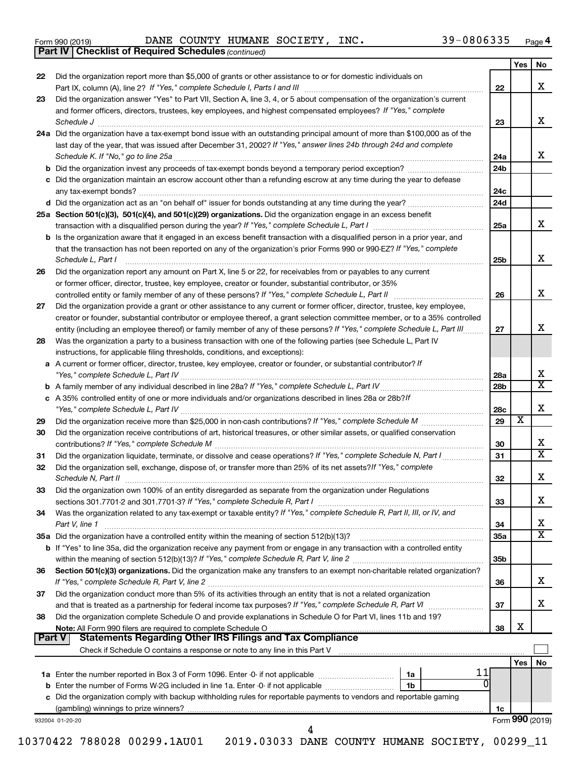Form 990 (2019) DANE COUNTY HUMANE SOCIETY, INC. 39-0806335 Page 4

**Part IV | Checklist of Required Schedules** *(continued)*

| | | | Yes | No |
|---|---|---|---|---|
| 22 | Did the organization report more than $5,000 of grants or other assistance to or for domestic individuals on Part IX, column (A), line 2? *If "Yes," complete Schedule I, Parts I and III* | 22 | | X |
| 23 | Did the organization answer "Yes" to Part VII, Section A, line 3, 4, or 5 about compensation of the organization's current and former officers, directors, trustees, key employees, and highest compensated employees? *If "Yes," complete Schedule J* | 23 | | X |
| 24a | Did the organization have a tax-exempt bond issue with an outstanding principal amount of more than $100,000 as of the last day of the year, that was issued after December 31, 2002? *If "Yes," answer lines 24b through 24d and complete Schedule K. If "No," go to line 25a* | 24a | | X |
| b | Did the organization invest any proceeds of tax-exempt bonds beyond a temporary period exception? | 24b | | |
| c | Did the organization maintain an escrow account other than a refunding escrow at any time during the year to defease any tax-exempt bonds? | 24c | | |
| d | Did the organization act as an "on behalf of" issuer for bonds outstanding at any time during the year? | 24d | | |
| 25a | **Section 501(c)(3), 501(c)(4), and 501(c)(29) organizations.** Did the organization engage in an excess benefit transaction with a disqualified person during the year? *If "Yes," complete Schedule L, Part I* | 25a | | X |
| b | Is the organization aware that it engaged in an excess benefit transaction with a disqualified person in a prior year, and that the transaction has not been reported on any of the organization's prior Forms 990 or 990-EZ? *If "Yes," complete Schedule L, Part I* | 25b | | X |
| 26 | Did the organization report any amount on Part X, line 5 or 22, for receivables from or payables to any current or former officer, director, trustee, key employee, creator or founder, substantial contributor, or 35% controlled entity or family member of any of these persons? *If "Yes," complete Schedule L, Part II* | 26 | | X |
| 27 | Did the organization provide a grant or other assistance to any current or former officer, director, trustee, key employee, creator or founder, substantial contributor or employee thereof, a grant selection committee member, or to a 35% controlled entity (including an employee thereof) or family member of any of these persons? *If "Yes," complete Schedule L, Part III* | 27 | | X |
| 28 | Was the organization a party to a business transaction with one of the following parties (see Schedule L, Part IV instructions, for applicable filing thresholds, conditions, and exceptions): | | | |
| a | A current or former officer, director, trustee, key employee, creator or founder, or substantial contributor? *If "Yes," complete Schedule L, Part IV* | 28a | | X |
| b | A family member of any individual described in line 28a? *If "Yes," complete Schedule L, Part IV* | 28b | | X |
| c | A 35% controlled entity of one or more individuals and/or organizations described in lines 28a or 28b? *If "Yes," complete Schedule L, Part IV* | 28c | | X |
| 29 | Did the organization receive more than $25,000 in non-cash contributions? *If "Yes," complete Schedule M* | 29 | X | |
| 30 | Did the organization receive contributions of art, historical treasures, or other similar assets, or qualified conservation contributions? *If "Yes," complete Schedule M* | 30 | | X |
| 31 | Did the organization liquidate, terminate, or dissolve and cease operations? *If "Yes," complete Schedule N, Part I* | 31 | | X |
| 32 | Did the organization sell, exchange, dispose of, or transfer more than 25% of its net assets? *If "Yes," complete Schedule N, Part II* | 32 | | X |
| 33 | Did the organization own 100% of an entity disregarded as separate from the organization under Regulations sections 301.7701-2 and 301.7701-3? *If "Yes," complete Schedule R, Part I* | 33 | | X |
| 34 | Was the organization related to any tax-exempt or taxable entity? *If "Yes," complete Schedule R, Part II, III, or IV, and Part V, line 1* | 34 | | X |
| 35a | Did the organization have a controlled entity within the meaning of section 512(b)(13)? | 35a | | X |
| b | If "Yes" to line 35a, did the organization receive any payment from or engage in any transaction with a controlled entity within the meaning of section 512(b)(13)? *If "Yes," complete Schedule R, Part V, line 2* | 35b | | |
| 36 | **Section 501(c)(3) organizations.** Did the organization make any transfers to an exempt non-charitable related organization? *If "Yes," complete Schedule R, Part V, line 2* | 36 | | X |
| 37 | Did the organization conduct more than 5% of its activities through an entity that is not a related organization and that is treated as a partnership for federal income tax purposes? *If "Yes," complete Schedule R, Part VI* | 37 | | X |
| 38 | Did the organization complete Schedule O and provide explanations in Schedule O for Part VI, lines 11b and 19? **Note:** All Form 990 filers are required to complete Schedule O | 38 | X | |

**Part V | Statements Regarding Other IRS Filings and Tax Compliance**

Check if Schedule O contains a response or note to any line in this Part V ☐

| | | | | | Yes | No |
|---|---|---|---|---|---|---|
| 1a | Enter the number reported in Box 3 of Form 1096. Enter -0- if not applicable | 1a | 11 | | | |
| b | Enter the number of Forms W-2G included in line 1a. Enter -0- if not applicable | 1b | 0 | | | |
| c | Did the organization comply with backup withholding rules for reportable payments to vendors and reportable gaming (gambling) winnings to prize winners? | | | 1c | | |

932004 01-20-20 Form **990** (2019)

10370422 788028 00299.1AU01 2019.03033 DANE COUNTY HUMANE SOCIETY, 00299_11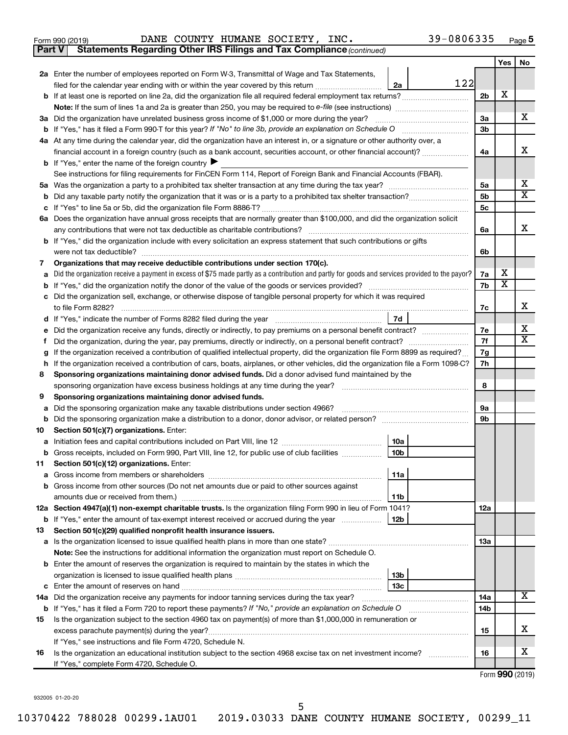Form 990 (2019) DANE COUNTY HUMANE SOCIETY, INC. 39-0806335 Page 5

**Part V | Statements Regarding Other IRS Filings and Tax Compliance** *(continued)*

| | | | | Yes | No |
|---|---|---|---|---|---|
| **2a** | Enter the number of employees reported on Form W-3, Transmittal of Wage and Tax Statements, filed for the calendar year ending with or within the year covered by this return | 2a | 122 | | |
| **b** | If at least one is reported on line 2a, did the organization file all required federal employment tax returns? | | 2b | X | |
| | **Note:** If the sum of lines 1a and 2a is greater than 250, you may be required to *e-file* (see instructions) | | | | |
| **3a** | Did the organization have unrelated business gross income of $1,000 or more during the year? | | 3a | | X |
| **b** | If "Yes," has it filed a Form 990-T for this year? *If "No" to line 3b, provide an explanation on Schedule O* | | 3b | | |
| **4a** | At any time during the calendar year, did the organization have an interest in, or a signature or other authority over, a financial account in a foreign country (such as a bank account, securities account, or other financial account)? | | 4a | | X |
| **b** | If "Yes," enter the name of the foreign country ▶ | | | | |
| | See instructions for filing requirements for FinCEN Form 114, Report of Foreign Bank and Financial Accounts (FBAR). | | | | |
| **5a** | Was the organization a party to a prohibited tax shelter transaction at any time during the tax year? | | 5a | | X |
| **b** | Did any taxable party notify the organization that it was or is a party to a prohibited tax shelter transaction? | | 5b | | X |
| **c** | If "Yes" to line 5a or 5b, did the organization file Form 8886-T? | | 5c | | |
| **6a** | Does the organization have annual gross receipts that are normally greater than $100,000, and did the organization solicit any contributions that were not tax deductible as charitable contributions? | | 6a | | X |
| **b** | If "Yes," did the organization include with every solicitation an express statement that such contributions or gifts were not tax deductible? | | 6b | | |
| **7** | **Organizations that may receive deductible contributions under section 170(c).** | | | | |
| **a** | Did the organization receive a payment in excess of $75 made partly as a contribution and partly for goods and services provided to the payor? | | 7a | X | |
| **b** | If "Yes," did the organization notify the donor of the value of the goods or services provided? | | 7b | X | |
| **c** | Did the organization sell, exchange, or otherwise dispose of tangible personal property for which it was required to file Form 8282? | | 7c | | X |
| **d** | If "Yes," indicate the number of Forms 8282 filed during the year | 7d | | | |
| **e** | Did the organization receive any funds, directly or indirectly, to pay premiums on a personal benefit contract? | | 7e | | X |
| **f** | Did the organization, during the year, pay premiums, directly or indirectly, on a personal benefit contract? | | 7f | | X |
| **g** | If the organization received a contribution of qualified intellectual property, did the organization file Form 8899 as required? | | 7g | | |
| **h** | If the organization received a contribution of cars, boats, airplanes, or other vehicles, did the organization file a Form 1098-C? | | 7h | | |
| **8** | **Sponsoring organizations maintaining donor advised funds.** Did a donor advised fund maintained by the sponsoring organization have excess business holdings at any time during the year? | | 8 | | |
| **9** | **Sponsoring organizations maintaining donor advised funds.** | | | | |
| **a** | Did the sponsoring organization make any taxable distributions under section 4966? | | 9a | | |
| **b** | Did the sponsoring organization make a distribution to a donor, donor advisor, or related person? | | 9b | | |
| **10** | **Section 501(c)(7) organizations.** Enter: | | | | |
| **a** | Initiation fees and capital contributions included on Part VIII, line 12 | 10a | | | |
| **b** | Gross receipts, included on Form 990, Part VIII, line 12, for public use of club facilities | 10b | | | |
| **11** | **Section 501(c)(12) organizations.** Enter: | | | | |
| **a** | Gross income from members or shareholders | 11a | | | |
| **b** | Gross income from other sources (Do not net amounts due or paid to other sources against amounts due or received from them.) | 11b | | | |
| **12a** | **Section 4947(a)(1) non-exempt charitable trusts.** Is the organization filing Form 990 in lieu of Form 1041? | | 12a | | |
| **b** | If "Yes," enter the amount of tax-exempt interest received or accrued during the year | 12b | | | |
| **13** | **Section 501(c)(29) qualified nonprofit health insurance issuers.** | | | | |
| **a** | Is the organization licensed to issue qualified health plans in more than one state? | | 13a | | |
| | **Note:** See the instructions for additional information the organization must report on Schedule O. | | | | |
| **b** | Enter the amount of reserves the organization is required to maintain by the states in which the organization is licensed to issue qualified health plans | 13b | | | |
| **c** | Enter the amount of reserves on hand | 13c | | | |
| **14a** | Did the organization receive any payments for indoor tanning services during the tax year? | | 14a | | X |
| **b** | If "Yes," has it filed a Form 720 to report these payments? *If "No," provide an explanation on Schedule O* | | 14b | | |
| **15** | Is the organization subject to the section 4960 tax on payment(s) of more than $1,000,000 in remuneration or excess parachute payment(s) during the year? | | 15 | | X |
| | If "Yes," see instructions and file Form 4720, Schedule N. | | | | |
| **16** | Is the organization an educational institution subject to the section 4968 excise tax on net investment income? | | 16 | | X |
| | If "Yes," complete Form 4720, Schedule O. | | | | |

Form **990** (2019)

932005 01-20-20

10370422 788028 00299.1AU01 2019.03033 DANE COUNTY HUMANE SOCIETY, 00299_11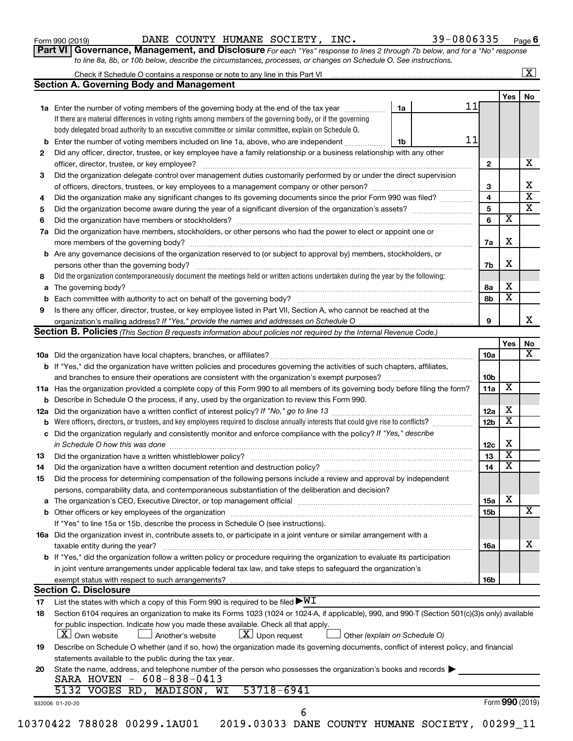Form 990 (2019) DANE COUNTY HUMANE SOCIETY, INC. 39-0806335 Page 6

**Part VI** **Governance, Management, and Disclosure** *For each "Yes" response to lines 2 through 7b below, and for a "No" response to line 8a, 8b, or 10b below, describe the circumstances, processes, or changes on Schedule O. See instructions.*

Check if Schedule O contains a response or note to any line in this Part VI ..... [X]

## Section A. Governing Body and Management

| | | | | Yes | No |
|---|---|---|---|---|---|
| **1a** | Enter the number of voting members of the governing body at the end of the tax year ..... **1a** 11<br>If there are material differences in voting rights among members of the governing body, or if the governing body delegated broad authority to an executive committee or similar committee, explain on Schedule O. | | | | |
| **b** | Enter the number of voting members included on line 1a, above, who are independent ..... **1b** 11 | | | | |
| **2** | Did any officer, director, trustee, or key employee have a family relationship or a business relationship with any other officer, director, trustee, or key employee? | | **2** | | X |
| **3** | Did the organization delegate control over management duties customarily performed by or under the direct supervision of officers, directors, trustees, or key employees to a management company or other person? | | **3** | | X |
| **4** | Did the organization make any significant changes to its governing documents since the prior Form 990 was filed? | | **4** | | X |
| **5** | Did the organization become aware during the year of a significant diversion of the organization's assets? | | **5** | | X |
| **6** | Did the organization have members or stockholders? | | **6** | X | |
| **7a** | Did the organization have members, stockholders, or other persons who had the power to elect or appoint one or more members of the governing body? | | **7a** | X | |
| **b** | Are any governance decisions of the organization reserved to (or subject to approval by) members, stockholders, or persons other than the governing body? | | **7b** | X | |
| **8** | Did the organization contemporaneously document the meetings held or written actions undertaken during the year by the following: | | | | |
| **a** | The governing body? | | **8a** | X | |
| **b** | Each committee with authority to act on behalf of the governing body? | | **8b** | X | |
| **9** | Is there any officer, director, trustee, or key employee listed in Part VII, Section A, who cannot be reached at the organization's mailing address? *If "Yes," provide the names and addresses on Schedule O* | | **9** | | X |

## Section B. Policies *(This Section B requests information about policies not required by the Internal Revenue Code.)*

| | | | Yes | No |
|---|---|---|---|---|
| **10a** | Did the organization have local chapters, branches, or affiliates? | **10a** | | X |
| **b** | If "Yes," did the organization have written policies and procedures governing the activities of such chapters, affiliates, and branches to ensure their operations are consistent with the organization's exempt purposes? | **10b** | | |
| **11a** | Has the organization provided a complete copy of this Form 990 to all members of its governing body before filing the form? | **11a** | X | |
| **b** | Describe in Schedule O the process, if any, used by the organization to review this Form 990. | | | |
| **12a** | Did the organization have a written conflict of interest policy? *If "No," go to line 13* | **12a** | X | |
| **b** | Were officers, directors, or trustees, and key employees required to disclose annually interests that could give rise to conflicts? | **12b** | X | |
| **c** | Did the organization regularly and consistently monitor and enforce compliance with the policy? *If "Yes," describe in Schedule O how this was done* | **12c** | X | |
| **13** | Did the organization have a written whistleblower policy? | **13** | X | |
| **14** | Did the organization have a written document retention and destruction policy? | **14** | X | |
| **15** | Did the process for determining compensation of the following persons include a review and approval by independent persons, comparability data, and contemporaneous substantiation of the deliberation and decision? | | | |
| **a** | The organization's CEO, Executive Director, or top management official | **15a** | X | |
| **b** | Other officers or key employees of the organization | **15b** | | X |
| | If "Yes" to line 15a or 15b, describe the process in Schedule O (see instructions). | | | |
| **16a** | Did the organization invest in, contribute assets to, or participate in a joint venture or similar arrangement with a taxable entity during the year? | **16a** | | X |
| **b** | If "Yes," did the organization follow a written policy or procedure requiring the organization to evaluate its participation in joint venture arrangements under applicable federal tax law, and take steps to safeguard the organization's exempt status with respect to such arrangements? | **16b** | | |

## Section C. Disclosure

**17** List the states with which a copy of this Form 990 is required to be filed ▶ WI

**18** Section 6104 requires an organization to make its Forms 1023 (1024 or 1024-A, if applicable), 990, and 990-T (Section 501(c)(3)s only) available for public inspection. Indicate how you made these available. Check all that apply.

[X] Own website [ ] Another's website [X] Upon request [ ] Other *(explain on Schedule O)*

**19** Describe on Schedule O whether (and if so, how) the organization made its governing documents, conflict of interest policy, and financial statements available to the public during the tax year.

**20** State the name, address, and telephone number of the person who possesses the organization's books and records ▶

SARA HOVEN - 608-838-0413
5132 VOGES RD, MADISON, WI 53718-6941

932006 01-20-20 Form **990** (2019)

10370422 788028 00299.1AU01 2019.03033 DANE COUNTY HUMANE SOCIETY, 00299_11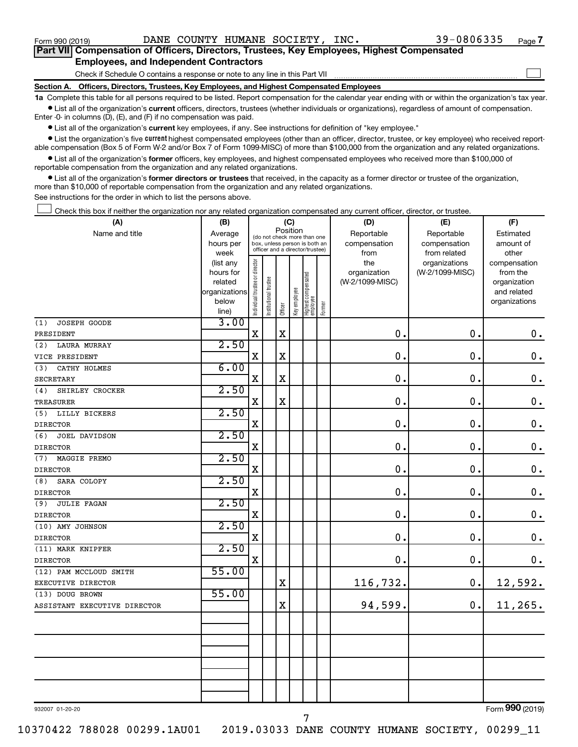Form 990 (2019) DANE COUNTY HUMANE SOCIETY, INC. 39-0806335 Page 7

**Part VII Compensation of Officers, Directors, Trustees, Key Employees, Highest Compensated Employees, and Independent Contractors**

Check if Schedule O contains a response or note to any line in this Part VII ☐

**Section A. Officers, Directors, Trustees, Key Employees, and Highest Compensated Employees**

**1a** Complete this table for all persons required to be listed. Report compensation for the calendar year ending with or within the organization's tax year.

- List all of the organization's **current** officers, directors, trustees (whether individuals or organizations), regardless of amount of compensation. Enter -0- in columns (D), (E), and (F) if no compensation was paid.
- List all of the organization's **current** key employees, if any. See instructions for definition of "key employee."
- List the organization's five **current** highest compensated employees (other than an officer, director, trustee, or key employee) who received reportable compensation (Box 5 of Form W-2 and/or Box 7 of Form 1099-MISC) of more than $100,000 from the organization and any related organizations.
- List all of the organization's **former** officers, key employees, and highest compensated employees who received more than $100,000 of reportable compensation from the organization and any related organizations.
- List all of the organization's **former directors or trustees** that received, in the capacity as a former director or trustee of the organization, more than $10,000 of reportable compensation from the organization and any related organizations.

See instructions for the order in which to list the persons above.

☐ Check this box if neither the organization nor any related organization compensated any current officer, director, or trustee.

| (A) Name and title | (B) Average hours per week (list any hours for related organizations below line) | (C) Position: Individual trustee or director | Institutional trustee | Officer | Key employee | Highest compensated employee | Former | (D) Reportable compensation from the organization (W-2/1099-MISC) | (E) Reportable compensation from related organizations (W-2/1099-MISC) | (F) Estimated amount of other compensation from the organization and related organizations |
|---|---|---|---|---|---|---|---|---|---|---|
| (1) JOSEPH GOODE<br>PRESIDENT | 3.00 | X | | X | | | | 0. | 0. | 0. |
| (2) LAURA MURRAY<br>VICE PRESIDENT | 2.50 | X | | X | | | | 0. | 0. | 0. |
| (3) CATHY HOLMES<br>SECRETARY | 6.00 | X | | X | | | | 0. | 0. | 0. |
| (4) SHIRLEY CROCKER<br>TREASURER | 2.50 | X | | X | | | | 0. | 0. | 0. |
| (5) LILLY BICKERS<br>DIRECTOR | 2.50 | X | | | | | | 0. | 0. | 0. |
| (6) JOEL DAVIDSON<br>DIRECTOR | 2.50 | X | | | | | | 0. | 0. | 0. |
| (7) MAGGIE PREMO<br>DIRECTOR | 2.50 | X | | | | | | 0. | 0. | 0. |
| (8) SARA COLOPY<br>DIRECTOR | 2.50 | X | | | | | | 0. | 0. | 0. |
| (9) JULIE FAGAN<br>DIRECTOR | 2.50 | X | | | | | | 0. | 0. | 0. |
| (10) AMY JOHNSON<br>DIRECTOR | 2.50 | X | | | | | | 0. | 0. | 0. |
| (11) MARK KNIPFER<br>DIRECTOR | 2.50 | X | | | | | | 0. | 0. | 0. |
| (12) PAM MCCLOUD SMITH<br>EXECUTIVE DIRECTOR | 55.00 | | | X | | | | 116,732. | 0. | 12,592. |
| (13) DOUG BROWN<br>ASSISTANT EXECUTIVE DIRECTOR | 55.00 | | | X | | | | 94,599. | 0. | 11,265. |

932007 01-20-20 Form 990 (2019)

10370422 788028 00299.1AU01 2019.03033 DANE COUNTY HUMANE SOCIETY, 00299_11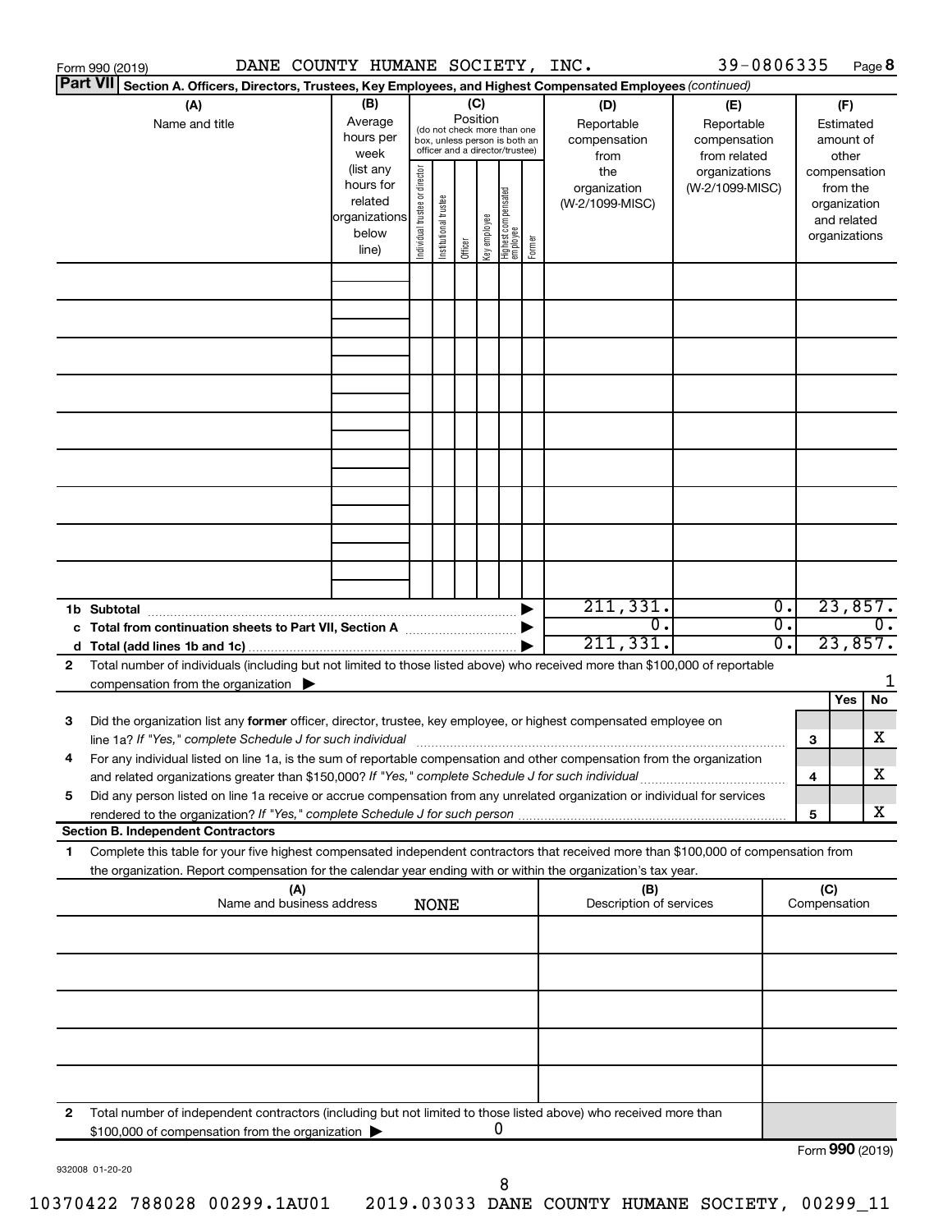Form 990 (2019) DANE COUNTY HUMANE SOCIETY, INC. 39-0806335 Page **8**

**Part VII** **Section A. Officers, Directors, Trustees, Key Employees, and Highest Compensated Employees** *(continued)*

| (A) Name and title | (B) Average hours per week (list any hours for related organizations below line) | (C) Position (do not check more than one box, unless person is both an officer and a director/trustee) Individual trustee or director | Institutional trustee | Officer | Key employee | Highest compensated employee | Former | (D) Reportable compensation from the organization (W-2/1099-MISC) | (E) Reportable compensation from related organizations (W-2/1099-MISC) | (F) Estimated amount of other compensation from the organization and related organizations |
|---|---|---|---|---|---|---|---|---|---|---|
| | | | | | | | | | | |
| | | | | | | | | | | |
| | | | | | | | | | | |
| | | | | | | | | | | |
| | | | | | | | | | | |
| | | | | | | | | | | |
| | | | | | | | | | | |
| | | | | | | | | | | |
| | | | | | | | | | | |
| **1b Subtotal** | | | | | | | ▶ | 211,331. | 0. | 23,857. |
| **c Total from continuation sheets to Part VII, Section A** | | | | | | | ▶ | 0. | 0. | 0. |
| **d Total (add lines 1b and 1c)** | | | | | | | ▶ | 211,331. | 0. | 23,857. |

**2** Total number of individuals (including but not limited to those listed above) who received more than $100,000 of reportable compensation from the organization ▶ 1

| | | | Yes | No |
|---|---|---|---|---|
| **3** | Did the organization list any **former** officer, director, trustee, key employee, or highest compensated employee on line 1a? *If "Yes," complete Schedule J for such individual* | 3 | | X |
| **4** | For any individual listed on line 1a, is the sum of reportable compensation and other compensation from the organization and related organizations greater than $150,000? *If "Yes," complete Schedule J for such individual* | 4 | | X |
| **5** | Did any person listed on line 1a receive or accrue compensation from any unrelated organization or individual for services rendered to the organization? *If "Yes," complete Schedule J for such person* | 5 | | X |

**Section B. Independent Contractors**

**1** Complete this table for your five highest compensated independent contractors that received more than $100,000 of compensation from the organization. Report compensation for the calendar year ending with or within the organization's tax year.

| (A) Name and business address | (B) Description of services | (C) Compensation |
|---|---|---|
| NONE | | |
| | | |
| | | |
| | | |
| | | |
| | | |

**2** Total number of independent contractors (including but not limited to those listed above) who received more than $100,000 of compensation from the organization ▶ 0

Form **990** (2019)

932008 01-20-20

10370422 788028 00299.1AU01 2019.03033 DANE COUNTY HUMANE SOCIETY, 00299_11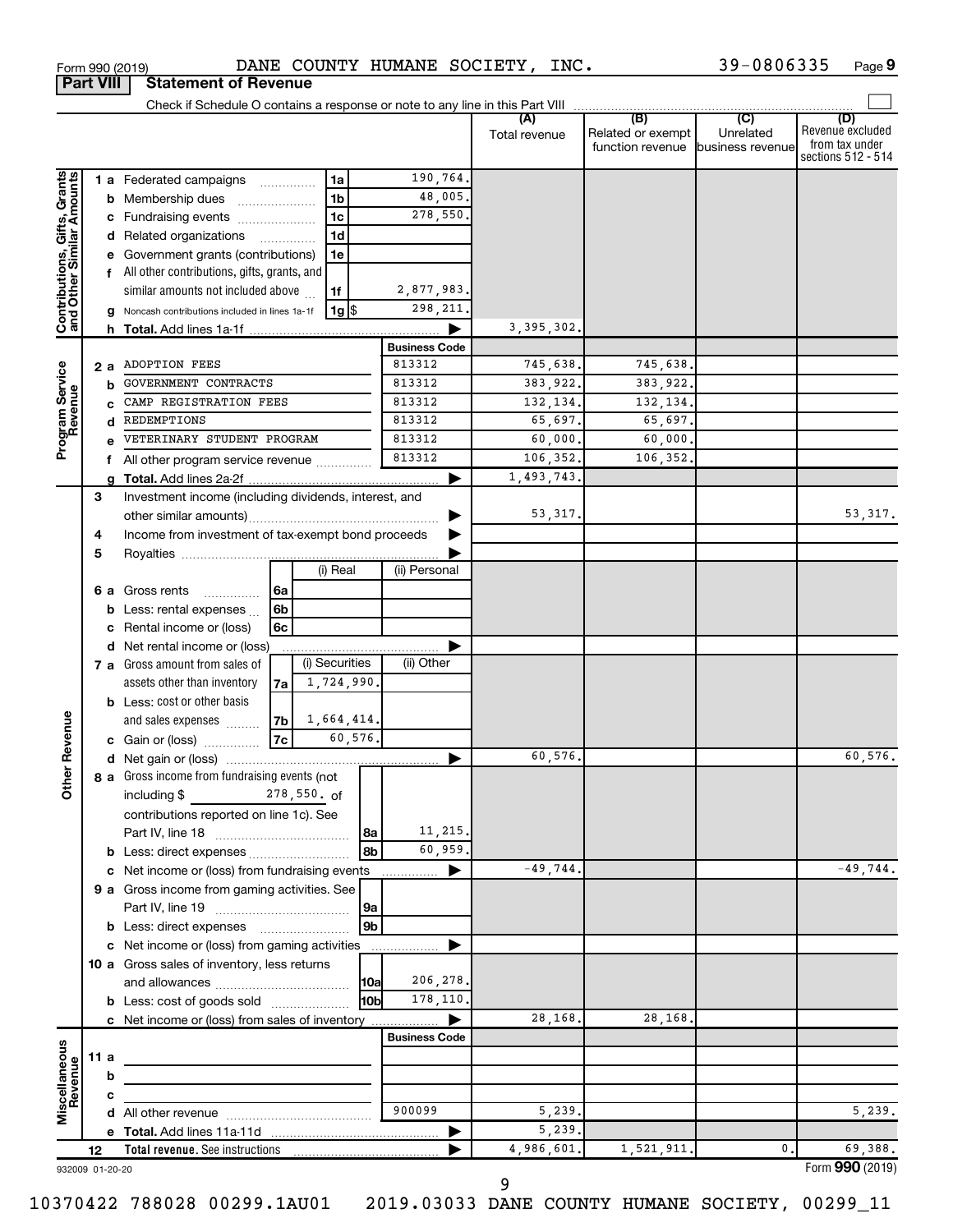Form 990 (2019) DANE COUNTY HUMANE SOCIETY, INC. 39-0806335

## Part VIII Statement of Revenue

Check if Schedule O contains a response or note to any line in this Part VIII

| | | | | (A) Total revenue | (B) Related or exempt function revenue | (C) Unrelated business revenue | (D) Revenue excluded from tax under sections 512 - 514 |
|---|---|---|---|---|---|---|---|
| **Contributions, Gifts, Grants and Other Similar Amounts** | 1a Federated campaigns | 1a | 190,764. | | | | |
| | b Membership dues | 1b | 48,005. | | | | |
| | c Fundraising events | 1c | 278,550. | | | | |
| | d Related organizations | 1d | | | | | |
| | e Government grants (contributions) | 1e | | | | | |
| | f All other contributions, gifts, grants, and similar amounts not included above | 1f | 2,877,983. | | | | |
| | g Noncash contributions included in lines 1a-1f | 1g $ | 298,211. | | | | |
| | h **Total.** Add lines 1a-1f | | ▶ | 3,395,302. | | | |
| | | | **Business Code** | | | | |
| **Program Service Revenue** | 2a ADOPTION FEES | | 813312 | 745,638. | 745,638. | | |
| | b GOVERNMENT CONTRACTS | | 813312 | 383,922. | 383,922. | | |
| | c CAMP REGISTRATION FEES | | 813312 | 132,134. | 132,134. | | |
| | d REDEMPTIONS | | 813312 | 65,697. | 65,697. | | |
| | e VETERINARY STUDENT PROGRAM | | 813312 | 60,000. | 60,000. | | |
| | f All other program service revenue | | 813312 | 106,352. | 106,352. | | |
| | g **Total.** Add lines 2a-2f | | ▶ | 1,493,743. | | | |
| **Other Revenue** | 3 Investment income (including dividends, interest, and other similar amounts) | | ▶ | 53,317. | | | 53,317. |
| | 4 Income from investment of tax-exempt bond proceeds | | ▶ | | | | |
| | 5 Royalties | | ▶ | | | | |
| | | (i) Real | (ii) Personal | | | | |
| | 6a Gross rents (6a) | | | | | | |
| | b Less: rental expenses (6b) | | | | | | |
| | c Rental income or (loss) (6c) | | | | | | |
| | d Net rental income or (loss) | | ▶ | | | | |
| | | (i) Securities | (ii) Other | | | | |
| | 7a Gross amount from sales of assets other than inventory (7a) | 1,724,990. | | | | | |
| | b Less: cost or other basis and sales expenses (7b) | 1,664,414. | | | | | |
| | c Gain or (loss) (7c) | 60,576. | | | | | |
| | d Net gain or (loss) | | ▶ | 60,576. | | | 60,576. |
| | 8a Gross income from fundraising events (not including $ 278,550. of contributions reported on line 1c). See Part IV, line 18 | 8a | 11,215. | | | | |
| | b Less: direct expenses | 8b | 60,959. | | | | |
| | c Net income or (loss) from fundraising events | | ▶ | -49,744. | | | -49,744. |
| | 9a Gross income from gaming activities. See Part IV, line 19 | 9a | | | | | |
| | b Less: direct expenses | 9b | | | | | |
| | c Net income or (loss) from gaming activities | | ▶ | | | | |
| | 10a Gross sales of inventory, less returns and allowances | 10a | 206,278. | | | | |
| | b Less: cost of goods sold | 10b | 178,110. | | | | |
| | c Net income or (loss) from sales of inventory | | ▶ | 28,168. | 28,168. | | |
| | | | **Business Code** | | | | |
| **Miscellaneous Revenue** | 11a | | | | | | |
| | b | | | | | | |
| | c | | | | | | |
| | d All other revenue | | 900099 | 5,239. | | | 5,239. |
| | e **Total.** Add lines 11a-11d | | ▶ | 5,239. | | | |
| | 12 **Total revenue.** See instructions | | ▶ | 4,986,601. | 1,521,911. | 0. | 69,388. |

932009 01-20-20 Form **990** (2019)

10370422 788028 00299.1AU01 2019.03033 DANE COUNTY HUMANE SOCIETY, 00299_11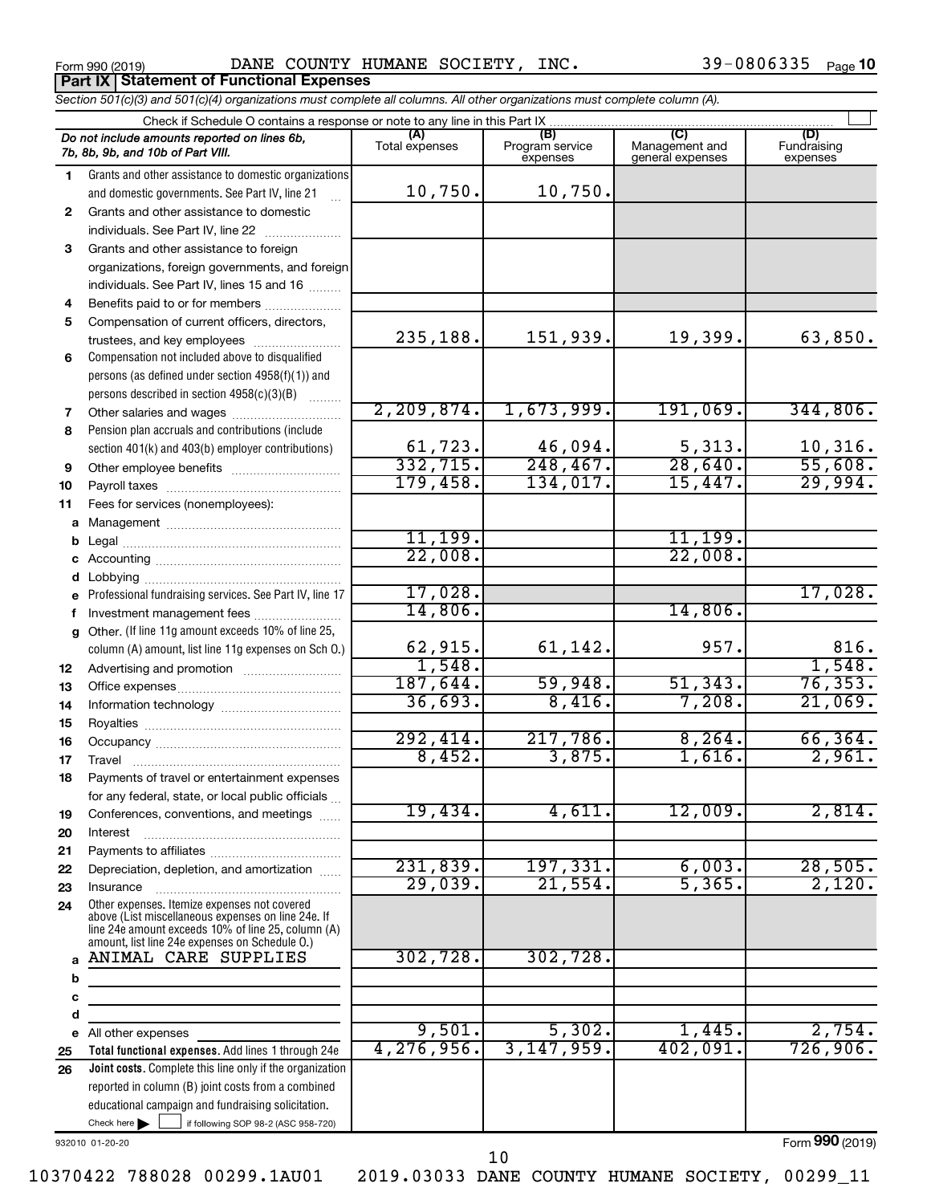Form 990 (2019) DANE COUNTY HUMANE SOCIETY, INC. 39-0806335 Page 10

## Part IX Statement of Functional Expenses

*Section 501(c)(3) and 501(c)(4) organizations must complete all columns. All other organizations must complete column (A).*

Check if Schedule O contains a response or note to any line in this Part IX

| | *Do not include amounts reported on lines 6b, 7b, 8b, 9b, and 10b of Part VIII.* | (A) Total expenses | (B) Program service expenses | (C) Management and general expenses | (D) Fundraising expenses |
|---|---|---|---|---|---|
| 1 | Grants and other assistance to domestic organizations and domestic governments. See Part IV, line 21 | 10,750. | 10,750. | | |
| 2 | Grants and other assistance to domestic individuals. See Part IV, line 22 | | | | |
| 3 | Grants and other assistance to foreign organizations, foreign governments, and foreign individuals. See Part IV, lines 15 and 16 | | | | |
| 4 | Benefits paid to or for members | | | | |
| 5 | Compensation of current officers, directors, trustees, and key employees | 235,188. | 151,939. | 19,399. | 63,850. |
| 6 | Compensation not included above to disqualified persons (as defined under section 4958(f)(1)) and persons described in section 4958(c)(3)(B) | | | | |
| 7 | Other salaries and wages | 2,209,874. | 1,673,999. | 191,069. | 344,806. |
| 8 | Pension plan accruals and contributions (include section 401(k) and 403(b) employer contributions) | 61,723. | 46,094. | 5,313. | 10,316. |
| 9 | Other employee benefits | 332,715. | 248,467. | 28,640. | 55,608. |
| 10 | Payroll taxes | 179,458. | 134,017. | 15,447. | 29,994. |
| 11 | Fees for services (nonemployees): | | | | |
| a | Management | | | | |
| b | Legal | 11,199. | | 11,199. | |
| c | Accounting | 22,008. | | 22,008. | |
| d | Lobbying | | | | |
| e | Professional fundraising services. See Part IV, line 17 | 17,028. | | | 17,028. |
| f | Investment management fees | 14,806. | | 14,806. | |
| g | Other. (If line 11g amount exceeds 10% of line 25, column (A) amount, list line 11g expenses on Sch O.) | 62,915. | 61,142. | 957. | 816. |
| 12 | Advertising and promotion | 1,548. | | | 1,548. |
| 13 | Office expenses | 187,644. | 59,948. | 51,343. | 76,353. |
| 14 | Information technology | 36,693. | 8,416. | 7,208. | 21,069. |
| 15 | Royalties | | | | |
| 16 | Occupancy | 292,414. | 217,786. | 8,264. | 66,364. |
| 17 | Travel | 8,452. | 3,875. | 1,616. | 2,961. |
| 18 | Payments of travel or entertainment expenses for any federal, state, or local public officials | | | | |
| 19 | Conferences, conventions, and meetings | 19,434. | 4,611. | 12,009. | 2,814. |
| 20 | Interest | | | | |
| 21 | Payments to affiliates | | | | |
| 22 | Depreciation, depletion, and amortization | 231,839. | 197,331. | 6,003. | 28,505. |
| 23 | Insurance | 29,039. | 21,554. | 5,365. | 2,120. |
| 24 | Other expenses. Itemize expenses not covered above (List miscellaneous expenses on line 24e. If line 24e amount exceeds 10% of line 25, column (A) amount, list line 24e expenses on Schedule O.) | | | | |
| a | ANIMAL CARE SUPPLIES | 302,728. | 302,728. | | |
| b | | | | | |
| c | | | | | |
| d | | | | | |
| e | All other expenses | 9,501. | 5,302. | 1,445. | 2,754. |
| 25 | **Total functional expenses.** Add lines 1 through 24e | 4,276,956. | 3,147,959. | 402,091. | 726,906. |
| 26 | **Joint costs.** Complete this line only if the organization reported in column (B) joint costs from a combined educational campaign and fundraising solicitation. Check here ☐ if following SOP 98-2 (ASC 958-720) | | | | |

932010 01-20-20 Form **990** (2019)

10370422 788028 00299.1AU01 2019.03033 DANE COUNTY HUMANE SOCIETY, 00299_11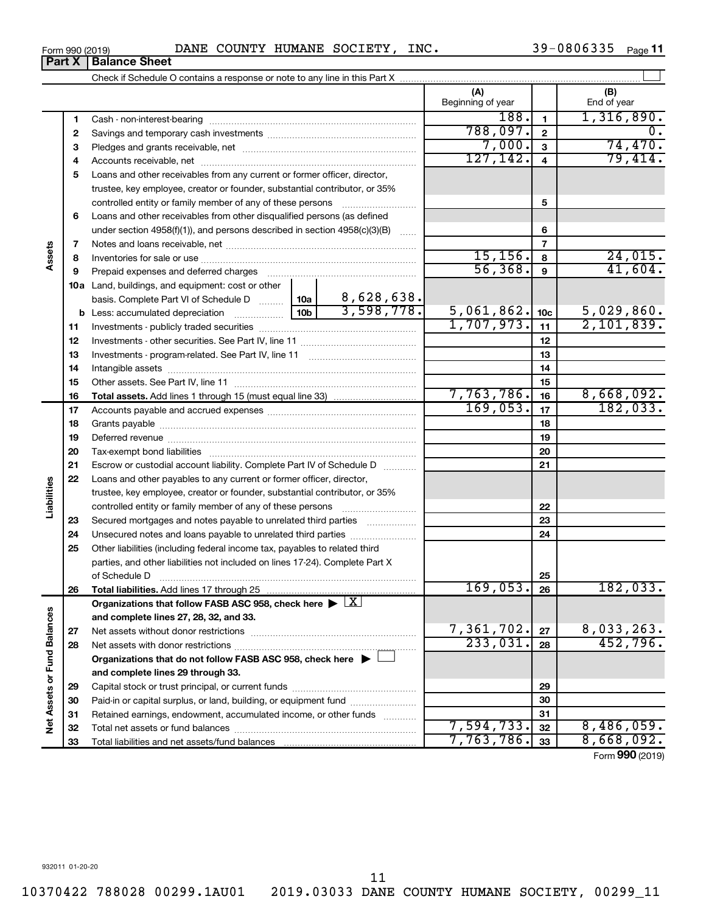Form 990 (2019) DANE COUNTY HUMANE SOCIETY, INC. 39-0806335

## Part X Balance Sheet

Check if Schedule O contains a response or note to any line in this Part X

| | | | | (A) Beginning of year | | (B) End of year |
|---|---|---|---|---|---|---|
| Assets | 1 | Cash - non-interest-bearing | | 188. | 1 | 1,316,890. |
| | 2 | Savings and temporary cash investments | | 788,097. | 2 | 0. |
| | 3 | Pledges and grants receivable, net | | 7,000. | 3 | 74,470. |
| | 4 | Accounts receivable, net | | 127,142. | 4 | 79,414. |
| | 5 | Loans and other receivables from any current or former officer, director, trustee, key employee, creator or founder, substantial contributor, or 35% controlled entity or family member of any of these persons | | | 5 | |
| | 6 | Loans and other receivables from other disqualified persons (as defined under section 4958(f)(1)), and persons described in section 4958(c)(3)(B) | | | 6 | |
| | 7 | Notes and loans receivable, net | | | 7 | |
| | 8 | Inventories for sale or use | | 15,156. | 8 | 24,015. |
| | 9 | Prepaid expenses and deferred charges | | 56,368. | 9 | 41,604. |
| | 10a | Land, buildings, and equipment: cost or other basis. Complete Part VI of Schedule D | 10a 8,628,638. | | | |
| | b | Less: accumulated depreciation | 10b 3,598,778. | 5,061,862. | 10c | 5,029,860. |
| | 11 | Investments - publicly traded securities | | 1,707,973. | 11 | 2,101,839. |
| | 12 | Investments - other securities. See Part IV, line 11 | | | 12 | |
| | 13 | Investments - program-related. See Part IV, line 11 | | | 13 | |
| | 14 | Intangible assets | | | 14 | |
| | 15 | Other assets. See Part IV, line 11 | | | 15 | |
| | 16 | **Total assets.** Add lines 1 through 15 (must equal line 33) | | 7,763,786. | 16 | 8,668,092. |
| Liabilities | 17 | Accounts payable and accrued expenses | | 169,053. | 17 | 182,033. |
| | 18 | Grants payable | | | 18 | |
| | 19 | Deferred revenue | | | 19 | |
| | 20 | Tax-exempt bond liabilities | | | 20 | |
| | 21 | Escrow or custodial account liability. Complete Part IV of Schedule D | | | 21 | |
| | 22 | Loans and other payables to any current or former officer, director, trustee, key employee, creator or founder, substantial contributor, or 35% controlled entity or family member of any of these persons | | | 22 | |
| | 23 | Secured mortgages and notes payable to unrelated third parties | | | 23 | |
| | 24 | Unsecured notes and loans payable to unrelated third parties | | | 24 | |
| | 25 | Other liabilities (including federal income tax, payables to related third parties, and other liabilities not included on lines 17-24). Complete Part X of Schedule D | | | 25 | |
| | 26 | **Total liabilities.** Add lines 17 through 25 | | 169,053. | 26 | 182,033. |
| Net Assets or Fund Balances | | **Organizations that follow FASB ASC 958, check here** ▶ [X] **and complete lines 27, 28, 32, and 33.** | | | | |
| | 27 | Net assets without donor restrictions | | 7,361,702. | 27 | 8,033,263. |
| | 28 | Net assets with donor restrictions | | 233,031. | 28 | 452,796. |
| | | **Organizations that do not follow FASB ASC 958, check here** ▶ [ ] **and complete lines 29 through 33.** | | | | |
| | 29 | Capital stock or trust principal, or current funds | | | 29 | |
| | 30 | Paid-in or capital surplus, or land, building, or equipment fund | | | 30 | |
| | 31 | Retained earnings, endowment, accumulated income, or other funds | | | 31 | |
| | 32 | Total net assets or fund balances | | 7,594,733. | 32 | 8,486,059. |
| | 33 | Total liabilities and net assets/fund balances | | 7,763,786. | 33 | 8,668,092. |

Form **990** (2019)

932011 01-20-20

10370422 788028 00299.1AU01 2019.03033 DANE COUNTY HUMANE SOCIETY, 00299_11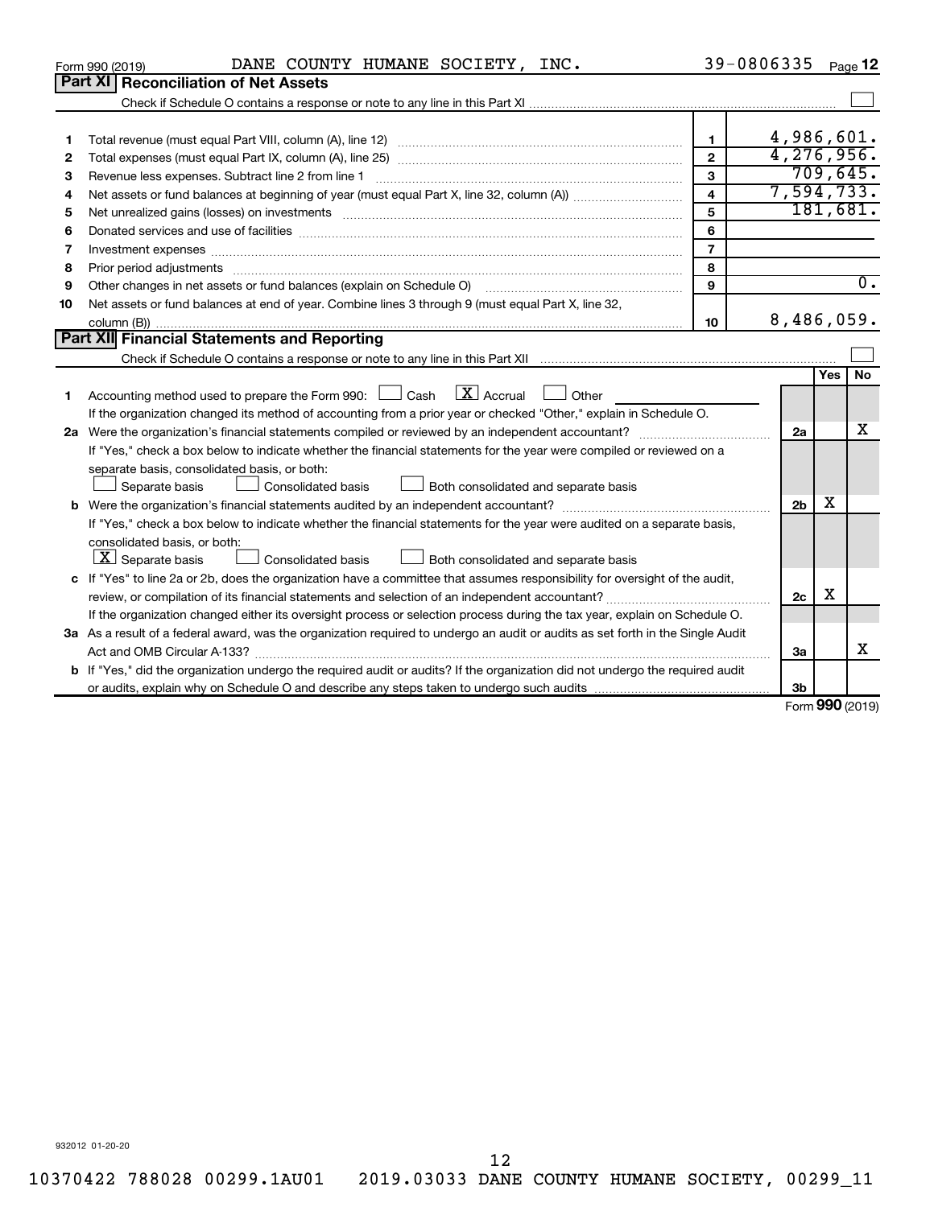Form 990 (2019) DANE COUNTY HUMANE SOCIETY, INC. 39-0806335 Page 12

## Part XI Reconciliation of Net Assets

Check if Schedule O contains a response or note to any line in this Part XI ☐

| | | | |
|---|---|---|---|
| 1 | Total revenue (must equal Part VIII, column (A), line 12) | 1 | 4,986,601. |
| 2 | Total expenses (must equal Part IX, column (A), line 25) | 2 | 4,276,956. |
| 3 | Revenue less expenses. Subtract line 2 from line 1 | 3 | 709,645. |
| 4 | Net assets or fund balances at beginning of year (must equal Part X, line 32, column (A)) | 4 | 7,594,733. |
| 5 | Net unrealized gains (losses) on investments | 5 | 181,681. |
| 6 | Donated services and use of facilities | 6 | |
| 7 | Investment expenses | 7 | |
| 8 | Prior period adjustments | 8 | |
| 9 | Other changes in net assets or fund balances (explain on Schedule O) | 9 | 0. |
| 10 | Net assets or fund balances at end of year. Combine lines 3 through 9 (must equal Part X, line 32, column (B)) | 10 | 8,486,059. |

## Part XII Financial Statements and Reporting

Check if Schedule O contains a response or note to any line in this Part XII ☐

| | | | Yes | No |
|---|---|---|---|---|
| 1 | Accounting method used to prepare the Form 990: ☐ Cash ☒ Accrual ☐ Other<br>If the organization changed its method of accounting from a prior year or checked "Other," explain in Schedule O. | | | |
| 2a | Were the organization's financial statements compiled or reviewed by an independent accountant?<br>If "Yes," check a box below to indicate whether the financial statements for the year were compiled or reviewed on a separate basis, consolidated basis, or both:<br>☐ Separate basis ☐ Consolidated basis ☐ Both consolidated and separate basis | 2a | | X |
| b | Were the organization's financial statements audited by an independent accountant?<br>If "Yes," check a box below to indicate whether the financial statements for the year were audited on a separate basis, consolidated basis, or both:<br>☒ Separate basis ☐ Consolidated basis ☐ Both consolidated and separate basis | 2b | X | |
| c | If "Yes" to line 2a or 2b, does the organization have a committee that assumes responsibility for oversight of the audit, review, or compilation of its financial statements and selection of an independent accountant?<br>If the organization changed either its oversight process or selection process during the tax year, explain on Schedule O. | 2c | X | |
| 3a | As a result of a federal award, was the organization required to undergo an audit or audits as set forth in the Single Audit Act and OMB Circular A-133? | 3a | | X |
| b | If "Yes," did the organization undergo the required audit or audits? If the organization did not undergo the required audit or audits, explain why on Schedule O and describe any steps taken to undergo such audits | 3b | | |

Form **990** (2019)

932012 01-20-20

10370422 788028 00299.1AU01 2019.03033 DANE COUNTY HUMANE SOCIETY, 00299_11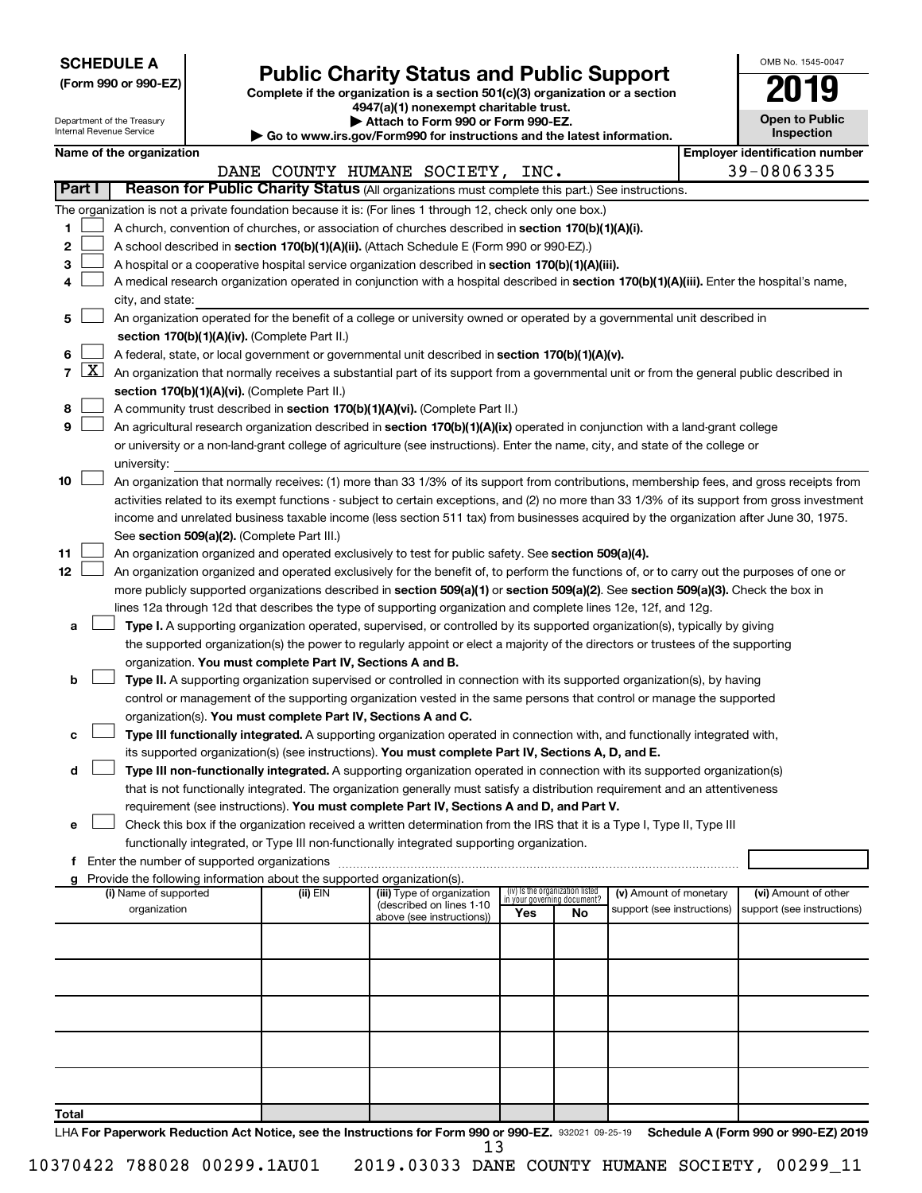**SCHEDULE A**
**(Form 990 or 990-EZ)**

Department of the Treasury
Internal Revenue Service

# Public Charity Status and Public Support

**Complete if the organization is a section 501(c)(3) organization or a section 4947(a)(1) nonexempt charitable trust.**
**▶ Attach to Form 990 or Form 990-EZ.**
**▶ Go to www.irs.gov/Form990 for instructions and the latest information.**

OMB No. 1545-0047

**2019**

**Open to Public Inspection**

| Name of the organization | Employer identification number |
|---|---|
| DANE COUNTY HUMANE SOCIETY, INC. | 39-0806335 |

**Part I** **Reason for Public Charity Status** (All organizations must complete this part.) See instructions.

The organization is not a private foundation because it is: (For lines 1 through 12, check only one box.)

1 ☐ A church, convention of churches, or association of churches described in **section 170(b)(1)(A)(i).**

2 ☐ A school described in **section 170(b)(1)(A)(ii).** (Attach Schedule E (Form 990 or 990-EZ).)

3 ☐ A hospital or a cooperative hospital service organization described in **section 170(b)(1)(A)(iii).**

4 ☐ A medical research organization operated in conjunction with a hospital described in **section 170(b)(1)(A)(iii).** Enter the hospital's name, city, and state:

5 ☐ An organization operated for the benefit of a college or university owned or operated by a governmental unit described in **section 170(b)(1)(A)(iv).** (Complete Part II.)

6 ☐ A federal, state, or local government or governmental unit described in **section 170(b)(1)(A)(v).**

7 ☒ An organization that normally receives a substantial part of its support from a governmental unit or from the general public described in **section 170(b)(1)(A)(vi).** (Complete Part II.)

8 ☐ A community trust described in **section 170(b)(1)(A)(vi).** (Complete Part II.)

9 ☐ An agricultural research organization described in **section 170(b)(1)(A)(ix)** operated in conjunction with a land-grant college or university or a non-land-grant college of agriculture (see instructions). Enter the name, city, and state of the college or university:

10 ☐ An organization that normally receives: (1) more than 33 1/3% of its support from contributions, membership fees, and gross receipts from activities related to its exempt functions - subject to certain exceptions, and (2) no more than 33 1/3% of its support from gross investment income and unrelated business taxable income (less section 511 tax) from businesses acquired by the organization after June 30, 1975. See **section 509(a)(2).** (Complete Part III.)

11 ☐ An organization organized and operated exclusively to test for public safety. See **section 509(a)(4).**

12 ☐ An organization organized and operated exclusively for the benefit of, to perform the functions of, or to carry out the purposes of one or more publicly supported organizations described in **section 509(a)(1)** or **section 509(a)(2).** See **section 509(a)(3).** Check the box in lines 12a through 12d that describes the type of supporting organization and complete lines 12e, 12f, and 12g.

a ☐ **Type I.** A supporting organization operated, supervised, or controlled by its supported organization(s), typically by giving the supported organization(s) the power to regularly appoint or elect a majority of the directors or trustees of the supporting organization. **You must complete Part IV, Sections A and B.**

b ☐ **Type II.** A supporting organization supervised or controlled in connection with its supported organization(s), by having control or management of the supporting organization vested in the same persons that control or manage the supported organization(s). **You must complete Part IV, Sections A and C.**

c ☐ **Type III functionally integrated.** A supporting organization operated in connection with, and functionally integrated with, its supported organization(s) (see instructions). **You must complete Part IV, Sections A, D, and E.**

d ☐ **Type III non-functionally integrated.** A supporting organization operated in connection with its supported organization(s) that is not functionally integrated. The organization generally must satisfy a distribution requirement and an attentiveness requirement (see instructions). **You must complete Part IV, Sections A and D, and Part V.**

e ☐ Check this box if the organization received a written determination from the IRS that it is a Type I, Type II, Type III functionally integrated, or Type III non-functionally integrated supporting organization.

f Enter the number of supported organizations

g Provide the following information about the supported organization(s).

| (i) Name of supported organization | (ii) EIN | (iii) Type of organization (described on lines 1-10 above (see instructions)) | (iv) Is the organization listed in your governing document? Yes | No | (v) Amount of monetary support (see instructions) | (vi) Amount of other support (see instructions) |
|---|---|---|---|---|---|---|
| | | | | | | |
| | | | | | | |
| | | | | | | |
| | | | | | | |
| | | | | | | |
| **Total** | | | | | | |

LHA **For Paperwork Reduction Act Notice, see the Instructions for Form 990 or 990-EZ.** 932021 09-25-19 **Schedule A (Form 990 or 990-EZ) 2019**

10370422 788028 00299.1AU01 2019.03033 DANE COUNTY HUMANE SOCIETY, 00299_11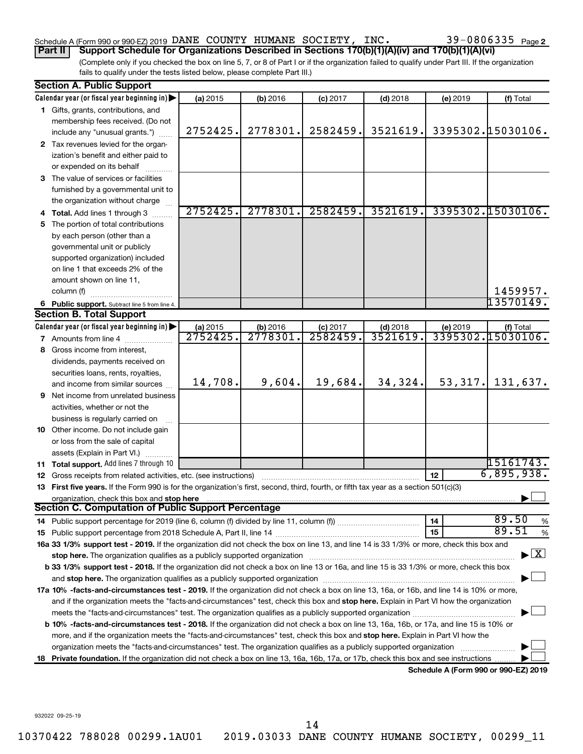Schedule A (Form 990 or 990-EZ) 2019 DANE COUNTY HUMANE SOCIETY, INC. 39-0806335 Page 2

**Part II Support Schedule for Organizations Described in Sections 170(b)(1)(A)(iv) and 170(b)(1)(A)(vi)**

(Complete only if you checked the box on line 5, 7, or 8 of Part I or if the organization failed to qualify under Part III. If the organization fails to qualify under the tests listed below, please complete Part III.)

**Section A. Public Support**

| Calendar year (or fiscal year beginning in) ▶ | (a) 2015 | (b) 2016 | (c) 2017 | (d) 2018 | (e) 2019 | (f) Total |
|---|---|---|---|---|---|---|
| 1 Gifts, grants, contributions, and membership fees received. (Do not include any "unusual grants.") | 2752425. | 2778301. | 2582459. | 3521619. | 3395302. | 15030106. |
| 2 Tax revenues levied for the organization's benefit and either paid to or expended on its behalf | | | | | | |
| 3 The value of services or facilities furnished by a governmental unit to the organization without charge | | | | | | |
| 4 Total. Add lines 1 through 3 | 2752425. | 2778301. | 2582459. | 3521619. | 3395302. | 15030106. |
| 5 The portion of total contributions by each person (other than a governmental unit or publicly supported organization) included on line 1 that exceeds 2% of the amount shown on line 11, column (f) | | | | | | 1459957. |
| 6 Public support. Subtract line 5 from line 4. | | | | | | 13570149. |

**Section B. Total Support**

| Calendar year (or fiscal year beginning in) ▶ | (a) 2015 | (b) 2016 | (c) 2017 | (d) 2018 | (e) 2019 | (f) Total |
|---|---|---|---|---|---|---|
| 7 Amounts from line 4 | 2752425. | 2778301. | 2582459. | 3521619. | 3395302. | 15030106. |
| 8 Gross income from interest, dividends, payments received on securities loans, rents, royalties, and income from similar sources | 14,708. | 9,604. | 19,684. | 34,324. | 53,317. | 131,637. |
| 9 Net income from unrelated business activities, whether or not the business is regularly carried on | | | | | | |
| 10 Other income. Do not include gain or loss from the sale of capital assets (Explain in Part VI.) | | | | | | |
| 11 Total support. Add lines 7 through 10 | | | | | | 15161743. |

12 Gross receipts from related activities, etc. (see instructions) — 12 — 6,895,938.

13 **First five years.** If the Form 990 is for the organization's first, second, third, fourth, or fifth tax year as a section 501(c)(3) organization, check this box and **stop here** ▶ ☐

**Section C. Computation of Public Support Percentage**

14 Public support percentage for 2019 (line 6, column (f) divided by line 11, column (f)) — 14 — 89.50 %

15 Public support percentage from 2018 Schedule A, Part II, line 14 — 15 — 89.51 %

**16a 33 1/3% support test - 2019.** If the organization did not check the box on line 13, and line 14 is 33 1/3% or more, check this box and **stop here.** The organization qualifies as a publicly supported organization ▶ ☒

**b 33 1/3% support test - 2018.** If the organization did not check a box on line 13 or 16a, and line 15 is 33 1/3% or more, check this box and **stop here.** The organization qualifies as a publicly supported organization ▶ ☐

**17a 10% -facts-and-circumstances test - 2019.** If the organization did not check a box on line 13, 16a, or 16b, and line 14 is 10% or more, and if the organization meets the "facts-and-circumstances" test, check this box and **stop here.** Explain in Part VI how the organization meets the "facts-and-circumstances" test. The organization qualifies as a publicly supported organization ▶ ☐

**b 10% -facts-and-circumstances test - 2018.** If the organization did not check a box on line 13, 16a, 16b, or 17a, and line 15 is 10% or more, and if the organization meets the "facts-and-circumstances" test, check this box and **stop here.** Explain in Part VI how the organization meets the "facts-and-circumstances" test. The organization qualifies as a publicly supported organization ▶ ☐

**18 Private foundation.** If the organization did not check a box on line 13, 16a, 16b, 17a, or 17b, check this box and see instructions ▶ ☐

**Schedule A (Form 990 or 990-EZ) 2019**

932022 09-25-19

10370422 788028 00299.1AU01 2019.03033 DANE COUNTY HUMANE SOCIETY, 00299_11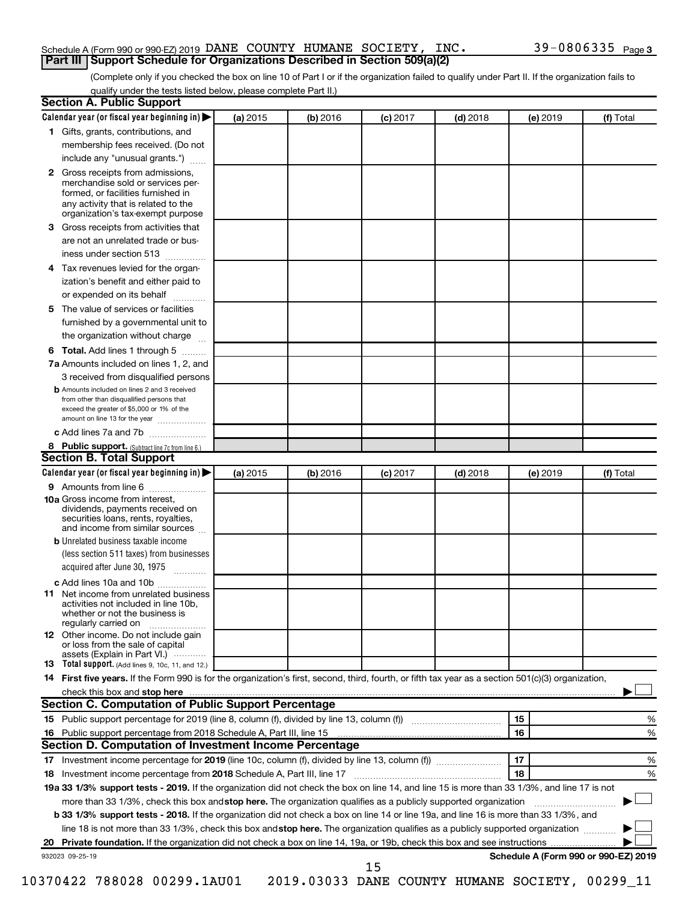Schedule A (Form 990 or 990-EZ) 2019 DANE COUNTY HUMANE SOCIETY, INC. 39-0806335 Page 3

## Part III Support Schedule for Organizations Described in Section 509(a)(2)

(Complete only if you checked the box on line 10 of Part I or if the organization failed to qualify under Part II. If the organization fails to qualify under the tests listed below, please complete Part II.)

### Section A. Public Support

| Calendar year (or fiscal year beginning in) ▶ | (a) 2015 | (b) 2016 | (c) 2017 | (d) 2018 | (e) 2019 | (f) Total |
|---|---|---|---|---|---|---|
| 1 Gifts, grants, contributions, and membership fees received. (Do not include any "unusual grants.") | | | | | | |
| 2 Gross receipts from admissions, merchandise sold or services performed, or facilities furnished in any activity that is related to the organization's tax-exempt purpose | | | | | | |
| 3 Gross receipts from activities that are not an unrelated trade or business under section 513 | | | | | | |
| 4 Tax revenues levied for the organization's benefit and either paid to or expended on its behalf | | | | | | |
| 5 The value of services or facilities furnished by a governmental unit to the organization without charge | | | | | | |
| 6 **Total.** Add lines 1 through 5 | | | | | | |
| 7a Amounts included on lines 1, 2, and 3 received from disqualified persons | | | | | | |
| b Amounts included on lines 2 and 3 received from other than disqualified persons that exceed the greater of $5,000 or 1% of the amount on line 13 for the year | | | | | | |
| c Add lines 7a and 7b | | | | | | |
| 8 **Public support.** (Subtract line 7c from line 6.) | | | | | | |

### Section B. Total Support

| Calendar year (or fiscal year beginning in) ▶ | (a) 2015 | (b) 2016 | (c) 2017 | (d) 2018 | (e) 2019 | (f) Total |
|---|---|---|---|---|---|---|
| 9 Amounts from line 6 | | | | | | |
| 10a Gross income from interest, dividends, payments received on securities loans, rents, royalties, and income from similar sources | | | | | | |
| b Unrelated business taxable income (less section 511 taxes) from businesses acquired after June 30, 1975 | | | | | | |
| c Add lines 10a and 10b | | | | | | |
| 11 Net income from unrelated business activities not included in line 10b, whether or not the business is regularly carried on | | | | | | |
| 12 Other income. Do not include gain or loss from the sale of capital assets (Explain in Part VI.) | | | | | | |
| 13 **Total support.** (Add lines 9, 10c, 11, and 12.) | | | | | | |

14 **First five years.** If the Form 990 is for the organization's first, second, third, fourth, or fifth tax year as a section 501(c)(3) organization, check this box and **stop here** ▶ ☐

### Section C. Computation of Public Support Percentage

| | | | |
|---|---|---|---|
| 15 | Public support percentage for 2019 (line 8, column (f), divided by line 13, column (f)) | 15 | % |
| 16 | Public support percentage from 2018 Schedule A, Part III, line 15 | 16 | % |

### Section D. Computation of Investment Income Percentage

| | | | |
|---|---|---|---|
| 17 | Investment income percentage for **2019** (line 10c, column (f), divided by line 13, column (f)) | 17 | % |
| 18 | Investment income percentage from **2018** Schedule A, Part III, line 17 | 18 | % |

**19a 33 1/3% support tests - 2019.** If the organization did not check the box on line 14, and line 15 is more than 33 1/3%, and line 17 is not more than 33 1/3%, check this box and **stop here.** The organization qualifies as a publicly supported organization ▶ ☐

**b 33 1/3% support tests - 2018.** If the organization did not check a box on line 14 or line 19a, and line 16 is more than 33 1/3%, and line 18 is not more than 33 1/3%, check this box and **stop here.** The organization qualifies as a publicly supported organization ▶ ☐

**20 Private foundation.** If the organization did not check a box on line 14, 19a, or 19b, check this box and see instructions ▶ ☐

932023 09-25-19 **Schedule A (Form 990 or 990-EZ) 2019**

10370422 788028 00299.1AU01 2019.03033 DANE COUNTY HUMANE SOCIETY, 00299_11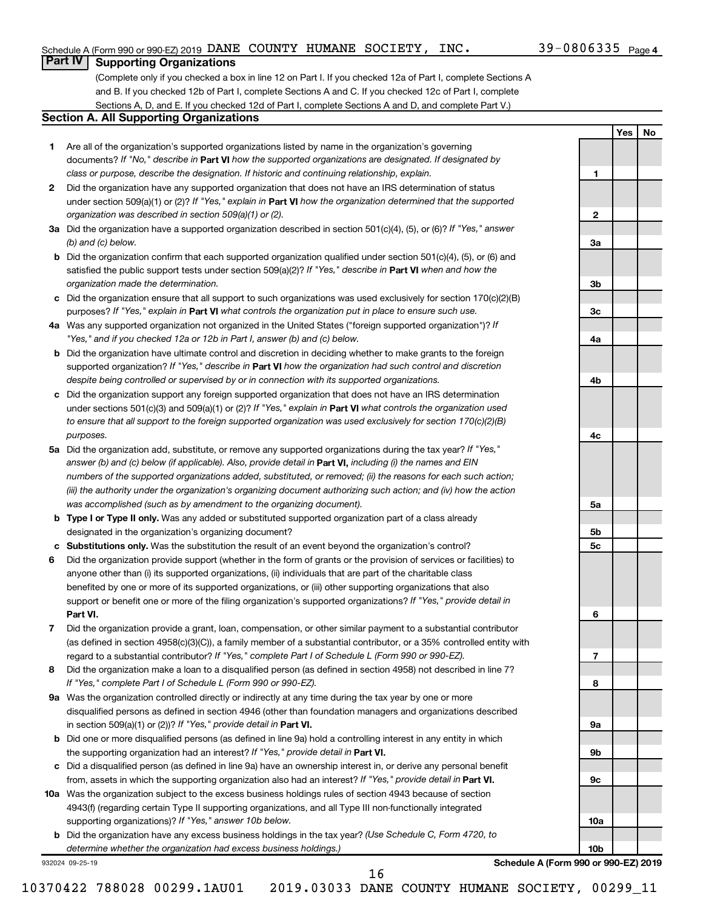Schedule A (Form 990 or 990-EZ) 2019 DANE COUNTY HUMANE SOCIETY, INC. 39-0806335 Page 4

## Part IV Supporting Organizations

(Complete only if you checked a box in line 12 on Part I. If you checked 12a of Part I, complete Sections A and B. If you checked 12b of Part I, complete Sections A and C. If you checked 12c of Part I, complete Sections A, D, and E. If you checked 12d of Part I, complete Sections A and D, and complete Part V.)

### Section A. All Supporting Organizations

| | | Line | Yes | No |
|---|---|---|---|---|
| 1 | Are all of the organization's supported organizations listed by name in the organization's governing documents? *If "No," describe in* **Part VI** *how the supported organizations are designated. If designated by class or purpose, describe the designation. If historic and continuing relationship, explain.* | 1 | | |
| 2 | Did the organization have any supported organization that does not have an IRS determination of status under section 509(a)(1) or (2)? *If "Yes," explain in* **Part VI** *how the organization determined that the supported organization was described in section 509(a)(1) or (2).* | 2 | | |
| 3a | Did the organization have a supported organization described in section 501(c)(4), (5), or (6)? *If "Yes," answer (b) and (c) below.* | 3a | | |
| b | Did the organization confirm that each supported organization qualified under section 501(c)(4), (5), or (6) and satisfied the public support tests under section 509(a)(2)? *If "Yes," describe in* **Part VI** *when and how the organization made the determination.* | 3b | | |
| c | Did the organization ensure that all support to such organizations was used exclusively for section 170(c)(2)(B) purposes? *If "Yes," explain in* **Part VI** *what controls the organization put in place to ensure such use.* | 3c | | |
| 4a | Was any supported organization not organized in the United States ("foreign supported organization")? *If "Yes," and if you checked 12a or 12b in Part I, answer (b) and (c) below.* | 4a | | |
| b | Did the organization have ultimate control and discretion in deciding whether to make grants to the foreign supported organization? *If "Yes," describe in* **Part VI** *how the organization had such control and discretion despite being controlled or supervised by or in connection with its supported organizations.* | 4b | | |
| c | Did the organization support any foreign supported organization that does not have an IRS determination under sections 501(c)(3) and 509(a)(1) or (2)? *If "Yes," explain in* **Part VI** *what controls the organization used to ensure that all support to the foreign supported organization was used exclusively for section 170(c)(2)(B) purposes.* | 4c | | |
| 5a | Did the organization add, substitute, or remove any supported organizations during the tax year? *If "Yes," answer (b) and (c) below (if applicable). Also, provide detail in* **Part VI,** *including (i) the names and EIN numbers of the supported organizations added, substituted, or removed; (ii) the reasons for each such action; (iii) the authority under the organization's organizing document authorizing such action; and (iv) how the action was accomplished (such as by amendment to the organizing document).* | 5a | | |
| b | **Type I or Type II only.** Was any added or substituted supported organization part of a class already designated in the organization's organizing document? | 5b | | |
| c | **Substitutions only.** Was the substitution the result of an event beyond the organization's control? | 5c | | |
| 6 | Did the organization provide support (whether in the form of grants or the provision of services or facilities) to anyone other than (i) its supported organizations, (ii) individuals that are part of the charitable class benefited by one or more of its supported organizations, or (iii) other supporting organizations that also support or benefit one or more of the filing organization's supported organizations? *If "Yes," provide detail in* **Part VI.** | 6 | | |
| 7 | Did the organization provide a grant, loan, compensation, or other similar payment to a substantial contributor (as defined in section 4958(c)(3)(C)), a family member of a substantial contributor, or a 35% controlled entity with regard to a substantial contributor? *If "Yes," complete Part I of Schedule L (Form 990 or 990-EZ).* | 7 | | |
| 8 | Did the organization make a loan to a disqualified person (as defined in section 4958) not described in line 7? *If "Yes," complete Part I of Schedule L (Form 990 or 990-EZ).* | 8 | | |
| 9a | Was the organization controlled directly or indirectly at any time during the tax year by one or more disqualified persons as defined in section 4946 (other than foundation managers and organizations described in section 509(a)(1) or (2))? *If "Yes," provide detail in* **Part VI.** | 9a | | |
| b | Did one or more disqualified persons (as defined in line 9a) hold a controlling interest in any entity in which the supporting organization had an interest? *If "Yes," provide detail in* **Part VI.** | 9b | | |
| c | Did a disqualified person (as defined in line 9a) have an ownership interest in, or derive any personal benefit from, assets in which the supporting organization also had an interest? *If "Yes," provide detail in* **Part VI.** | 9c | | |
| 10a | Was the organization subject to the excess business holdings rules of section 4943 because of section 4943(f) (regarding certain Type II supporting organizations, and all Type III non-functionally integrated supporting organizations)? *If "Yes," answer 10b below.* | 10a | | |
| b | Did the organization have any excess business holdings in the tax year? *(Use Schedule C, Form 4720, to determine whether the organization had excess business holdings.)* | 10b | | |

932024 09-25-19 **Schedule A (Form 990 or 990-EZ) 2019**

16

10370422 788028 00299.1AU01 2019.03033 DANE COUNTY HUMANE SOCIETY, 00299_11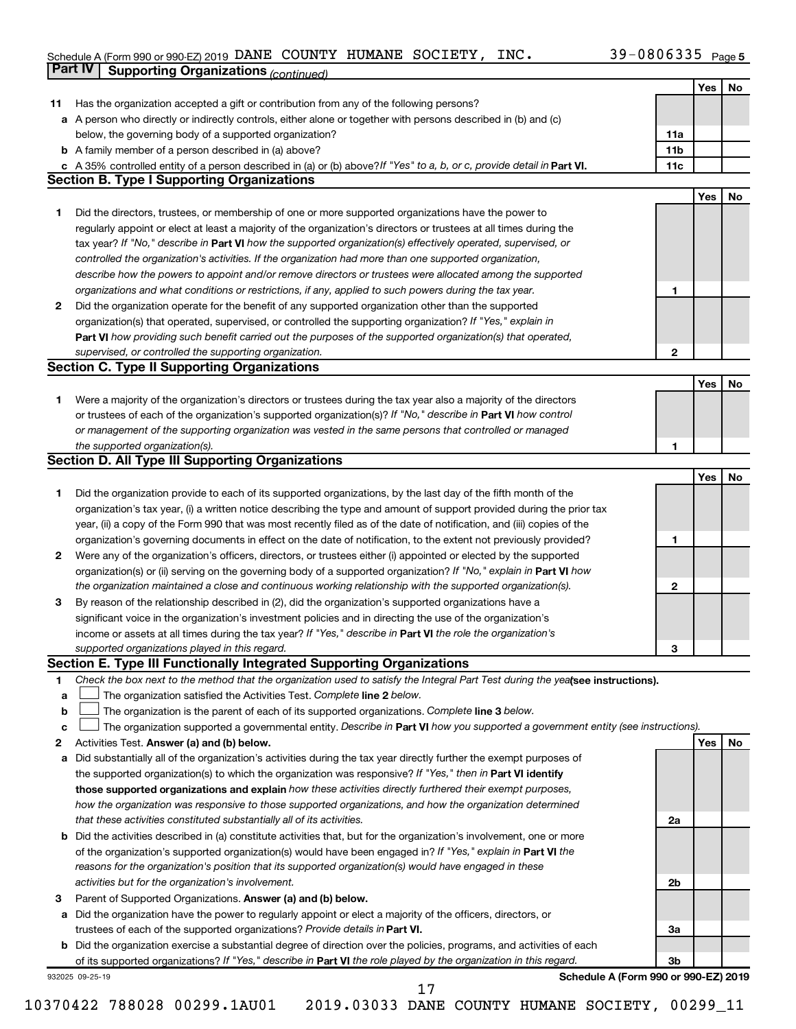Schedule A (Form 990 or 990-EZ) 2019 DANE COUNTY HUMANE SOCIETY, INC. 39-0806335 Page 5

## Part IV Supporting Organizations *(continued)*

| | | | Yes | No |
|---|---|---|---|---|
| **11** | Has the organization accepted a gift or contribution from any of the following persons? | | | |
| **a** | A person who directly or indirectly controls, either alone or together with persons described in (b) and (c) below, the governing body of a supported organization? | 11a | | |
| **b** | A family member of a person described in (a) above? | 11b | | |
| **c** | A 35% controlled entity of a person described in (a) or (b) above? *If "Yes" to a, b, or c, provide detail in* **Part VI.** | 11c | | |

### Section B. Type I Supporting Organizations

| | | | Yes | No |
|---|---|---|---|---|
| **1** | Did the directors, trustees, or membership of one or more supported organizations have the power to regularly appoint or elect at least a majority of the organization's directors or trustees at all times during the tax year? *If "No," describe in* **Part VI** *how the supported organization(s) effectively operated, supervised, or controlled the organization's activities. If the organization had more than one supported organization, describe how the powers to appoint and/or remove directors or trustees were allocated among the supported organizations and what conditions or restrictions, if any, applied to such powers during the tax year.* | 1 | | |
| **2** | Did the organization operate for the benefit of any supported organization other than the supported organization(s) that operated, supervised, or controlled the supporting organization? *If "Yes," explain in* **Part VI** *how providing such benefit carried out the purposes of the supported organization(s) that operated, supervised, or controlled the supporting organization.* | 2 | | |

### Section C. Type II Supporting Organizations

| | | | Yes | No |
|---|---|---|---|---|
| **1** | Were a majority of the organization's directors or trustees during the tax year also a majority of the directors or trustees of each of the organization's supported organization(s)? *If "No," describe in* **Part VI** *how control or management of the supporting organization was vested in the same persons that controlled or managed the supported organization(s).* | 1 | | |

### Section D. All Type III Supporting Organizations

| | | | Yes | No |
|---|---|---|---|---|
| **1** | Did the organization provide to each of its supported organizations, by the last day of the fifth month of the organization's tax year, (i) a written notice describing the type and amount of support provided during the prior tax year, (ii) a copy of the Form 990 that was most recently filed as of the date of notification, and (iii) copies of the organization's governing documents in effect on the date of notification, to the extent not previously provided? | 1 | | |
| **2** | Were any of the organization's officers, directors, or trustees either (i) appointed or elected by the supported organization(s) or (ii) serving on the governing body of a supported organization? *If "No," explain in* **Part VI** *how the organization maintained a close and continuous working relationship with the supported organization(s).* | 2 | | |
| **3** | By reason of the relationship described in (2), did the organization's supported organizations have a significant voice in the organization's investment policies and in directing the use of the organization's income or assets at all times during the tax year? *If "Yes," describe in* **Part VI** *the role the organization's supported organizations played in this regard.* | 3 | | |

### Section E. Type III Functionally Integrated Supporting Organizations

**1** *Check the box next to the method that the organization used to satisfy the Integral Part Test during the year* **(see instructions).**

**a** ☐ The organization satisfied the Activities Test. *Complete* **line 2** *below.*

**b** ☐ The organization is the parent of each of its supported organizations. *Complete* **line 3** *below.*

**c** ☐ The organization supported a governmental entity. *Describe in* **Part VI** *how you supported a government entity (see instructions).*

| | | | Yes | No |
|---|---|---|---|---|
| **2** | Activities Test. **Answer (a) and (b) below.** | | | |
| **a** | Did substantially all of the organization's activities during the tax year directly further the exempt purposes of the supported organization(s) to which the organization was responsive? *If "Yes," then in* **Part VI identify those supported organizations and explain** *how these activities directly furthered their exempt purposes, how the organization was responsive to those supported organizations, and how the organization determined that these activities constituted substantially all of its activities.* | 2a | | |
| **b** | Did the activities described in (a) constitute activities that, but for the organization's involvement, one or more of the organization's supported organization(s) would have been engaged in? *If "Yes," explain in* **Part VI** *the reasons for the organization's position that its supported organization(s) would have engaged in these activities but for the organization's involvement.* | 2b | | |
| **3** | Parent of Supported Organizations. **Answer (a) and (b) below.** | | | |
| **a** | Did the organization have the power to regularly appoint or elect a majority of the officers, directors, or trustees of each of the supported organizations? *Provide details in* **Part VI.** | 3a | | |
| **b** | Did the organization exercise a substantial degree of direction over the policies, programs, and activities of each of its supported organizations? *If "Yes," describe in* **Part VI** *the role played by the organization in this regard.* | 3b | | |

932025 09-25-19 **Schedule A (Form 990 or 990-EZ) 2019**

10370422 788028 00299.1AU01 2019.03033 DANE COUNTY HUMANE SOCIETY, 00299_11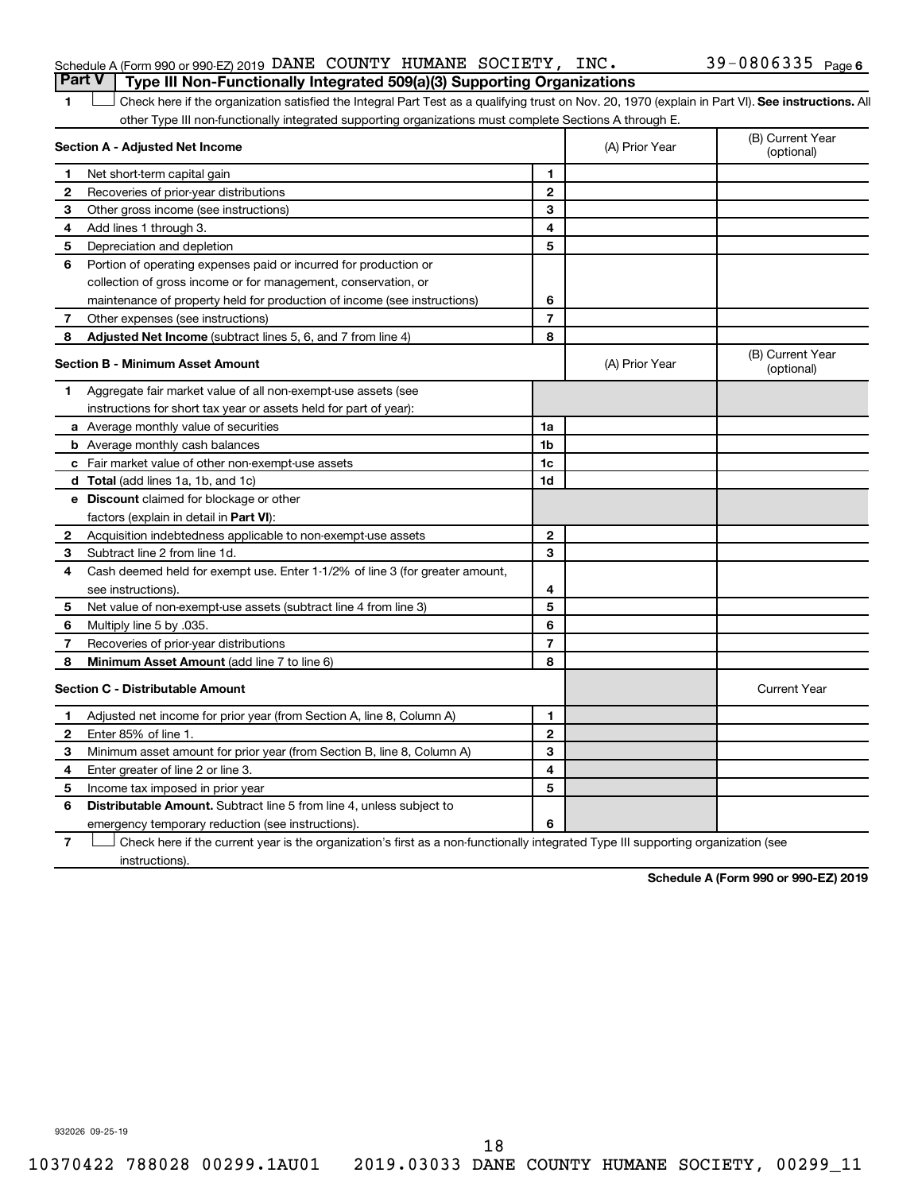Schedule A (Form 990 or 990-EZ) 2019 DANE COUNTY HUMANE SOCIETY, INC. 39-0806335 Page 6

## Part V Type III Non-Functionally Integrated 509(a)(3) Supporting Organizations

1 ☐ Check here if the organization satisfied the Integral Part Test as a qualifying trust on Nov. 20, 1970 (explain in Part VI). **See instructions.** All other Type III non-functionally integrated supporting organizations must complete Sections A through E.

| **Section A - Adjusted Net Income** | | | (A) Prior Year | (B) Current Year (optional) |
|---|---|---|---|---|
| 1 | Net short-term capital gain | 1 | | |
| 2 | Recoveries of prior-year distributions | 2 | | |
| 3 | Other gross income (see instructions) | 3 | | |
| 4 | Add lines 1 through 3. | 4 | | |
| 5 | Depreciation and depletion | 5 | | |
| 6 | Portion of operating expenses paid or incurred for production or collection of gross income or for management, conservation, or maintenance of property held for production of income (see instructions) | 6 | | |
| 7 | Other expenses (see instructions) | 7 | | |
| 8 | **Adjusted Net Income** (subtract lines 5, 6, and 7 from line 4) | 8 | | |

| **Section B - Minimum Asset Amount** | | | (A) Prior Year | (B) Current Year (optional) |
|---|---|---|---|---|
| 1 | Aggregate fair market value of all non-exempt-use assets (see instructions for short tax year or assets held for part of year): | | | |
| a | Average monthly value of securities | 1a | | |
| b | Average monthly cash balances | 1b | | |
| c | Fair market value of other non-exempt-use assets | 1c | | |
| d | **Total** (add lines 1a, 1b, and 1c) | 1d | | |
| e | **Discount** claimed for blockage or other factors (explain in detail in **Part VI**): | | | |
| 2 | Acquisition indebtedness applicable to non-exempt-use assets | 2 | | |
| 3 | Subtract line 2 from line 1d. | 3 | | |
| 4 | Cash deemed held for exempt use. Enter 1-1/2% of line 3 (for greater amount, see instructions). | 4 | | |
| 5 | Net value of non-exempt-use assets (subtract line 4 from line 3) | 5 | | |
| 6 | Multiply line 5 by .035. | 6 | | |
| 7 | Recoveries of prior-year distributions | 7 | | |
| 8 | **Minimum Asset Amount** (add line 7 to line 6) | 8 | | |

| **Section C - Distributable Amount** | | | | Current Year |
|---|---|---|---|---|
| 1 | Adjusted net income for prior year (from Section A, line 8, Column A) | 1 | | |
| 2 | Enter 85% of line 1. | 2 | | |
| 3 | Minimum asset amount for prior year (from Section B, line 8, Column A) | 3 | | |
| 4 | Enter greater of line 2 or line 3. | 4 | | |
| 5 | Income tax imposed in prior year | 5 | | |
| 6 | **Distributable Amount.** Subtract line 5 from line 4, unless subject to emergency temporary reduction (see instructions). | 6 | | |

7 ☐ Check here if the current year is the organization's first as a non-functionally integrated Type III supporting organization (see instructions).

**Schedule A (Form 990 or 990-EZ) 2019**

932026 09-25-19

10370422 788028 00299.1AU01 2019.03033 DANE COUNTY HUMANE SOCIETY, 00299_11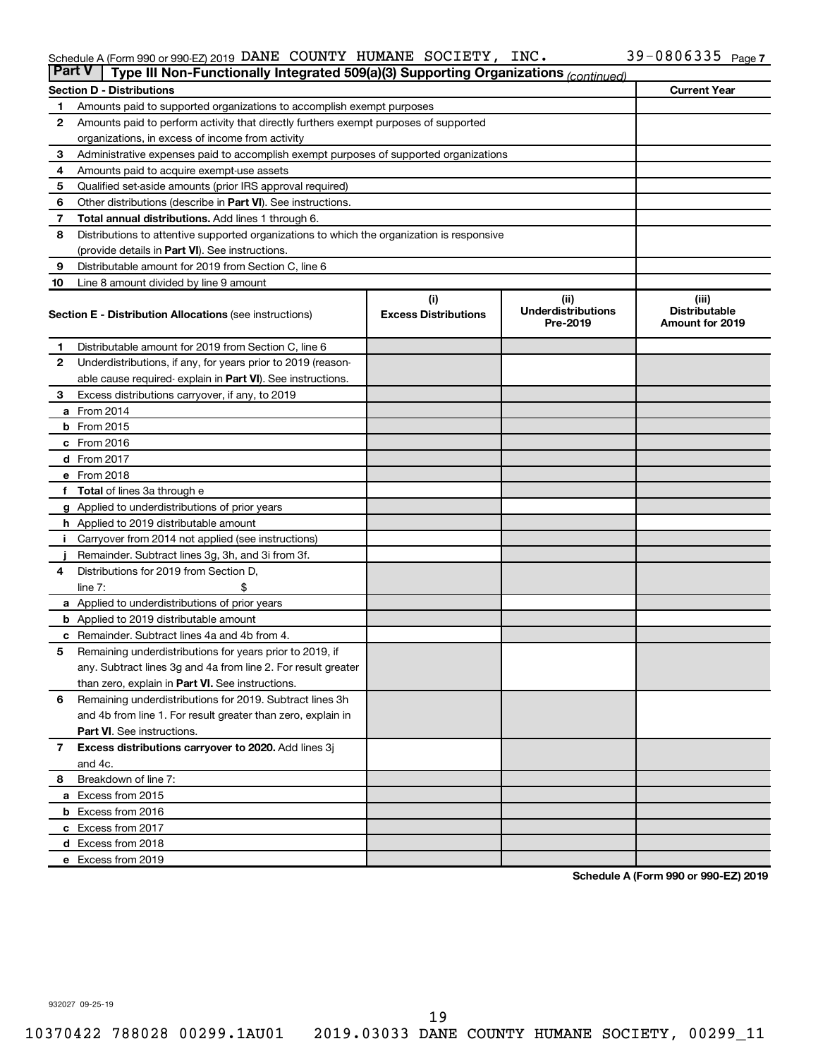Schedule A (Form 990 or 990-EZ) 2019 DANE COUNTY HUMANE SOCIETY, INC. 39-0806335 Page 7

**Part V | Type III Non-Functionally Integrated 509(a)(3) Supporting Organizations** *(continued)*

| **Section D - Distributions** | | **Current Year** |
|---|---|---|
| 1 | Amounts paid to supported organizations to accomplish exempt purposes | |
| 2 | Amounts paid to perform activity that directly furthers exempt purposes of supported organizations, in excess of income from activity | |
| 3 | Administrative expenses paid to accomplish exempt purposes of supported organizations | |
| 4 | Amounts paid to acquire exempt-use assets | |
| 5 | Qualified set-aside amounts (prior IRS approval required) | |
| 6 | Other distributions (describe in **Part VI**). See instructions. | |
| 7 | **Total annual distributions.** Add lines 1 through 6. | |
| 8 | Distributions to attentive supported organizations to which the organization is responsive (provide details in **Part VI**). See instructions. | |
| 9 | Distributable amount for 2019 from Section C, line 6 | |
| 10 | Line 8 amount divided by line 9 amount | |

| **Section E - Distribution Allocations** (see instructions) | | (i) Excess Distributions | (ii) Underdistributions Pre-2019 | (iii) Distributable Amount for 2019 |
|---|---|---|---|---|
| 1 | Distributable amount for 2019 from Section C, line 6 | | | |
| 2 | Underdistributions, if any, for years prior to 2019 (reasonable cause required- explain in **Part VI**). See instructions. | | | |
| 3 | Excess distributions carryover, if any, to 2019 | | | |
| a | From 2014 | | | |
| b | From 2015 | | | |
| c | From 2016 | | | |
| d | From 2017 | | | |
| e | From 2018 | | | |
| f | **Total** of lines 3a through e | | | |
| g | Applied to underdistributions of prior years | | | |
| h | Applied to 2019 distributable amount | | | |
| i | Carryover from 2014 not applied (see instructions) | | | |
| j | Remainder. Subtract lines 3g, 3h, and 3i from 3f. | | | |
| 4 | Distributions for 2019 from Section D, line 7: $ | | | |
| a | Applied to underdistributions of prior years | | | |
| b | Applied to 2019 distributable amount | | | |
| c | Remainder. Subtract lines 4a and 4b from 4. | | | |
| 5 | Remaining underdistributions for years prior to 2019, if any. Subtract lines 3g and 4a from line 2. For result greater than zero, explain in **Part VI.** See instructions. | | | |
| 6 | Remaining underdistributions for 2019. Subtract lines 3h and 4b from line 1. For result greater than zero, explain in **Part VI**. See instructions. | | | |
| 7 | **Excess distributions carryover to 2020.** Add lines 3j and 4c. | | | |
| 8 | Breakdown of line 7: | | | |
| a | Excess from 2015 | | | |
| b | Excess from 2016 | | | |
| c | Excess from 2017 | | | |
| d | Excess from 2018 | | | |
| e | Excess from 2019 | | | |

**Schedule A (Form 990 or 990-EZ) 2019**

932027 09-25-19

10370422 788028 00299.1AU01 2019.03033 DANE COUNTY HUMANE SOCIETY, 00299_11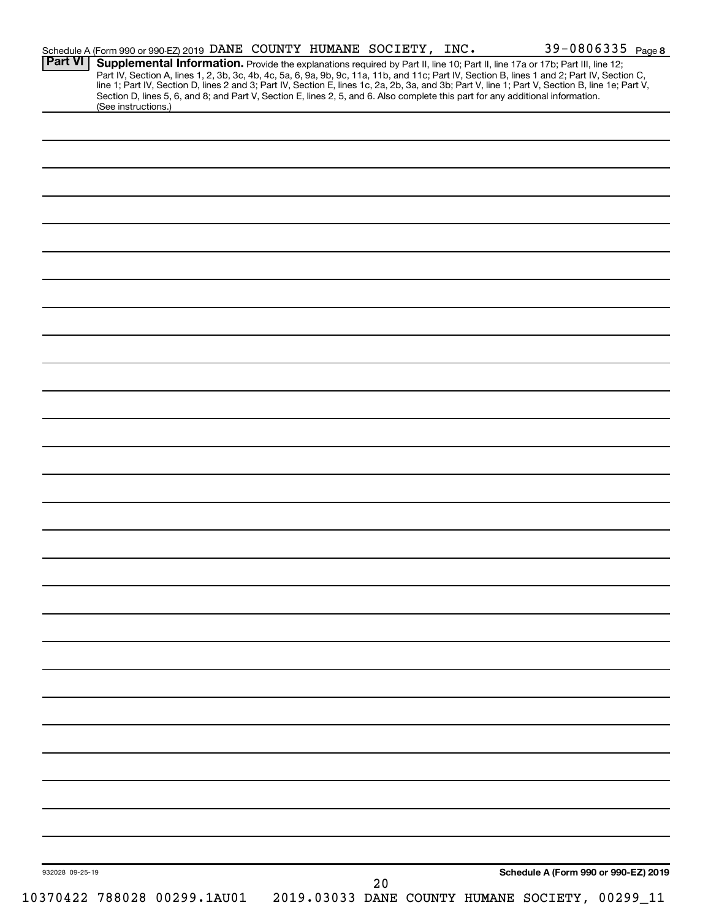Schedule A (Form 990 or 990-EZ) 2019 DANE COUNTY HUMANE SOCIETY, INC. 39-0806335 Page 8

**Part VI** **Supplemental Information.** Provide the explanations required by Part II, line 10; Part II, line 17a or 17b; Part III, line 12; Part IV, Section A, lines 1, 2, 3b, 3c, 4b, 4c, 5a, 6, 9a, 9b, 9c, 11a, 11b, and 11c; Part IV, Section B, lines 1 and 2; Part IV, Section C, line 1; Part IV, Section D, lines 2 and 3; Part IV, Section E, lines 1c, 2a, 2b, 3a, and 3b; Part V, line 1; Part V, Section B, line 1e; Part V, Section D, lines 5, 6, and 8; and Part V, Section E, lines 2, 5, and 6. Also complete this part for any additional information. (See instructions.)

932028 09-25-19

**Schedule A (Form 990 or 990-EZ) 2019**

20

10370422 788028 00299.1AU01 2019.03033 DANE COUNTY HUMANE SOCIETY, 00299_11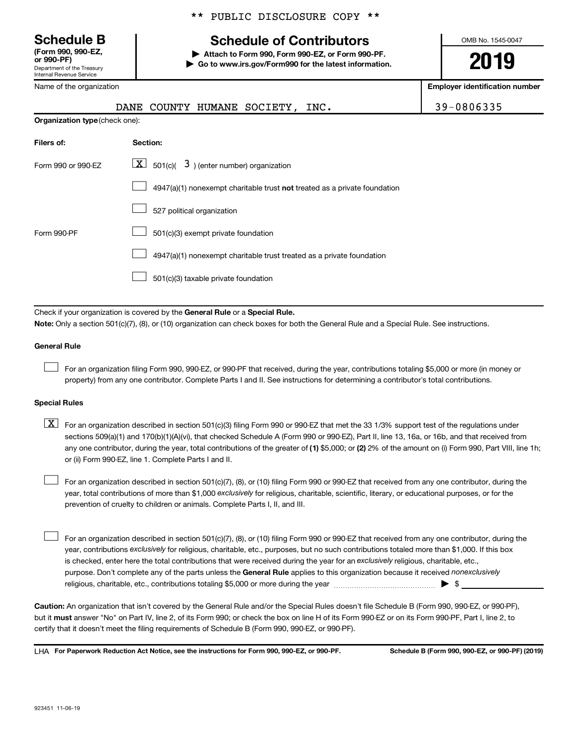\*\* PUBLIC DISCLOSURE COPY \*\*

**Schedule B**
**(Form 990, 990-EZ, or 990-PF)**
Department of the Treasury
Internal Revenue Service

# Schedule of Contributors

▶ **Attach to Form 990, Form 990-EZ, or Form 990-PF.**
▶ **Go to www.irs.gov/Form990 for the latest information.**

OMB No. 1545-0047

**2019**

| Name of the organization | Employer identification number |
|---|---|
| DANE COUNTY HUMANE SOCIETY, INC. | 39-0806335 |

**Organization type** (check one):

| Filers of: | Section: |
|---|---|
| Form 990 or 990-EZ | [X] 501(c)( 3 ) (enter number) organization |
| | [ ] 4947(a)(1) nonexempt charitable trust **not** treated as a private foundation |
| | [ ] 527 political organization |
| Form 990-PF | [ ] 501(c)(3) exempt private foundation |
| | [ ] 4947(a)(1) nonexempt charitable trust treated as a private foundation |
| | [ ] 501(c)(3) taxable private foundation |

Check if your organization is covered by the **General Rule** or a **Special Rule.**

**Note:** Only a section 501(c)(7), (8), or (10) organization can check boxes for both the General Rule and a Special Rule. See instructions.

**General Rule**

[ ] For an organization filing Form 990, 990-EZ, or 990-PF that received, during the year, contributions totaling $5,000 or more (in money or property) from any one contributor. Complete Parts I and II. See instructions for determining a contributor's total contributions.

**Special Rules**

[X] For an organization described in section 501(c)(3) filing Form 990 or 990-EZ that met the 33 1/3% support test of the regulations under sections 509(a)(1) and 170(b)(1)(A)(vi), that checked Schedule A (Form 990 or 990-EZ), Part II, line 13, 16a, or 16b, and that received from any one contributor, during the year, total contributions of the greater of **(1)** $5,000; or **(2)** 2% of the amount on (i) Form 990, Part VIII, line 1h; or (ii) Form 990-EZ, line 1. Complete Parts I and II.

[ ] For an organization described in section 501(c)(7), (8), or (10) filing Form 990 or 990-EZ that received from any one contributor, during the year, total contributions of more than $1,000 *exclusively* for religious, charitable, scientific, literary, or educational purposes, or for the prevention of cruelty to children or animals. Complete Parts I, II, and III.

[ ] For an organization described in section 501(c)(7), (8), or (10) filing Form 990 or 990-EZ that received from any one contributor, during the year, contributions *exclusively* for religious, charitable, etc., purposes, but no such contributions totaled more than $1,000. If this box is checked, enter here the total contributions that were received during the year for an *exclusively* religious, charitable, etc., purpose. Don't complete any of the parts unless the **General Rule** applies to this organization because it received *nonexclusively* religious, charitable, etc., contributions totaling $5,000 or more during the year ▶ $ ____________

**Caution:** An organization that isn't covered by the General Rule and/or the Special Rules doesn't file Schedule B (Form 990, 990-EZ, or 990-PF), but it **must** answer "No" on Part IV, line 2, of its Form 990; or check the box on line H of its Form 990-EZ or on its Form 990-PF, Part I, line 2, to certify that it doesn't meet the filing requirements of Schedule B (Form 990, 990-EZ, or 990-PF).

LHA **For Paperwork Reduction Act Notice, see the instructions for Form 990, 990-EZ, or 990-PF.** **Schedule B (Form 990, 990-EZ, or 990-PF) (2019)**

923451 11-06-19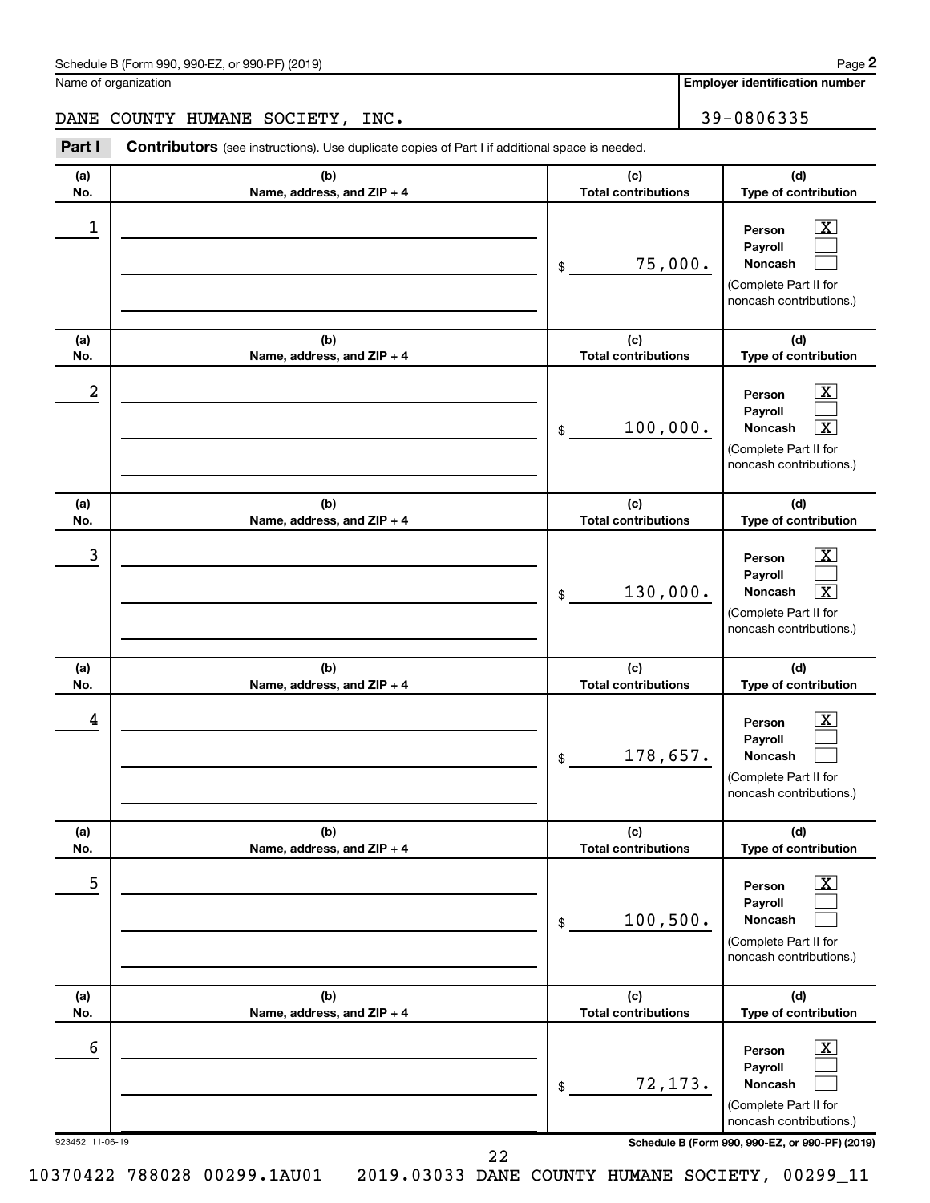Schedule B (Form 990, 990-EZ, or 990-PF) (2019)

Name of organization: DANE COUNTY HUMANE SOCIETY, INC.

Employer identification number: 39-0806335

## Part I Contributors (see instructions). Use duplicate copies of Part I if additional space is needed.

| (a) No. | (b) Name, address, and ZIP + 4 | (c) Total contributions | (d) Type of contribution |
|---|---|---|---|
| 1 | | $ 75,000. | Person [X] Payroll [ ] Noncash [ ] (Complete Part II for noncash contributions.) |
| 2 | | $ 100,000. | Person [X] Payroll [ ] Noncash [X] (Complete Part II for noncash contributions.) |
| 3 | | $ 130,000. | Person [X] Payroll [ ] Noncash [X] (Complete Part II for noncash contributions.) |
| 4 | | $ 178,657. | Person [X] Payroll [ ] Noncash [ ] (Complete Part II for noncash contributions.) |
| 5 | | $ 100,500. | Person [X] Payroll [ ] Noncash [ ] (Complete Part II for noncash contributions.) |
| 6 | | $ 72,173. | Person [X] Payroll [ ] Noncash [ ] (Complete Part II for noncash contributions.) |

923452 11-06-19

Schedule B (Form 990, 990-EZ, or 990-PF) (2019)

10370422 788028 00299.1AU01 2019.03033 DANE COUNTY HUMANE SOCIETY, 00299_11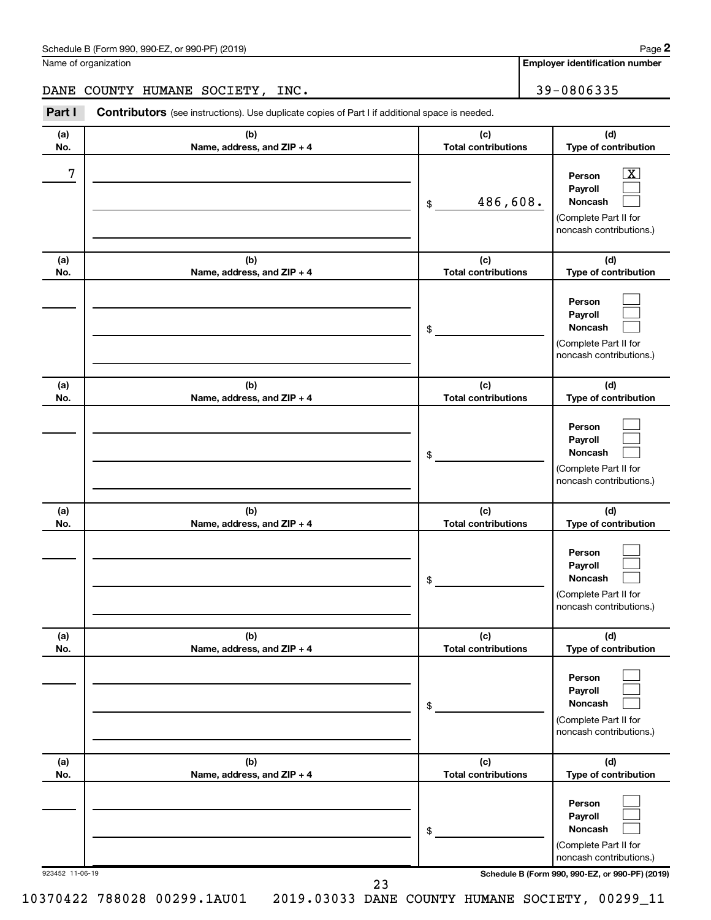Schedule B (Form 990, 990-EZ, or 990-PF) (2019)

Name of organization: DANE COUNTY HUMANE SOCIETY, INC.

Employer identification number: 39-0806335

## Part I Contributors

(see instructions). Use duplicate copies of Part I if additional space is needed.

| (a) No. | (b) Name, address, and ZIP + 4 | (c) Total contributions | (d) Type of contribution |
|---|---|---|---|
| 7 | | $ 486,608. | Person [X] Payroll [ ] Noncash [ ] (Complete Part II for noncash contributions.) |
| | | $ | Person [ ] Payroll [ ] Noncash [ ] (Complete Part II for noncash contributions.) |
| | | $ | Person [ ] Payroll [ ] Noncash [ ] (Complete Part II for noncash contributions.) |
| | | $ | Person [ ] Payroll [ ] Noncash [ ] (Complete Part II for noncash contributions.) |
| | | $ | Person [ ] Payroll [ ] Noncash [ ] (Complete Part II for noncash contributions.) |
| | | $ | Person [ ] Payroll [ ] Noncash [ ] (Complete Part II for noncash contributions.) |

923452 11-06-19

Schedule B (Form 990, 990-EZ, or 990-PF) (2019)

10370422 788028 00299.1AU01 2019.03033 DANE COUNTY HUMANE SOCIETY, 00299_11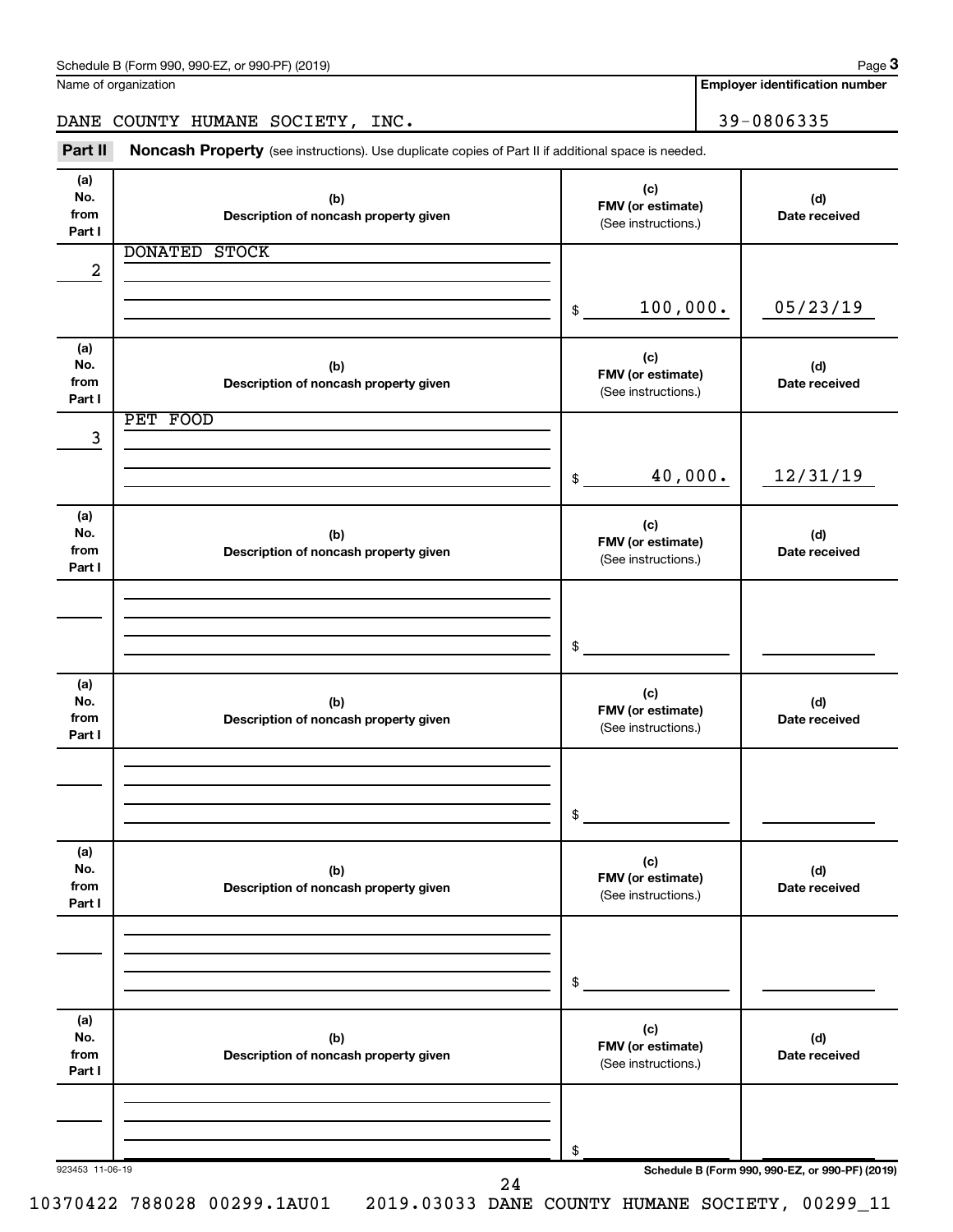Schedule B (Form 990, 990-EZ, or 990-PF) (2019)

Name of organization: DANE COUNTY HUMANE SOCIETY, INC.

**Employer identification number:** 39-0806335

**Part II — Noncash Property** (see instructions). Use duplicate copies of Part II if additional space is needed.

| (a) No. from Part I | (b) Description of noncash property given | (c) FMV (or estimate) (See instructions.) | (d) Date received |
|---|---|---|---|
| 2 | DONATED STOCK | $ 100,000. | 05/23/19 |
| 3 | PET FOOD | $ 40,000. | 12/31/19 |
| | | $ | |
| | | $ | |
| | | $ | |
| | | $ | |

923453 11-06-19

Schedule B (Form 990, 990-EZ, or 990-PF) (2019)

10370422 788028 00299.1AU01 2019.03033 DANE COUNTY HUMANE SOCIETY, 00299_11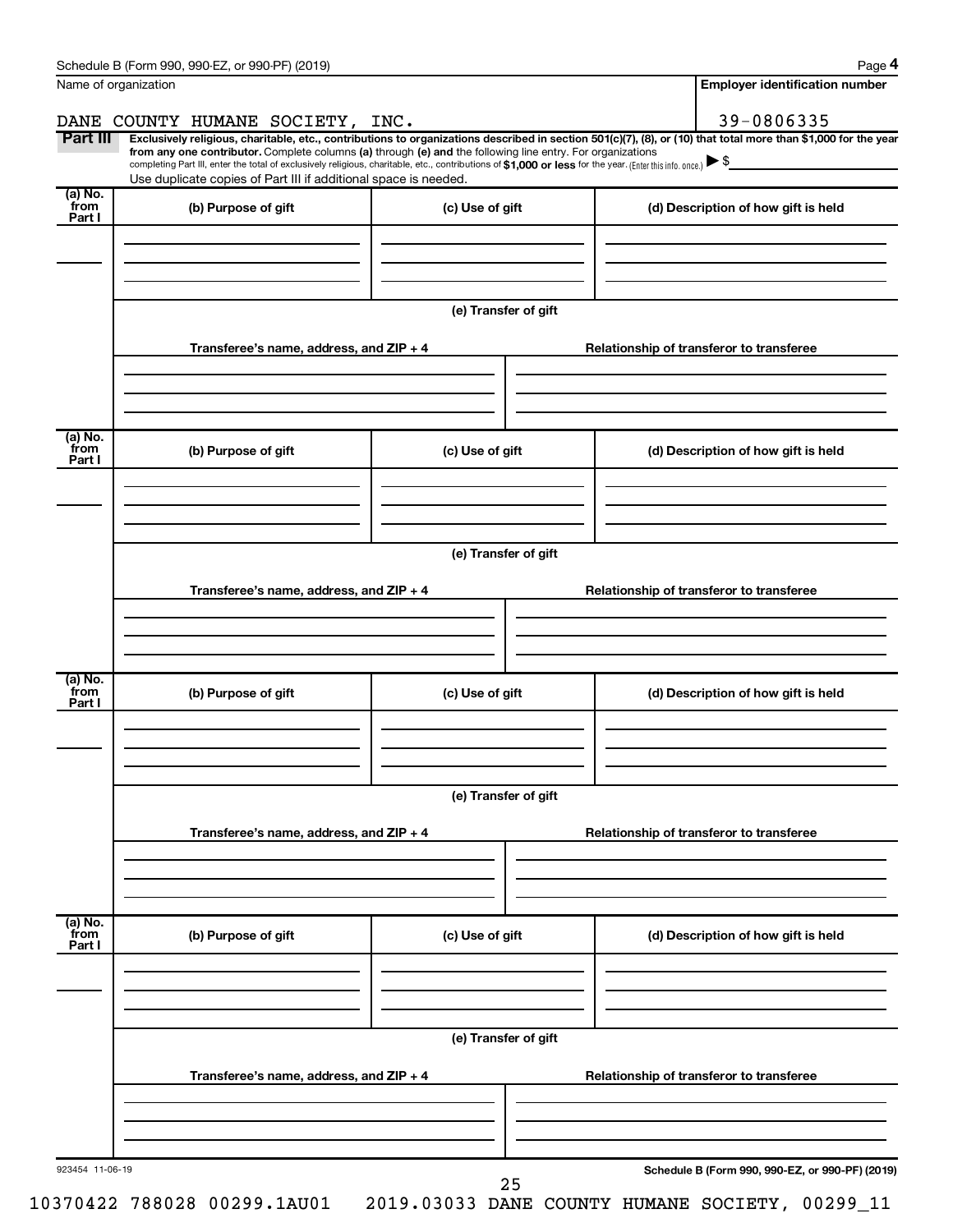Schedule B (Form 990, 990-EZ, or 990-PF) (2019) Page **4**

| Name of organization | Employer identification number |
|---|---|
| DANE COUNTY HUMANE SOCIETY, INC. | 39-0806335 |

**Part III** **Exclusively religious, charitable, etc., contributions to organizations described in section 501(c)(7), (8), or (10) that total more than $1,000 for the year from any one contributor.** Complete columns **(a)** through **(e)** and the following line entry. For organizations completing Part III, enter the total of exclusively religious, charitable, etc., contributions of **$1,000 or less** for the year. (Enter this info. once.) ▶ $

Use duplicate copies of Part III if additional space is needed.

| (a) No. from Part I | (b) Purpose of gift | (c) Use of gift | (d) Description of how gift is held |
|---|---|---|---|
| | | | |

(e) Transfer of gift

| Transferee's name, address, and ZIP + 4 | Relationship of transferor to transferee |
|---|---|
| | |

| (a) No. from Part I | (b) Purpose of gift | (c) Use of gift | (d) Description of how gift is held |
|---|---|---|---|
| | | | |

(e) Transfer of gift

| Transferee's name, address, and ZIP + 4 | Relationship of transferor to transferee |
|---|---|
| | |

| (a) No. from Part I | (b) Purpose of gift | (c) Use of gift | (d) Description of how gift is held |
|---|---|---|---|
| | | | |

(e) Transfer of gift

| Transferee's name, address, and ZIP + 4 | Relationship of transferor to transferee |
|---|---|
| | |

| (a) No. from Part I | (b) Purpose of gift | (c) Use of gift | (d) Description of how gift is held |
|---|---|---|---|
| | | | |

(e) Transfer of gift

| Transferee's name, address, and ZIP + 4 | Relationship of transferor to transferee |
|---|---|
| | |

923454 11-06-19 **Schedule B (Form 990, 990-EZ, or 990-PF) (2019)**

10370422 788028 00299.1AU01 2019.03033 DANE COUNTY HUMANE SOCIETY, 00299_11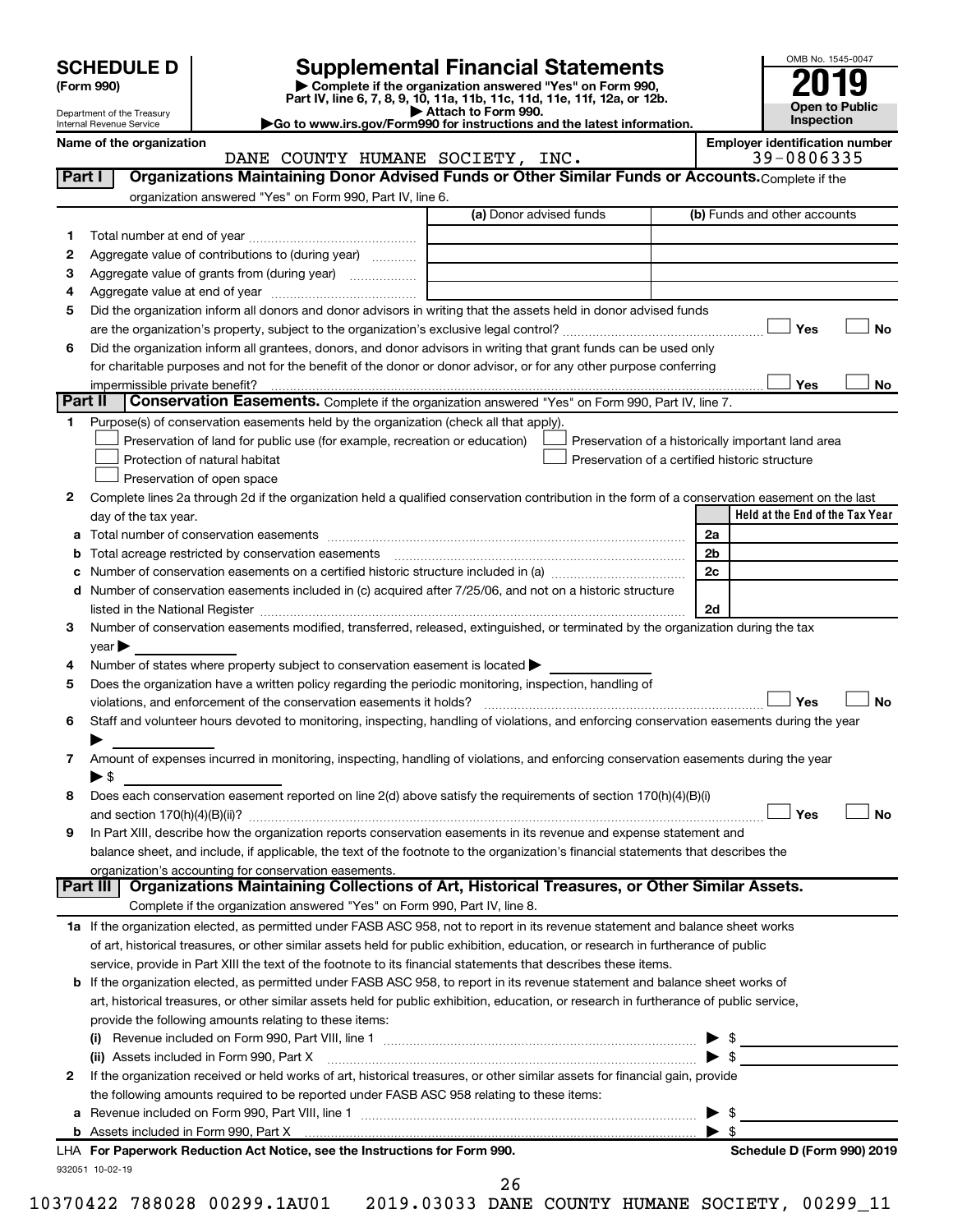# SCHEDULE D (Form 990)

Department of the Treasury
Internal Revenue Service

## Supplemental Financial Statements

▶ Complete if the organization answered "Yes" on Form 990, Part IV, line 6, 7, 8, 9, 10, 11a, 11b, 11c, 11d, 11e, 11f, 12a, or 12b.
▶ Attach to Form 990.
▶Go to www.irs.gov/Form990 for instructions and the latest information.

OMB No. 1545-0047
**2019**
**Open to Public Inspection**

**Name of the organization:** DANE COUNTY HUMANE SOCIETY, INC.
**Employer identification number:** 39-0806335

## Part I  Organizations Maintaining Donor Advised Funds or Other Similar Funds or Accounts.
Complete if the organization answered "Yes" on Form 990, Part IV, line 6.

| | | (a) Donor advised funds | (b) Funds and other accounts |
|---|---|---|---|
| 1 | Total number at end of year | | |
| 2 | Aggregate value of contributions to (during year) | | |
| 3 | Aggregate value of grants from (during year) | | |
| 4 | Aggregate value at end of year | | |

5 Did the organization inform all donors and donor advisors in writing that the assets held in donor advised funds are the organization's property, subject to the organization's exclusive legal control? ☐ Yes ☐ No

6 Did the organization inform all grantees, donors, and donor advisors in writing that grant funds can be used only for charitable purposes and not for the benefit of the donor or donor advisor, or for any other purpose conferring impermissible private benefit? ☐ Yes ☐ No

## Part II  Conservation Easements.
Complete if the organization answered "Yes" on Form 990, Part IV, line 7.

1 Purpose(s) of conservation easements held by the organization (check all that apply).
- ☐ Preservation of land for public use (for example, recreation or education)
- ☐ Protection of natural habitat
- ☐ Preservation of open space
- ☐ Preservation of a historically important land area
- ☐ Preservation of a certified historic structure

2 Complete lines 2a through 2d if the organization held a qualified conservation contribution in the form of a conservation easement on the last day of the tax year.

| | | | Held at the End of the Tax Year |
|---|---|---|---|
| a | Total number of conservation easements | 2a | |
| b | Total acreage restricted by conservation easements | 2b | |
| c | Number of conservation easements on a certified historic structure included in (a) | 2c | |
| d | Number of conservation easements included in (c) acquired after 7/25/06, and not on a historic structure listed in the National Register | 2d | |

3 Number of conservation easements modified, transferred, released, extinguished, or terminated by the organization during the tax year ▶

4 Number of states where property subject to conservation easement is located ▶

5 Does the organization have a written policy regarding the periodic monitoring, inspection, handling of violations, and enforcement of the conservation easements it holds? ☐ Yes ☐ No

6 Staff and volunteer hours devoted to monitoring, inspecting, handling of violations, and enforcing conservation easements during the year ▶

7 Amount of expenses incurred in monitoring, inspecting, handling of violations, and enforcing conservation easements during the year ▶ $

8 Does each conservation easement reported on line 2(d) above satisfy the requirements of section 170(h)(4)(B)(i) and section 170(h)(4)(B)(ii)? ☐ Yes ☐ No

9 In Part XIII, describe how the organization reports conservation easements in its revenue and expense statement and balance sheet, and include, if applicable, the text of the footnote to the organization's financial statements that describes the organization's accounting for conservation easements.

## Part III  Organizations Maintaining Collections of Art, Historical Treasures, or Other Similar Assets.
Complete if the organization answered "Yes" on Form 990, Part IV, line 8.

1a If the organization elected, as permitted under FASB ASC 958, not to report in its revenue statement and balance sheet works of art, historical treasures, or other similar assets held for public exhibition, education, or research in furtherance of public service, provide in Part XIII the text of the footnote to its financial statements that describes these items.

b If the organization elected, as permitted under FASB ASC 958, to report in its revenue statement and balance sheet works of art, historical treasures, or other similar assets held for public exhibition, education, or research in furtherance of public service, provide the following amounts relating to these items:

(i) Revenue included on Form 990, Part VIII, line 1 ▶ $

(ii) Assets included in Form 990, Part X ▶ $

2 If the organization received or held works of art, historical treasures, or other similar assets for financial gain, provide the following amounts required to be reported under FASB ASC 958 relating to these items:

a Revenue included on Form 990, Part VIII, line 1 ▶ $

b Assets included in Form 990, Part X ▶ $

LHA For Paperwork Reduction Act Notice, see the Instructions for Form 990. Schedule D (Form 990) 2019

932051 10-02-19

10370422 788028 00299.1AU01    2019.03033 DANE COUNTY HUMANE SOCIETY, 00299_11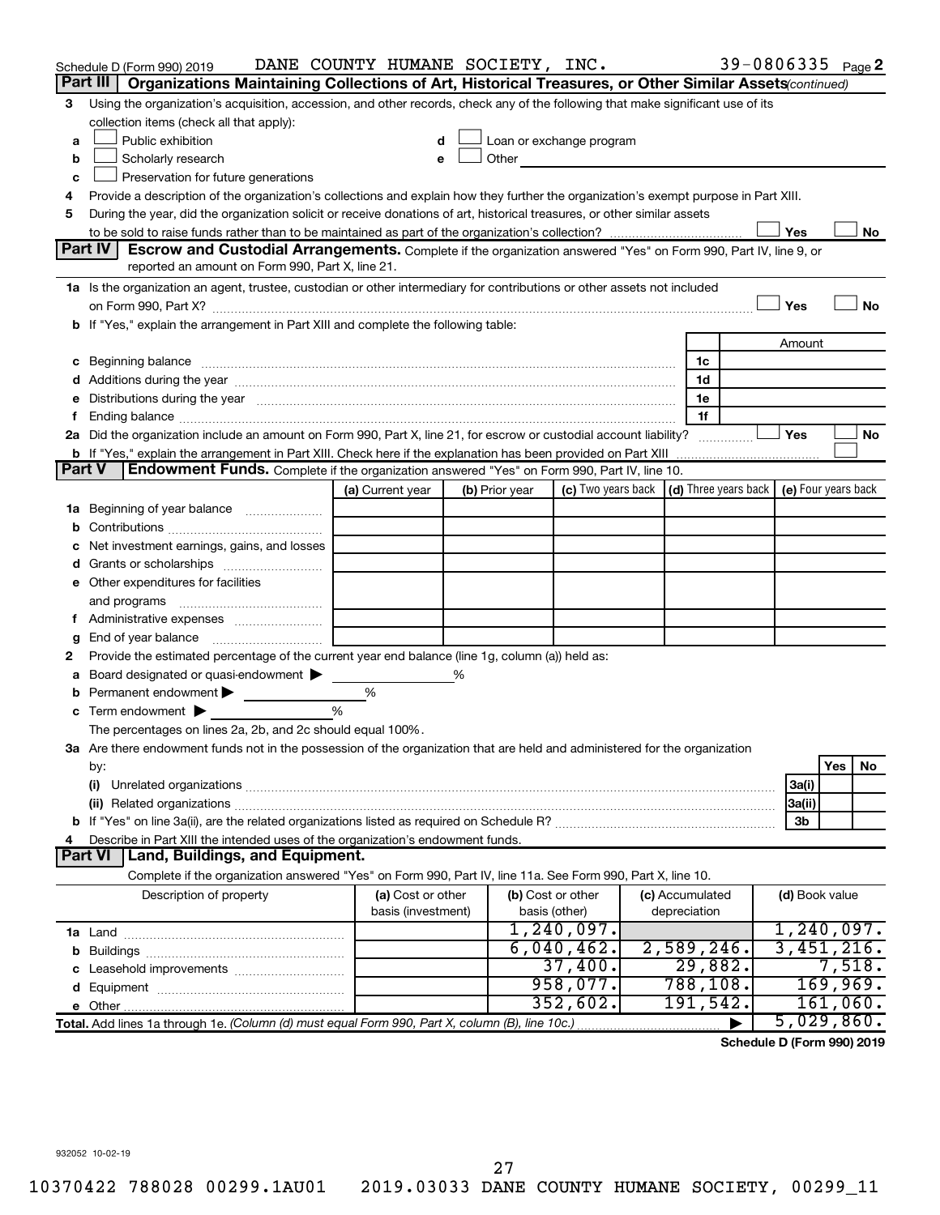Schedule D (Form 990) 2019 DANE COUNTY HUMANE SOCIETY, INC. 39-0806335 Page 2

## Part III Organizations Maintaining Collections of Art, Historical Treasures, or Other Similar Assets *(continued)*

3 Using the organization's acquisition, accession, and other records, check any of the following that make significant use of its collection items (check all that apply):

- a ☐ Public exhibition
- b ☐ Scholarly research
- c ☐ Preservation for future generations
- d ☐ Loan or exchange program
- e ☐ Other

4 Provide a description of the organization's collections and explain how they further the organization's exempt purpose in Part XIII.

5 During the year, did the organization solicit or receive donations of art, historical treasures, or other similar assets to be sold to raise funds rather than to be maintained as part of the organization's collection? ☐ Yes ☐ No

## Part IV Escrow and Custodial Arrangements.

Complete if the organization answered "Yes" on Form 990, Part IV, line 9, or reported an amount on Form 990, Part X, line 21.

1a Is the organization an agent, trustee, custodian or other intermediary for contributions or other assets not included on Form 990, Part X? ☐ Yes ☐ No

b If "Yes," explain the arrangement in Part XIII and complete the following table:

| | | Amount |
|---|---|---|
| c Beginning balance | 1c | |
| d Additions during the year | 1d | |
| e Distributions during the year | 1e | |
| f Ending balance | 1f | |

2a Did the organization include an amount on Form 990, Part X, line 21, for escrow or custodial account liability? ☐ Yes ☐ No

b If "Yes," explain the arrangement in Part XIII. Check here if the explanation has been provided on Part XIII ☐

## Part V Endowment Funds.

Complete if the organization answered "Yes" on Form 990, Part IV, line 10.

| | (a) Current year | (b) Prior year | (c) Two years back | (d) Three years back | (e) Four years back |
|---|---|---|---|---|---|
| 1a Beginning of year balance | | | | | |
| b Contributions | | | | | |
| c Net investment earnings, gains, and losses | | | | | |
| d Grants or scholarships | | | | | |
| e Other expenditures for facilities and programs | | | | | |
| f Administrative expenses | | | | | |
| g End of year balance | | | | | |

2 Provide the estimated percentage of the current year end balance (line 1g, column (a)) held as:

- a Board designated or quasi-endowment ▶ %
- b Permanent endowment ▶ %
- c Term endowment ▶ %

The percentages on lines 2a, 2b, and 2c should equal 100%.

3a Are there endowment funds not in the possession of the organization that are held and administered for the organization by:

| | | Yes | No |
|---|---|---|---|
| (i) Unrelated organizations | 3a(i) | | |
| (ii) Related organizations | 3a(ii) | | |
| b If "Yes" on line 3a(ii), are the related organizations listed as required on Schedule R? | 3b | | |

4 Describe in Part XIII the intended uses of the organization's endowment funds.

## Part VI Land, Buildings, and Equipment.

Complete if the organization answered "Yes" on Form 990, Part IV, line 11a. See Form 990, Part X, line 10.

| Description of property | (a) Cost or other basis (investment) | (b) Cost or other basis (other) | (c) Accumulated depreciation | (d) Book value |
|---|---|---|---|---|
| 1a Land | | 1,240,097. | | 1,240,097. |
| b Buildings | | 6,040,462. | 2,589,246. | 3,451,216. |
| c Leasehold improvements | | 37,400. | 29,882. | 7,518. |
| d Equipment | | 958,077. | 788,108. | 169,969. |
| e Other | | 352,602. | 191,542. | 161,060. |
| **Total.** Add lines 1a through 1e. *(Column (d) must equal Form 990, Part X, column (B), line 10c.)* | | | ▶ | 5,029,860. |

**Schedule D (Form 990) 2019**

932052 10-02-19

10370422 788028 00299.1AU01 2019.03033 DANE COUNTY HUMANE SOCIETY, 00299_11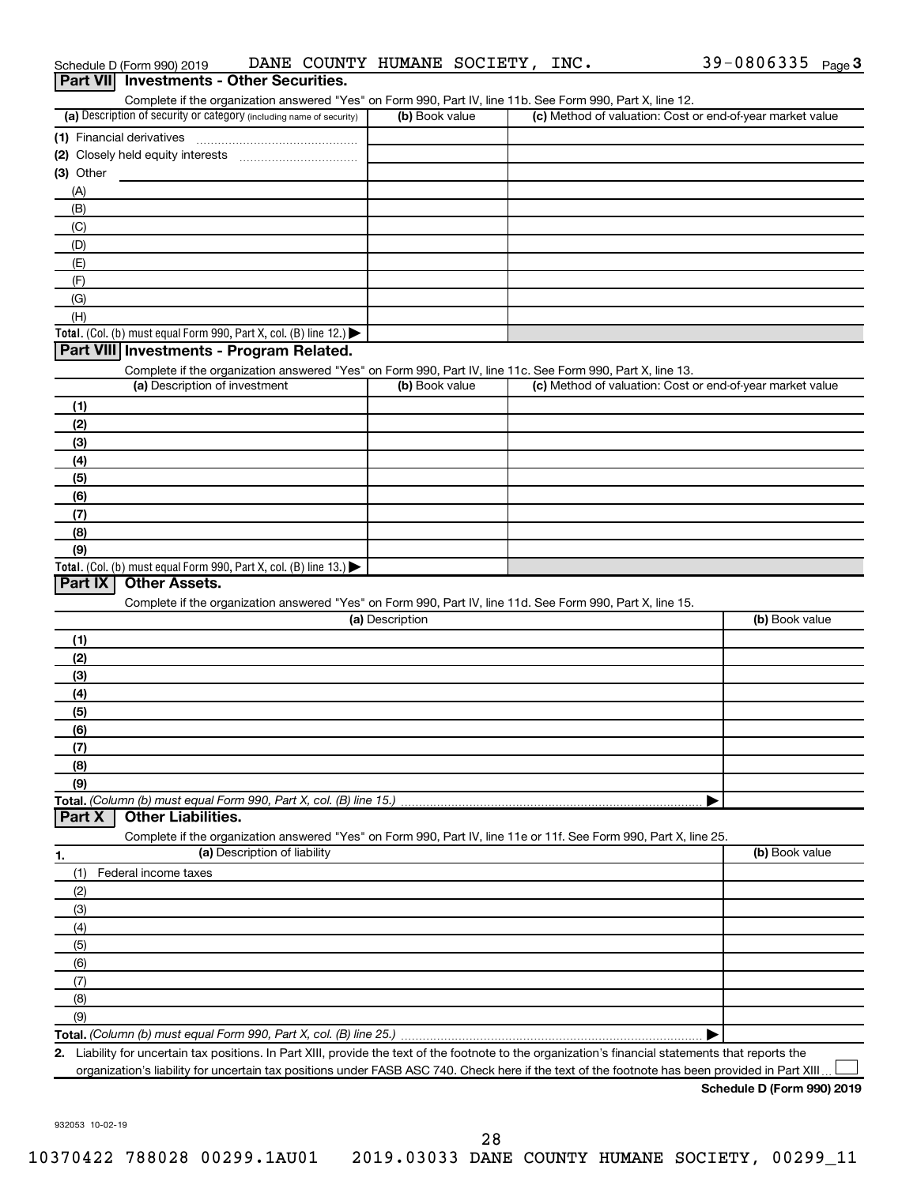Schedule D (Form 990) 2019 DANE COUNTY HUMANE SOCIETY, INC. 39-0806335 Page 3

## Part VII Investments - Other Securities.

Complete if the organization answered "Yes" on Form 990, Part IV, line 11b. See Form 990, Part X, line 12.

| (a) Description of security or category (including name of security) | (b) Book value | (c) Method of valuation: Cost or end-of-year market value |
|---|---|---|
| (1) Financial derivatives | | |
| (2) Closely held equity interests | | |
| (3) Other | | |
| (A) | | |
| (B) | | |
| (C) | | |
| (D) | | |
| (E) | | |
| (F) | | |
| (G) | | |
| (H) | | |
| **Total.** (Col. (b) must equal Form 990, Part X, col. (B) line 12.) ▶ | | |

## Part VIII Investments - Program Related.

Complete if the organization answered "Yes" on Form 990, Part IV, line 11c. See Form 990, Part X, line 13.

| (a) Description of investment | (b) Book value | (c) Method of valuation: Cost or end-of-year market value |
|---|---|---|
| (1) | | |
| (2) | | |
| (3) | | |
| (4) | | |
| (5) | | |
| (6) | | |
| (7) | | |
| (8) | | |
| (9) | | |
| **Total.** (Col. (b) must equal Form 990, Part X, col. (B) line 13.) ▶ | | |

## Part IX Other Assets.

Complete if the organization answered "Yes" on Form 990, Part IV, line 11d. See Form 990, Part X, line 15.

| (a) Description | (b) Book value |
|---|---|
| (1) | |
| (2) | |
| (3) | |
| (4) | |
| (5) | |
| (6) | |
| (7) | |
| (8) | |
| (9) | |
| **Total.** *(Column (b) must equal Form 990, Part X, col. (B) line 15.)* ▶ | |

## Part X Other Liabilities.

Complete if the organization answered "Yes" on Form 990, Part IV, line 11e or 11f. See Form 990, Part X, line 25.

| 1. (a) Description of liability | (b) Book value |
|---|---|
| (1) Federal income taxes | |
| (2) | |
| (3) | |
| (4) | |
| (5) | |
| (6) | |
| (7) | |
| (8) | |
| (9) | |
| **Total.** *(Column (b) must equal Form 990, Part X, col. (B) line 25.)* ▶ | |

**2.** Liability for uncertain tax positions. In Part XIII, provide the text of the footnote to the organization's financial statements that reports the organization's liability for uncertain tax positions under FASB ASC 740. Check here if the text of the footnote has been provided in Part XIII ☐

**Schedule D (Form 990) 2019**

932053 10-02-19

10370422 788028 00299.1AU01 2019.03033 DANE COUNTY HUMANE SOCIETY, 00299_11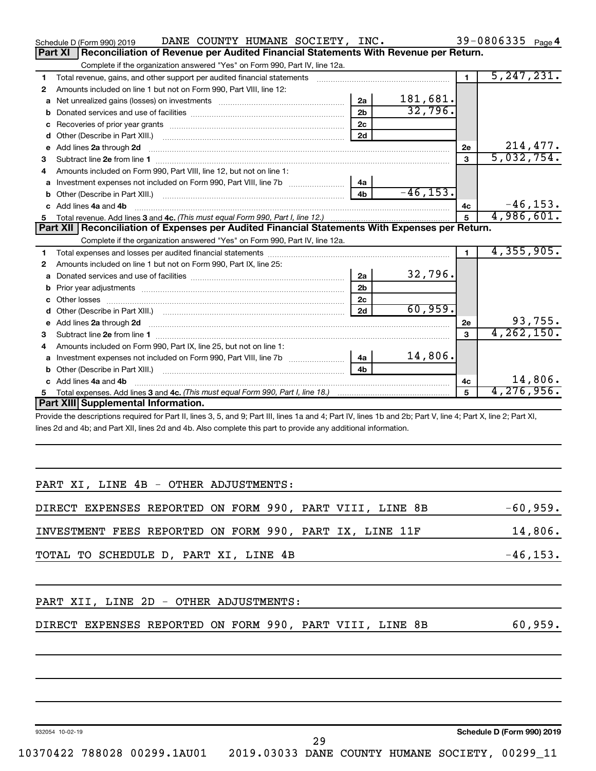Schedule D (Form 990) 2019 DANE COUNTY HUMANE SOCIETY, INC. 39-0806335 Page 4

## Part XI Reconciliation of Revenue per Audited Financial Statements With Revenue per Return.

Complete if the organization answered "Yes" on Form 990, Part IV, line 12a.

| | | | | | |
|---|---|---|---|---|---|
| 1 | Total revenue, gains, and other support per audited financial statements | | | 1 | 5,247,231. |
| 2 | Amounts included on line 1 but not on Form 990, Part VIII, line 12: | | | | |
| a | Net unrealized gains (losses) on investments | 2a | 181,681. | | |
| b | Donated services and use of facilities | 2b | 32,796. | | |
| c | Recoveries of prior year grants | 2c | | | |
| d | Other (Describe in Part XIII.) | 2d | | | |
| e | Add lines 2a through 2d | | | 2e | 214,477. |
| 3 | Subtract line 2e from line 1 | | | 3 | 5,032,754. |
| 4 | Amounts included on Form 990, Part VIII, line 12, but not on line 1: | | | | |
| a | Investment expenses not included on Form 990, Part VIII, line 7b | 4a | | | |
| b | Other (Describe in Part XIII.) | 4b | -46,153. | | |
| c | Add lines 4a and 4b | | | 4c | -46,153. |
| 5 | Total revenue. Add lines 3 and 4c. *(This must equal Form 990, Part I, line 12.)* | | | 5 | 4,986,601. |

## Part XII Reconciliation of Expenses per Audited Financial Statements With Expenses per Return.

Complete if the organization answered "Yes" on Form 990, Part IV, line 12a.

| | | | | | |
|---|---|---|---|---|---|
| 1 | Total expenses and losses per audited financial statements | | | 1 | 4,355,905. |
| 2 | Amounts included on line 1 but not on Form 990, Part IX, line 25: | | | | |
| a | Donated services and use of facilities | 2a | 32,796. | | |
| b | Prior year adjustments | 2b | | | |
| c | Other losses | 2c | | | |
| d | Other (Describe in Part XIII.) | 2d | 60,959. | | |
| e | Add lines 2a through 2d | | | 2e | 93,755. |
| 3 | Subtract line 2e from line 1 | | | 3 | 4,262,150. |
| 4 | Amounts included on Form 990, Part IX, line 25, but not on line 1: | | | | |
| a | Investment expenses not included on Form 990, Part VIII, line 7b | 4a | 14,806. | | |
| b | Other (Describe in Part XIII.) | 4b | | | |
| c | Add lines 4a and 4b | | | 4c | 14,806. |
| 5 | Total expenses. Add lines 3 and 4c. *(This must equal Form 990, Part I, line 18.)* | | | 5 | 4,276,956. |

## Part XIII Supplemental Information.

Provide the descriptions required for Part II, lines 3, 5, and 9; Part III, lines 1a and 4; Part IV, lines 1b and 2b; Part V, line 4; Part X, line 2; Part XI, lines 2d and 4b; and Part XII, lines 2d and 4b. Also complete this part to provide any additional information.

PART XI, LINE 4B - OTHER ADJUSTMENTS:

| | |
|---|---|
| DIRECT EXPENSES REPORTED ON FORM 990, PART VIII, LINE 8B | -60,959. |
| INVESTMENT FEES REPORTED ON FORM 990, PART IX, LINE 11F | 14,806. |
| TOTAL TO SCHEDULE D, PART XI, LINE 4B | -46,153. |

PART XII, LINE 2D - OTHER ADJUSTMENTS:

| | |
|---|---|
| DIRECT EXPENSES REPORTED ON FORM 990, PART VIII, LINE 8B | 60,959. |

932054 10-02-19 Schedule D (Form 990) 2019

10370422 788028 00299.1AU01 2019.03033 DANE COUNTY HUMANE SOCIETY, 00299_11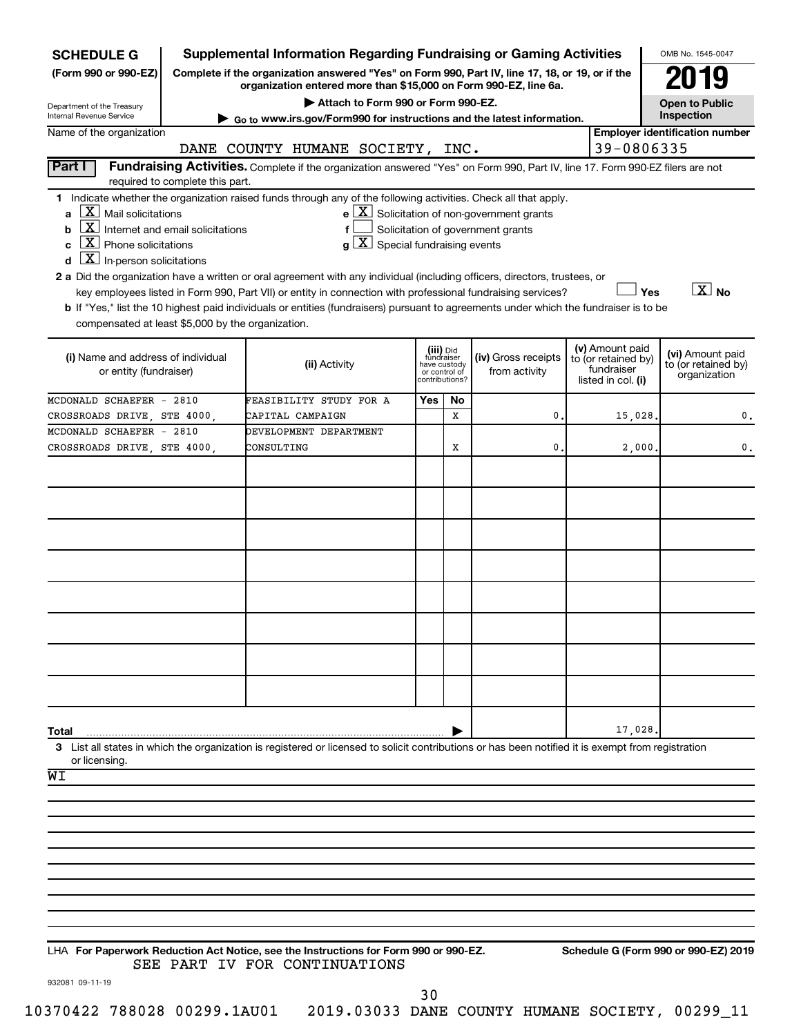**SCHEDULE G**
**(Form 990 or 990-EZ)**

Department of the Treasury
Internal Revenue Service

# Supplemental Information Regarding Fundraising or Gaming Activities

**Complete if the organization answered "Yes" on Form 990, Part IV, line 17, 18, or 19, or if the organization entered more than $15,000 on Form 990-EZ, line 6a.**

▶ Attach to Form 990 or Form 990-EZ.

▶ Go to www.irs.gov/Form990 for instructions and the latest information.

OMB No. 1545-0047

**2019**

**Open to Public Inspection**

Name of the organization: DANE COUNTY HUMANE SOCIETY, INC.

**Employer identification number:** 39-0806335

## Part I — Fundraising Activities.

Complete if the organization answered "Yes" on Form 990, Part IV, line 17. Form 990-EZ filers are not required to complete this part.

**1** Indicate whether the organization raised funds through any of the following activities. Check all that apply.

- **a** [X] Mail solicitations
- **b** [X] Internet and email solicitations
- **c** [X] Phone solicitations
- **d** [X] In-person solicitations
- **e** [X] Solicitation of non-government grants
- **f** [ ] Solicitation of government grants
- **g** [X] Special fundraising events

**2 a** Did the organization have a written or oral agreement with any individual (including officers, directors, trustees, or key employees listed in Form 990, Part VII) or entity in connection with professional fundraising services? [ ] Yes [X] No

**b** If "Yes," list the 10 highest paid individuals or entities (fundraisers) pursuant to agreements under which the fundraiser is to be compensated at least $5,000 by the organization.

| (i) Name and address of individual or entity (fundraiser) | (ii) Activity | (iii) Did fundraiser have custody or control of contributions? Yes | No | (iv) Gross receipts from activity | (v) Amount paid to (or retained by) fundraiser listed in col. (i) | (vi) Amount paid to (or retained by) organization |
|---|---|---|---|---|---|---|
| MCDONALD SCHAEFER - 2810 CROSSROADS DRIVE, STE 4000, | FEASIBILITY STUDY FOR A CAPITAL CAMPAIGN | | X | 0. | 15,028. | 0. |
| MCDONALD SCHAEFER - 2810 CROSSROADS DRIVE, STE 4000, | DEVELOPMENT DEPARTMENT CONSULTING | | X | 0. | 2,000. | 0. |
| | | | | | | |
| | | | | | | |
| | | | | | | |
| | | | | | | |
| | | | | | | |
| | | | | | | |
| | | | | | | |
| | | | | | | |
| **Total** | | | | | 17,028. | |

**3** List all states in which the organization is registered or licensed to solicit contributions or has been notified it is exempt from registration or licensing.

WI

LHA **For Paperwork Reduction Act Notice, see the Instructions for Form 990 or 990-EZ.** SEE PART IV FOR CONTINUATIONS **Schedule G (Form 990 or 990-EZ) 2019**

932081 09-11-19

10370422 788028 00299.1AU01 2019.03033 DANE COUNTY HUMANE SOCIETY, 00299_11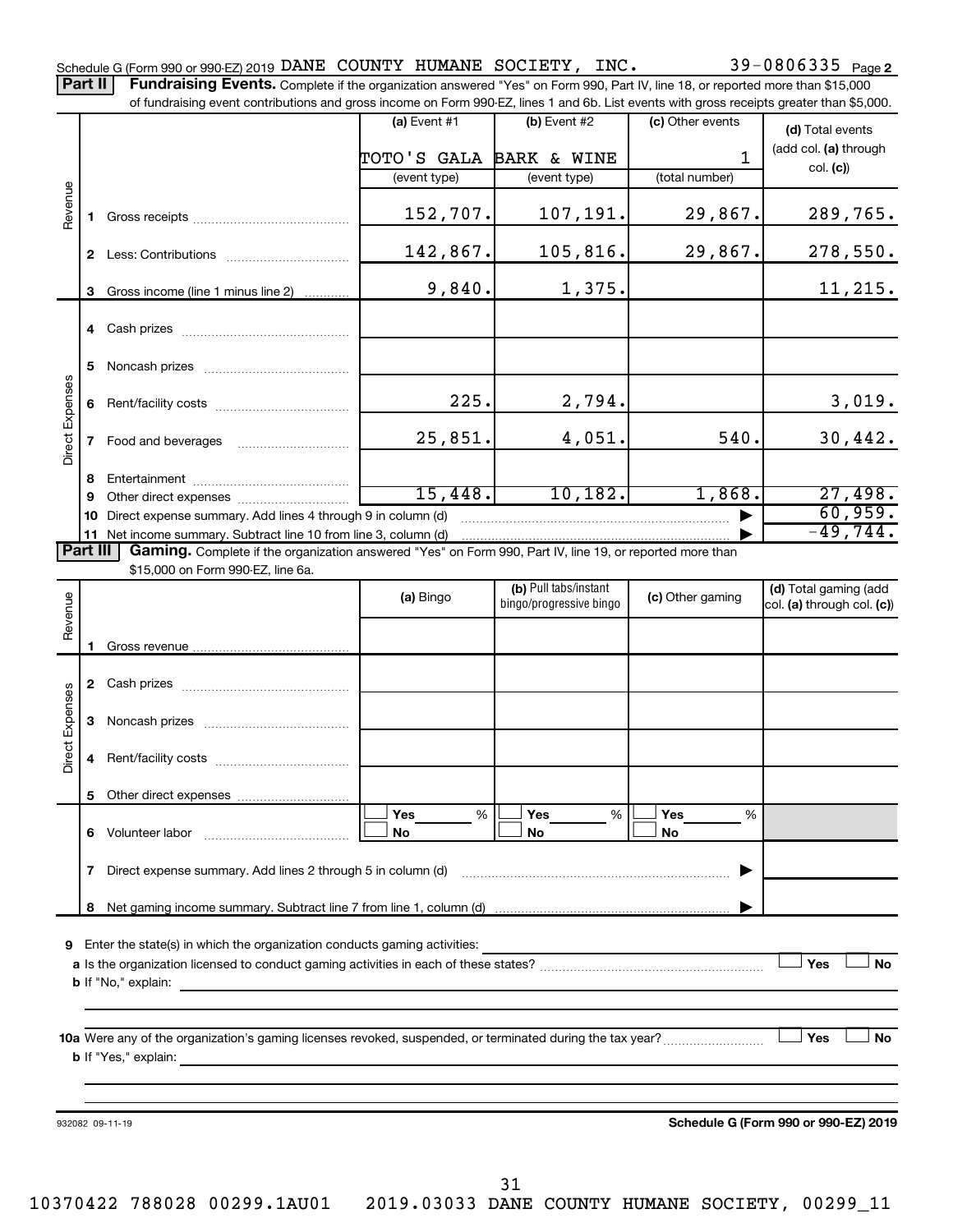Schedule G (Form 990 or 990-EZ) 2019 DANE COUNTY HUMANE SOCIETY, INC. 39-0806335 Page 2

**Part II** **Fundraising Events.** Complete if the organization answered "Yes" on Form 990, Part IV, line 18, or reported more than $15,000 of fundraising event contributions and gross income on Form 990-EZ, lines 1 and 6b. List events with gross receipts greater than $5,000.

| | | (a) Event #1 | (b) Event #2 | (c) Other events | (d) Total events (add col. (a) through col. (c)) |
|---|---|---|---|---|---|
| | | TOTO'S GALA | BARK & WINE | 1 | |
| | | (event type) | (event type) | (total number) | |
| Revenue | 1 Gross receipts | 152,707. | 107,191. | 29,867. | 289,765. |
| | 2 Less: Contributions | 142,867. | 105,816. | 29,867. | 278,550. |
| | 3 Gross income (line 1 minus line 2) | 9,840. | 1,375. | | 11,215. |
| Direct Expenses | 4 Cash prizes | | | | |
| | 5 Noncash prizes | | | | |
| | 6 Rent/facility costs | 225. | 2,794. | | 3,019. |
| | 7 Food and beverages | 25,851. | 4,051. | 540. | 30,442. |
| | 8 Entertainment | | | | |
| | 9 Other direct expenses | 15,448. | 10,182. | 1,868. | 27,498. |
| | 10 Direct expense summary. Add lines 4 through 9 in column (d) | | | ▶ | 60,959. |
| | 11 Net income summary. Subtract line 10 from line 3, column (d) | | | ▶ | -49,744. |

**Part III** **Gaming.** Complete if the organization answered "Yes" on Form 990, Part IV, line 19, or reported more than $15,000 on Form 990-EZ, line 6a.

| | | (a) Bingo | (b) Pull tabs/instant bingo/progressive bingo | (c) Other gaming | (d) Total gaming (add col. (a) through col. (c)) |
|---|---|---|---|---|---|
| Revenue | 1 Gross revenue | | | | |
| Direct Expenses | 2 Cash prizes | | | | |
| | 3 Noncash prizes | | | | |
| | 4 Rent/facility costs | | | | |
| | 5 Other direct expenses | | | | |
| | 6 Volunteer labor | ☐ Yes ___ % ☐ No | ☐ Yes ___ % ☐ No | ☐ Yes ___ % ☐ No | |
| | 7 Direct expense summary. Add lines 2 through 5 in column (d) | | | ▶ | |
| | 8 Net gaming income summary. Subtract line 7 from line 1, column (d) | | | ▶ | |

**9** Enter the state(s) in which the organization conducts gaming activities:

**a** Is the organization licensed to conduct gaming activities in each of these states? ☐ Yes ☐ No

**b** If "No," explain:

**10a** Were any of the organization's gaming licenses revoked, suspended, or terminated during the tax year? ☐ Yes ☐ No

**b** If "Yes," explain:

932082 09-11-19

**Schedule G (Form 990 or 990-EZ) 2019**

10370422 788028 00299.1AU01 2019.03033 DANE COUNTY HUMANE SOCIETY, 00299_11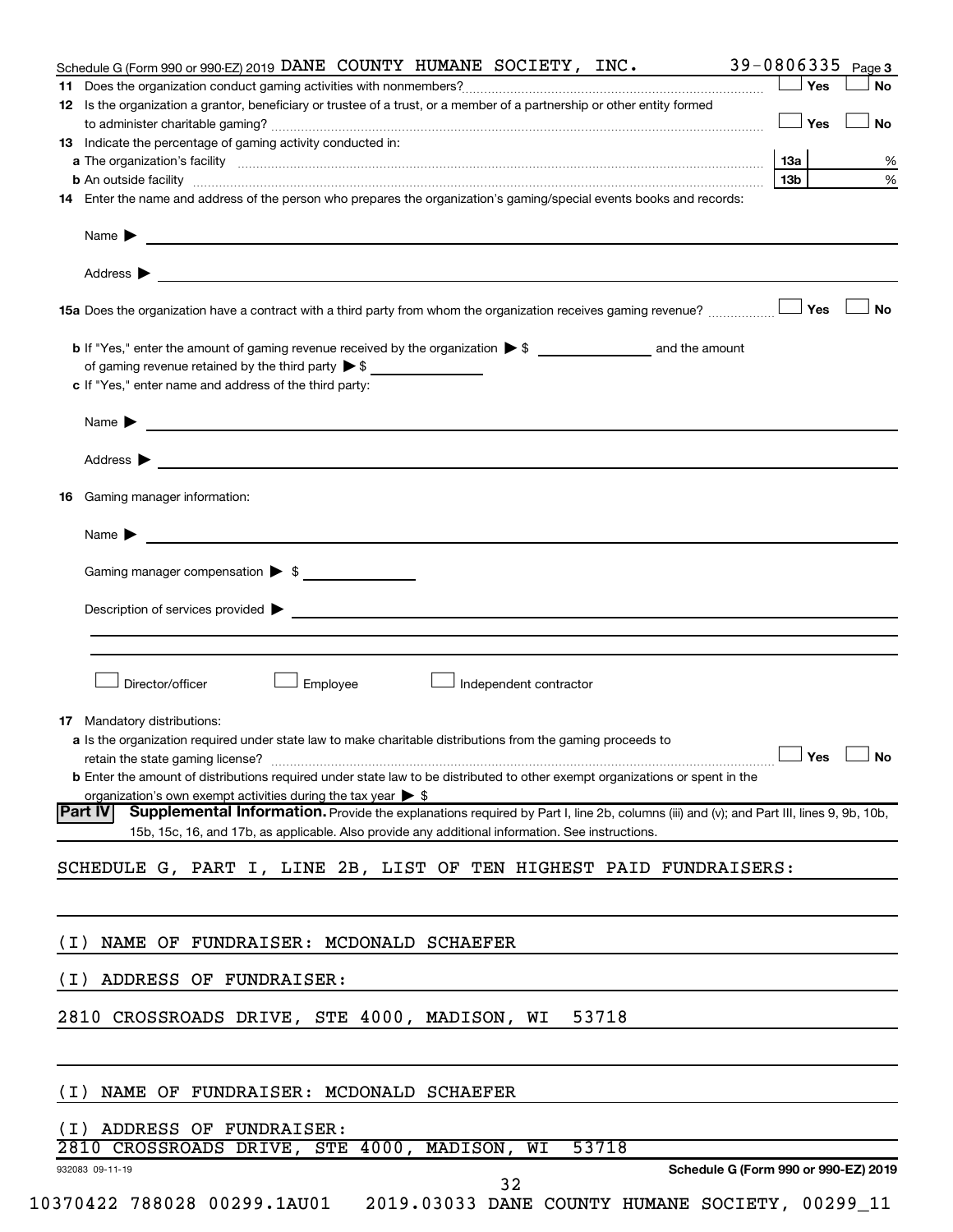Schedule G (Form 990 or 990-EZ) 2019 DANE COUNTY HUMANE SOCIETY, INC. 39-0806335

**11** Does the organization conduct gaming activities with nonmembers? ☐ Yes ☐ No

**12** Is the organization a grantor, beneficiary or trustee of a trust, or a member of a partnership or other entity formed to administer charitable gaming? ☐ Yes ☐ No

**13** Indicate the percentage of gaming activity conducted in:

**a** The organization's facility **13a** %

**b** An outside facility **13b** %

**14** Enter the name and address of the person who prepares the organization's gaming/special events books and records:

Name ▶

Address ▶

**15a** Does the organization have a contract with a third party from whom the organization receives gaming revenue? ☐ Yes ☐ No

**b** If "Yes," enter the amount of gaming revenue received by the organization ▶ $ ______ and the amount of gaming revenue retained by the third party ▶ $ ______

**c** If "Yes," enter name and address of the third party:

Name ▶

Address ▶

**16** Gaming manager information:

Name ▶

Gaming manager compensation ▶ $

Description of services provided ▶

☐ Director/officer ☐ Employee ☐ Independent contractor

**17** Mandatory distributions:

**a** Is the organization required under state law to make charitable distributions from the gaming proceeds to retain the state gaming license? ☐ Yes ☐ No

**b** Enter the amount of distributions required under state law to be distributed to other exempt organizations or spent in the organization's own exempt activities during the tax year ▶ $

**Part IV** **Supplemental Information.** Provide the explanations required by Part I, line 2b, columns (iii) and (v); and Part III, lines 9, 9b, 10b, 15b, 15c, 16, and 17b, as applicable. Also provide any additional information. See instructions.

SCHEDULE G, PART I, LINE 2B, LIST OF TEN HIGHEST PAID FUNDRAISERS:

(I) NAME OF FUNDRAISER: MCDONALD SCHAEFER

(I) ADDRESS OF FUNDRAISER:

2810 CROSSROADS DRIVE, STE 4000, MADISON, WI 53718

(I) NAME OF FUNDRAISER: MCDONALD SCHAEFER

(I) ADDRESS OF FUNDRAISER:

2810 CROSSROADS DRIVE, STE 4000, MADISON, WI 53718

932083 09-11-19 Schedule G (Form 990 or 990-EZ) 2019

10370422 788028 00299.1AU01 2019.03033 DANE COUNTY HUMANE SOCIETY, 00299_11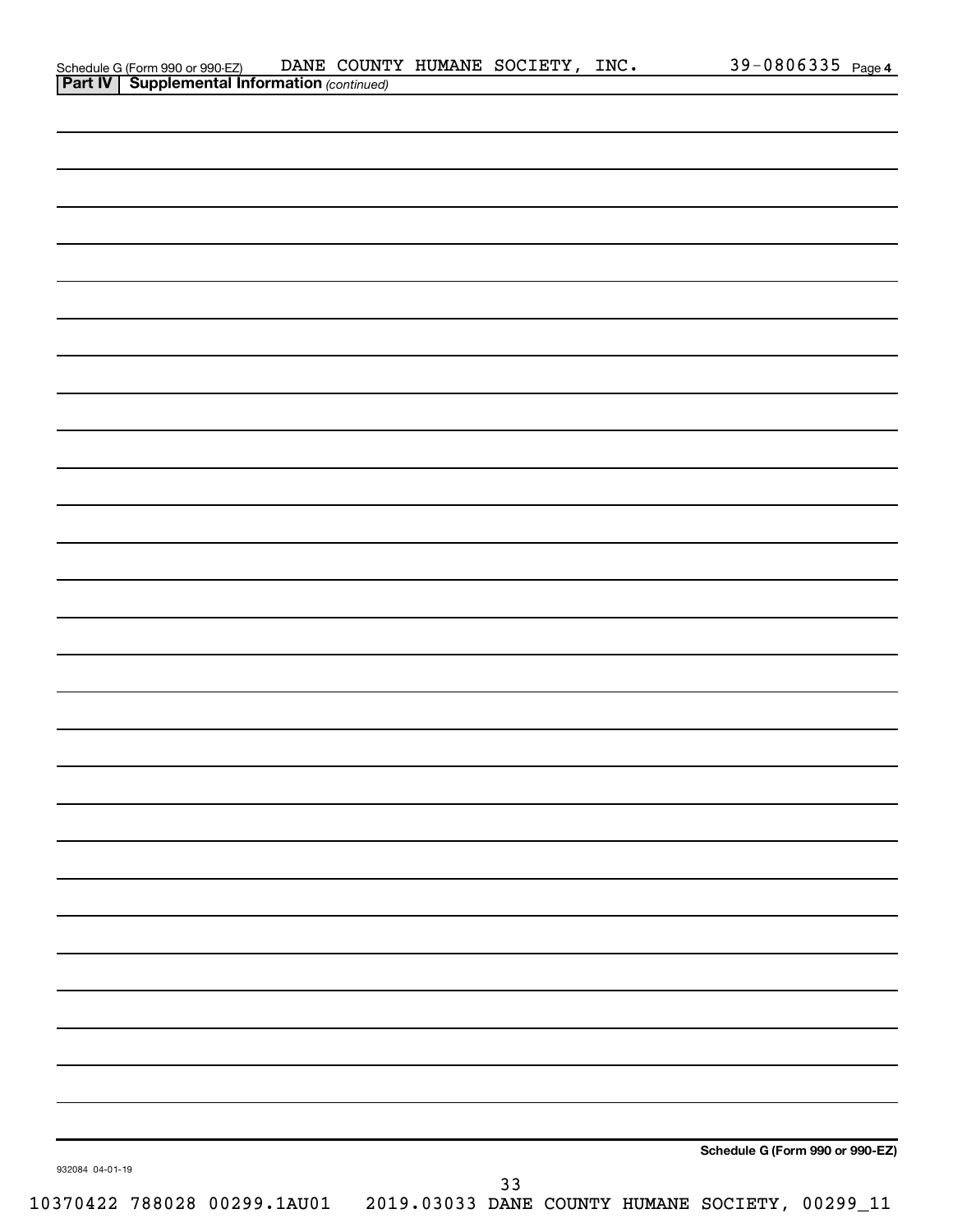Schedule G (Form 990 or 990-EZ) DANE COUNTY HUMANE SOCIETY, INC. 39-0806335 Page 4

**Part IV | Supplemental Information** *(continued)*

**Schedule G (Form 990 or 990-EZ)**

932084 04-01-19

10370422 788028 00299.1AU01 2019.03033 DANE COUNTY HUMANE SOCIETY, 00299_11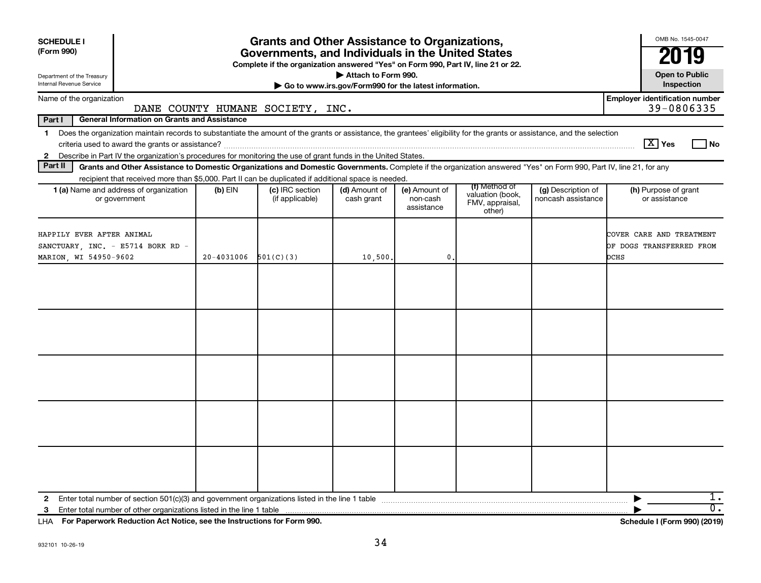**SCHEDULE I (Form 990)**

Department of the Treasury
Internal Revenue Service

# Grants and Other Assistance to Organizations, Governments, and Individuals in the United States

**Complete if the organization answered "Yes" on Form 990, Part IV, line 21 or 22.**
**▶ Attach to Form 990.**
**▶ Go to www.irs.gov/Form990 for the latest information.**

OMB No. 1545-0047
**2019**
**Open to Public Inspection**

Name of the organization: DANE COUNTY HUMANE SOCIETY, INC.
Employer identification number: 39-0806335

**Part I — General Information on Grants and Assistance**

1 Does the organization maintain records to substantiate the amount of the grants or assistance, the grantees' eligibility for the grants or assistance, and the selection criteria used to award the grants or assistance? [X] Yes [ ] No

2 Describe in Part IV the organization's procedures for monitoring the use of grant funds in the United States.

**Part II — Grants and Other Assistance to Domestic Organizations and Domestic Governments.** Complete if the organization answered "Yes" on Form 990, Part IV, line 21, for any recipient that received more than $5,000. Part II can be duplicated if additional space is needed.

| 1 (a) Name and address of organization or government | (b) EIN | (c) IRC section (if applicable) | (d) Amount of cash grant | (e) Amount of non-cash assistance | (f) Method of valuation (book, FMV, appraisal, other) | (g) Description of noncash assistance | (h) Purpose of grant or assistance |
|---|---|---|---|---|---|---|---|
| HAPPILY EVER AFTER ANIMAL SANCTUARY, INC. - E5714 BORK RD - MARION, WI 54950-9602 | 20-4031006 | 501(C)(3) | 10,500. | 0. | | | COVER CARE AND TREATMENT OF DOGS TRANSFERRED FROM DCHS |
| | | | | | | | |
| | | | | | | | |
| | | | | | | | |
| | | | | | | | |
| | | | | | | | |

2 Enter total number of section 501(c)(3) and government organizations listed in the line 1 table ▶ 1.

3 Enter total number of other organizations listed in the line 1 table ▶ 0.

LHA **For Paperwork Reduction Act Notice, see the Instructions for Form 990.** **Schedule I (Form 990) (2019)**

932101 10-26-19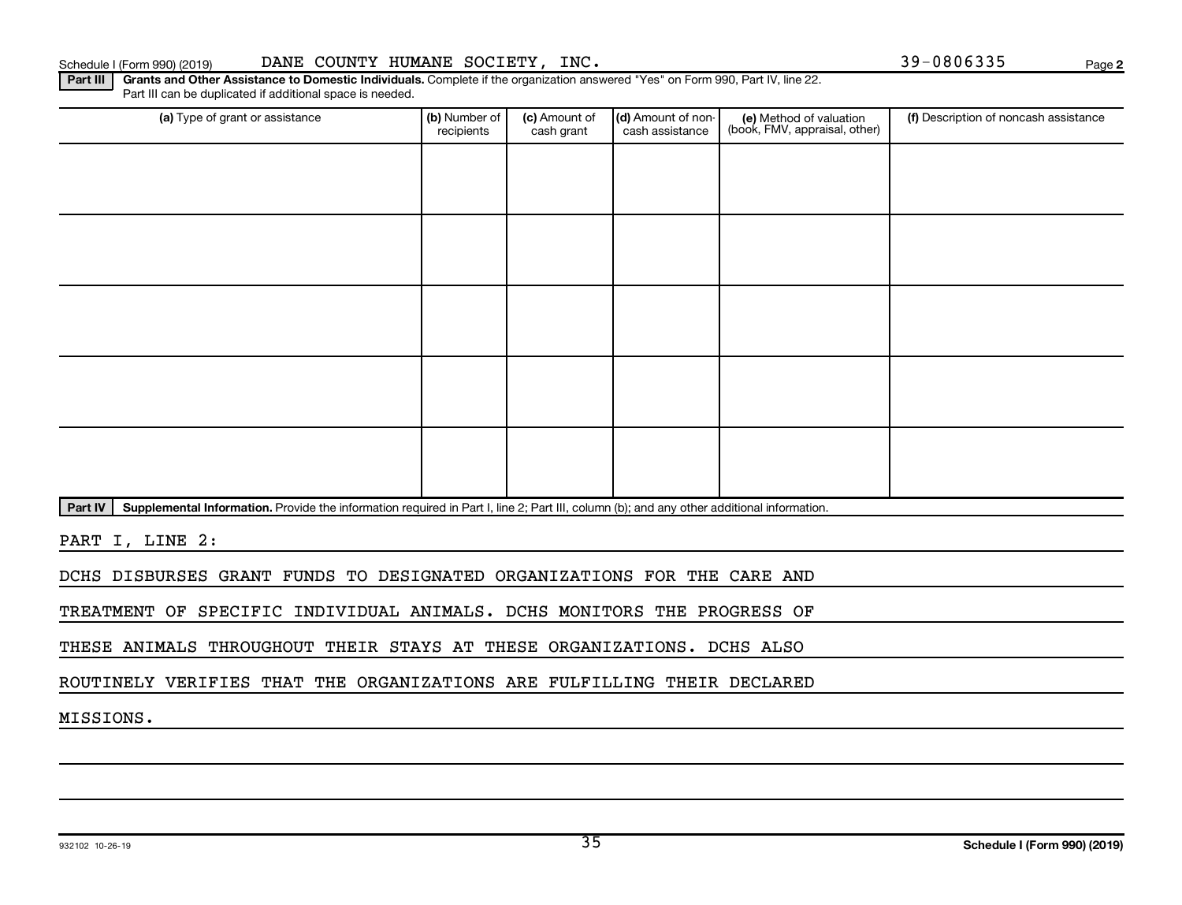Schedule I (Form 990) (2019) DANE COUNTY HUMANE SOCIETY, INC. 39-0806335 Page 2

**Part III** **Grants and Other Assistance to Domestic Individuals.** Complete if the organization answered "Yes" on Form 990, Part IV, line 22. Part III can be duplicated if additional space is needed.

| (a) Type of grant or assistance | (b) Number of recipients | (c) Amount of cash grant | (d) Amount of non-cash assistance | (e) Method of valuation (book, FMV, appraisal, other) | (f) Description of noncash assistance |
|---|---|---|---|---|---|
| | | | | | |
| | | | | | |
| | | | | | |
| | | | | | |
| | | | | | |

**Part IV** **Supplemental Information.** Provide the information required in Part I, line 2; Part III, column (b); and any other additional information.

PART I, LINE 2:

DCHS DISBURSES GRANT FUNDS TO DESIGNATED ORGANIZATIONS FOR THE CARE AND TREATMENT OF SPECIFIC INDIVIDUAL ANIMALS. DCHS MONITORS THE PROGRESS OF THESE ANIMALS THROUGHOUT THEIR STAYS AT THESE ORGANIZATIONS. DCHS ALSO ROUTINELY VERIFIES THAT THE ORGANIZATIONS ARE FULFILLING THEIR DECLARED MISSIONS.

932102 10-26-19 Schedule I (Form 990) (2019)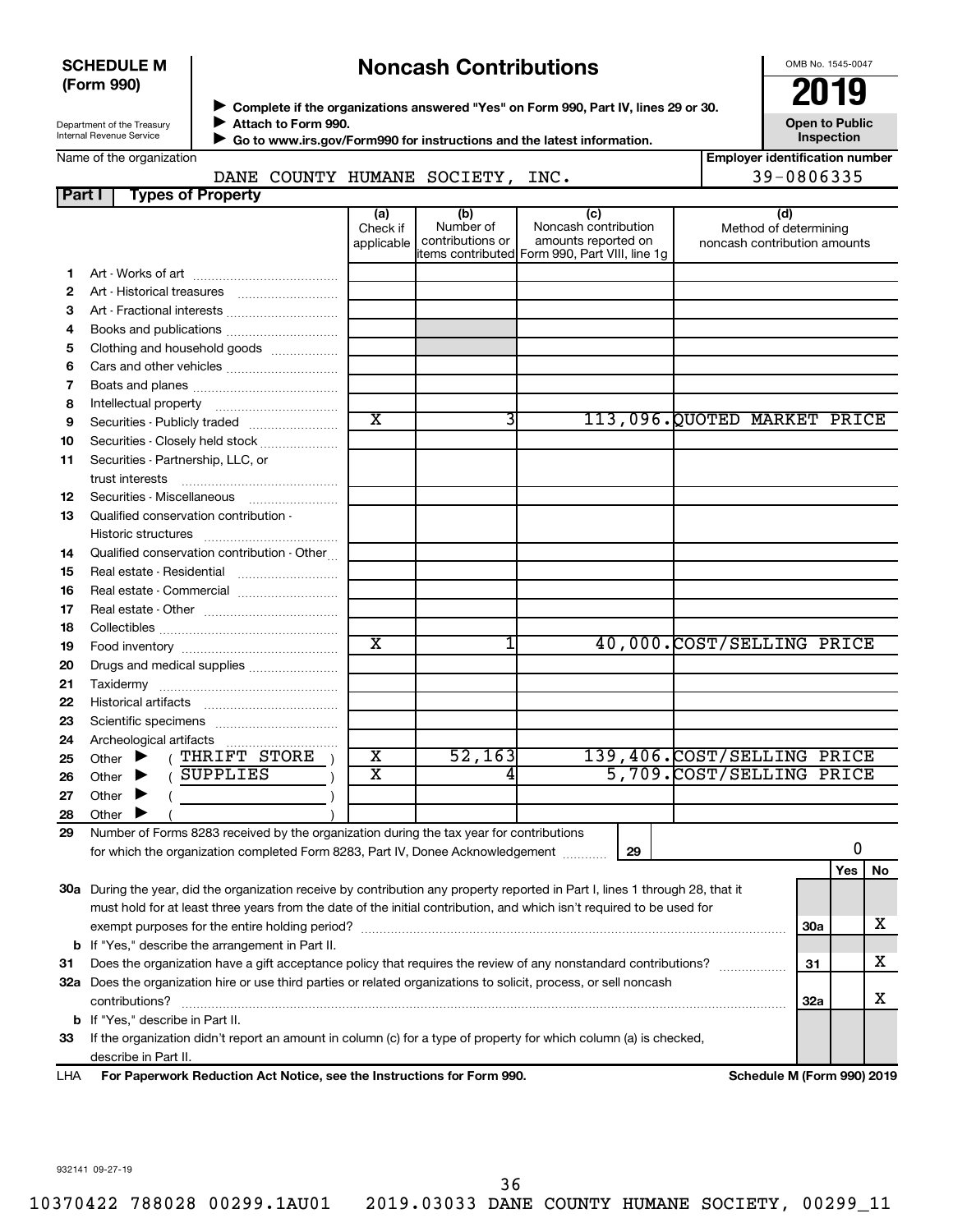**SCHEDULE M (Form 990)**

Department of the Treasury
Internal Revenue Service

# Noncash Contributions

▶ Complete if the organizations answered "Yes" on Form 990, Part IV, lines 29 or 30.
▶ Attach to Form 990.
▶ Go to www.irs.gov/Form990 for instructions and the latest information.

OMB No. 1545-0047

**2019**

**Open to Public Inspection**

Name of the organization: DANE COUNTY HUMANE SOCIETY, INC.

Employer identification number: 39-0806335

## Part I Types of Property

| | | (a) Check if applicable | (b) Number of contributions or items contributed | (c) Noncash contribution amounts reported on Form 990, Part VIII, line 1g | (d) Method of determining noncash contribution amounts |
|---|---|---|---|---|---|
| 1 | Art - Works of art | | | | |
| 2 | Art - Historical treasures | | | | |
| 3 | Art - Fractional interests | | | | |
| 4 | Books and publications | | | | |
| 5 | Clothing and household goods | | | | |
| 6 | Cars and other vehicles | | | | |
| 7 | Boats and planes | | | | |
| 8 | Intellectual property | | | | |
| 9 | Securities - Publicly traded | X | 3 | 113,096. | QUOTED MARKET PRICE |
| 10 | Securities - Closely held stock | | | | |
| 11 | Securities - Partnership, LLC, or trust interests | | | | |
| 12 | Securities - Miscellaneous | | | | |
| 13 | Qualified conservation contribution - Historic structures | | | | |
| 14 | Qualified conservation contribution - Other | | | | |
| 15 | Real estate - Residential | | | | |
| 16 | Real estate - Commercial | | | | |
| 17 | Real estate - Other | | | | |
| 18 | Collectibles | | | | |
| 19 | Food inventory | X | 1 | 40,000. | COST/SELLING PRICE |
| 20 | Drugs and medical supplies | | | | |
| 21 | Taxidermy | | | | |
| 22 | Historical artifacts | | | | |
| 23 | Scientific specimens | | | | |
| 24 | Archeological artifacts | | | | |
| 25 | Other ▶ ( THRIFT STORE ) | X | 52,163 | 139,406. | COST/SELLING PRICE |
| 26 | Other ▶ ( SUPPLIES ) | X | 4 | 5,709. | COST/SELLING PRICE |
| 27 | Other ▶ ( ) | | | | |
| 28 | Other ▶ ( ) | | | | |

**29** Number of Forms 8283 received by the organization during the tax year for contributions for which the organization completed Form 8283, Part IV, Donee Acknowledgement ........ **29** | 0

| | | | Yes | No |
|---|---|---|---|---|
| 30a | During the year, did the organization receive by contribution any property reported in Part I, lines 1 through 28, that it must hold for at least three years from the date of the initial contribution, and which isn't required to be used for exempt purposes for the entire holding period? | 30a | | X |
| b | If "Yes," describe the arrangement in Part II. | | | |
| 31 | Does the organization have a gift acceptance policy that requires the review of any nonstandard contributions? | 31 | | X |
| 32a | Does the organization hire or use third parties or related organizations to solicit, process, or sell noncash contributions? | 32a | | X |
| b | If "Yes," describe in Part II. | | | |
| 33 | If the organization didn't report an amount in column (c) for a type of property for which column (a) is checked, describe in Part II. | | | |

LHA **For Paperwork Reduction Act Notice, see the Instructions for Form 990.** **Schedule M (Form 990) 2019**

932141 09-27-19

10370422 788028 00299.1AU01 2019.03033 DANE COUNTY HUMANE SOCIETY, 00299_11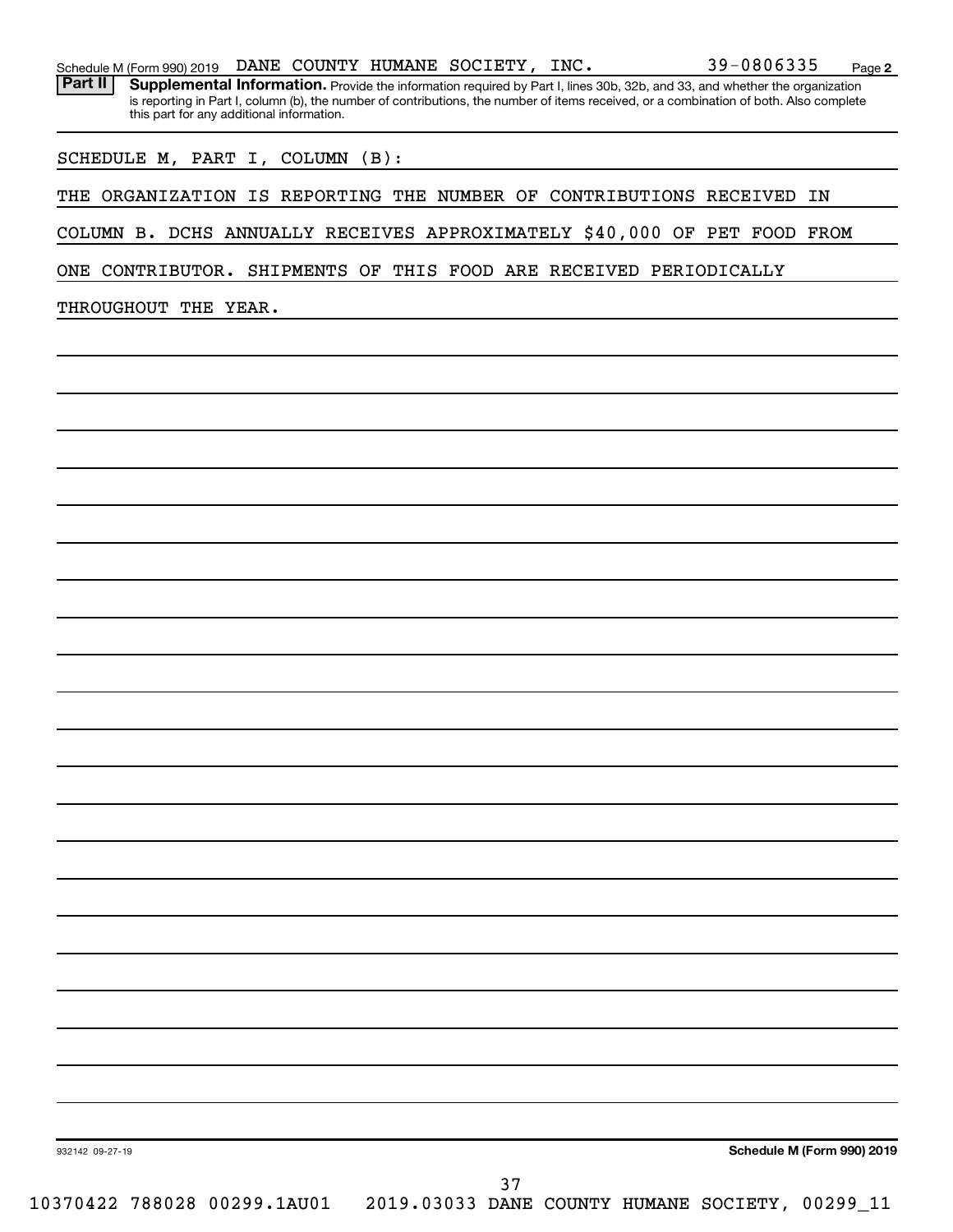Schedule M (Form 990) 2019 DANE COUNTY HUMANE SOCIETY, INC. 39-0806335

**Part II** **Supplemental Information.** Provide the information required by Part I, lines 30b, 32b, and 33, and whether the organization is reporting in Part I, column (b), the number of contributions, the number of items received, or a combination of both. Also complete this part for any additional information.

SCHEDULE M, PART I, COLUMN (B):

THE ORGANIZATION IS REPORTING THE NUMBER OF CONTRIBUTIONS RECEIVED IN COLUMN B. DCHS ANNUALLY RECEIVES APPROXIMATELY $40,000 OF PET FOOD FROM ONE CONTRIBUTOR. SHIPMENTS OF THIS FOOD ARE RECEIVED PERIODICALLY THROUGHOUT THE YEAR.

932142 09-27-19 **Schedule M (Form 990) 2019**

10370422 788028 00299.1AU01 2019.03033 DANE COUNTY HUMANE SOCIETY, 00299_11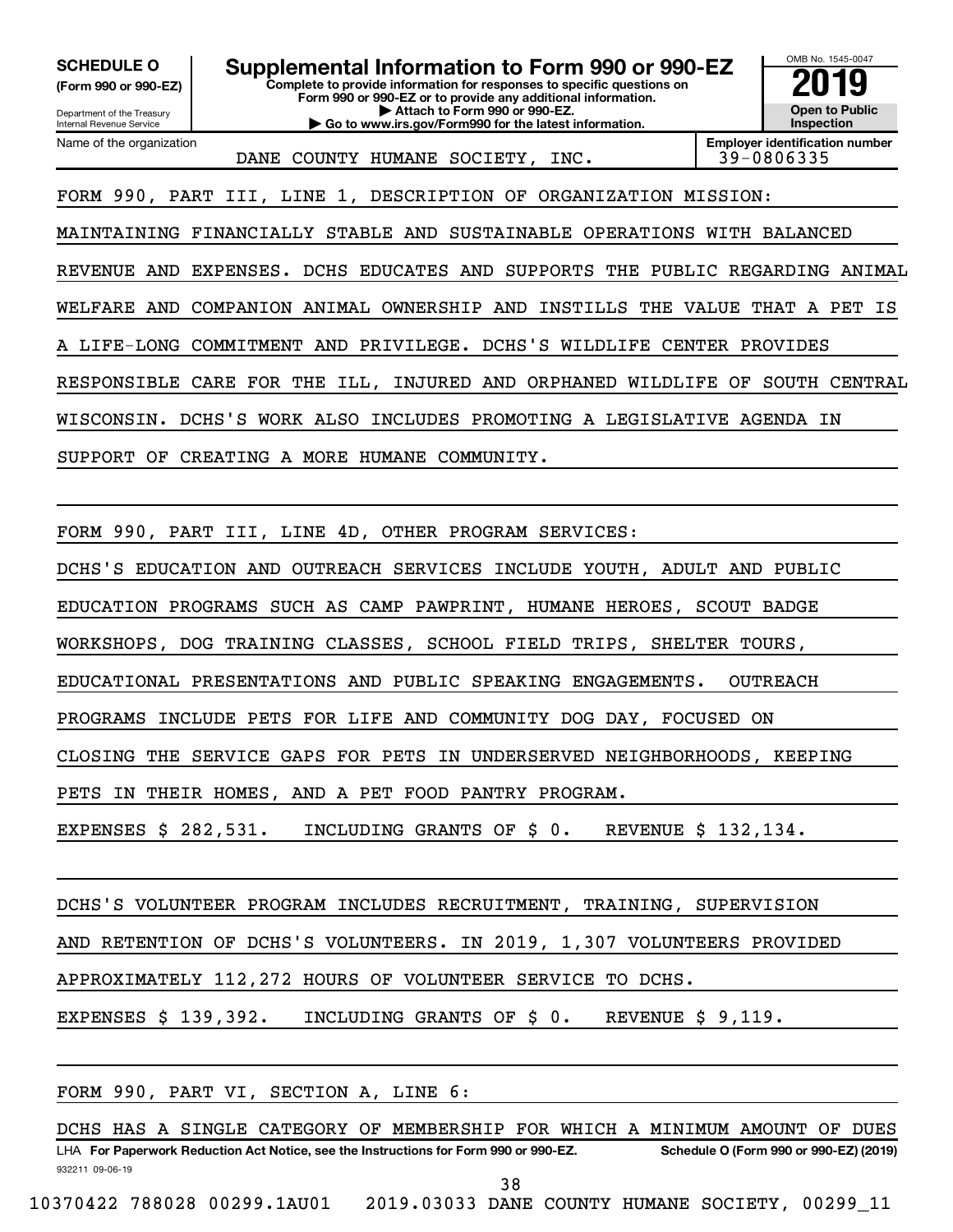**SCHEDULE O (Form 990 or 990-EZ)**

Department of the Treasury
Internal Revenue Service

# Supplemental Information to Form 990 or 990-EZ

**Complete to provide information for responses to specific questions on Form 990 or 990-EZ or to provide any additional information.**
**▶ Attach to Form 990 or 990-EZ.**
**▶ Go to www.irs.gov/Form990 for the latest information.**

OMB No. 1545-0047
**2019**
**Open to Public Inspection**

Name of the organization: DANE COUNTY HUMANE SOCIETY, INC.

**Employer identification number** 39-0806335

FORM 990, PART III, LINE 1, DESCRIPTION OF ORGANIZATION MISSION:

MAINTAINING FINANCIALLY STABLE AND SUSTAINABLE OPERATIONS WITH BALANCED REVENUE AND EXPENSES. DCHS EDUCATES AND SUPPORTS THE PUBLIC REGARDING ANIMAL WELFARE AND COMPANION ANIMAL OWNERSHIP AND INSTILLS THE VALUE THAT A PET IS A LIFE-LONG COMMITMENT AND PRIVILEGE. DCHS'S WILDLIFE CENTER PROVIDES RESPONSIBLE CARE FOR THE ILL, INJURED AND ORPHANED WILDLIFE OF SOUTH CENTRAL WISCONSIN. DCHS'S WORK ALSO INCLUDES PROMOTING A LEGISLATIVE AGENDA IN SUPPORT OF CREATING A MORE HUMANE COMMUNITY.

FORM 990, PART III, LINE 4D, OTHER PROGRAM SERVICES:

DCHS'S EDUCATION AND OUTREACH SERVICES INCLUDE YOUTH, ADULT AND PUBLIC EDUCATION PROGRAMS SUCH AS CAMP PAWPRINT, HUMANE HEROES, SCOUT BADGE WORKSHOPS, DOG TRAINING CLASSES, SCHOOL FIELD TRIPS, SHELTER TOURS, EDUCATIONAL PRESENTATIONS AND PUBLIC SPEAKING ENGAGEMENTS. OUTREACH PROGRAMS INCLUDE PETS FOR LIFE AND COMMUNITY DOG DAY, FOCUSED ON CLOSING THE SERVICE GAPS FOR PETS IN UNDERSERVED NEIGHBORHOODS, KEEPING PETS IN THEIR HOMES, AND A PET FOOD PANTRY PROGRAM.

EXPENSES $ 282,531. INCLUDING GRANTS OF $ 0. REVENUE $ 132,134.

DCHS'S VOLUNTEER PROGRAM INCLUDES RECRUITMENT, TRAINING, SUPERVISION AND RETENTION OF DCHS'S VOLUNTEERS. IN 2019, 1,307 VOLUNTEERS PROVIDED APPROXIMATELY 112,272 HOURS OF VOLUNTEER SERVICE TO DCHS.

EXPENSES $ 139,392. INCLUDING GRANTS OF $ 0. REVENUE $ 9,119.

FORM 990, PART VI, SECTION A, LINE 6:

DCHS HAS A SINGLE CATEGORY OF MEMBERSHIP FOR WHICH A MINIMUM AMOUNT OF DUES

LHA **For Paperwork Reduction Act Notice, see the Instructions for Form 990 or 990-EZ.** **Schedule O (Form 990 or 990-EZ) (2019)**

932211 09-06-19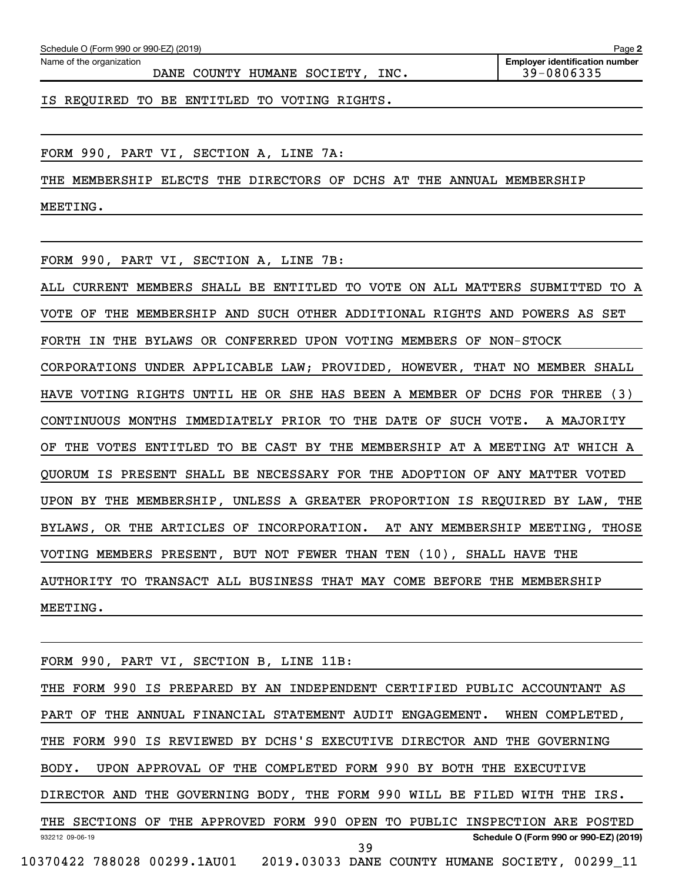Schedule O (Form 990 or 990-EZ) (2019)

Name of the organization: DANE COUNTY HUMANE SOCIETY, INC.

Employer identification number: 39-0806335

IS REQUIRED TO BE ENTITLED TO VOTING RIGHTS.

FORM 990, PART VI, SECTION A, LINE 7A:

THE MEMBERSHIP ELECTS THE DIRECTORS OF DCHS AT THE ANNUAL MEMBERSHIP MEETING.

FORM 990, PART VI, SECTION A, LINE 7B:

ALL CURRENT MEMBERS SHALL BE ENTITLED TO VOTE ON ALL MATTERS SUBMITTED TO A VOTE OF THE MEMBERSHIP AND SUCH OTHER ADDITIONAL RIGHTS AND POWERS AS SET FORTH IN THE BYLAWS OR CONFERRED UPON VOTING MEMBERS OF NON-STOCK CORPORATIONS UNDER APPLICABLE LAW; PROVIDED, HOWEVER, THAT NO MEMBER SHALL HAVE VOTING RIGHTS UNTIL HE OR SHE HAS BEEN A MEMBER OF DCHS FOR THREE (3) CONTINUOUS MONTHS IMMEDIATELY PRIOR TO THE DATE OF SUCH VOTE. A MAJORITY OF THE VOTES ENTITLED TO BE CAST BY THE MEMBERSHIP AT A MEETING AT WHICH A QUORUM IS PRESENT SHALL BE NECESSARY FOR THE ADOPTION OF ANY MATTER VOTED UPON BY THE MEMBERSHIP, UNLESS A GREATER PROPORTION IS REQUIRED BY LAW, THE BYLAWS, OR THE ARTICLES OF INCORPORATION. AT ANY MEMBERSHIP MEETING, THOSE VOTING MEMBERS PRESENT, BUT NOT FEWER THAN TEN (10), SHALL HAVE THE AUTHORITY TO TRANSACT ALL BUSINESS THAT MAY COME BEFORE THE MEMBERSHIP MEETING.

FORM 990, PART VI, SECTION B, LINE 11B:

THE FORM 990 IS PREPARED BY AN INDEPENDENT CERTIFIED PUBLIC ACCOUNTANT AS PART OF THE ANNUAL FINANCIAL STATEMENT AUDIT ENGAGEMENT. WHEN COMPLETED, THE FORM 990 IS REVIEWED BY DCHS'S EXECUTIVE DIRECTOR AND THE GOVERNING BODY. UPON APPROVAL OF THE COMPLETED FORM 990 BY BOTH THE EXECUTIVE DIRECTOR AND THE GOVERNING BODY, THE FORM 990 WILL BE FILED WITH THE IRS. THE SECTIONS OF THE APPROVED FORM 990 OPEN TO PUBLIC INSPECTION ARE POSTED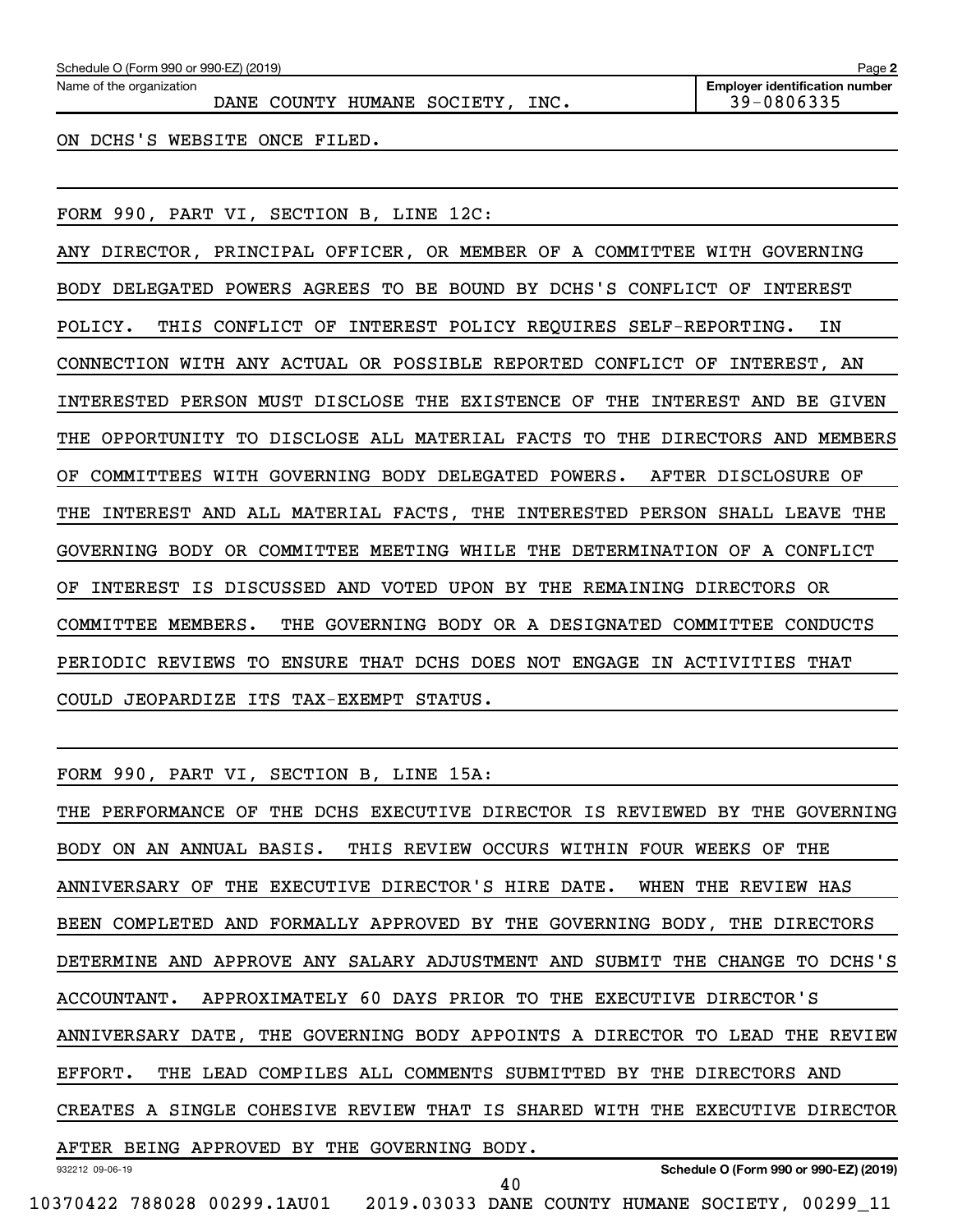Name of the organization: DANE COUNTY HUMANE SOCIETY, INC.

Employer identification number: 39-0806335

ON DCHS'S WEBSITE ONCE FILED.

FORM 990, PART VI, SECTION B, LINE 12C:

ANY DIRECTOR, PRINCIPAL OFFICER, OR MEMBER OF A COMMITTEE WITH GOVERNING BODY DELEGATED POWERS AGREES TO BE BOUND BY DCHS'S CONFLICT OF INTEREST POLICY. THIS CONFLICT OF INTEREST POLICY REQUIRES SELF-REPORTING. IN CONNECTION WITH ANY ACTUAL OR POSSIBLE REPORTED CONFLICT OF INTEREST, AN INTERESTED PERSON MUST DISCLOSE THE EXISTENCE OF THE INTEREST AND BE GIVEN THE OPPORTUNITY TO DISCLOSE ALL MATERIAL FACTS TO THE DIRECTORS AND MEMBERS OF COMMITTEES WITH GOVERNING BODY DELEGATED POWERS. AFTER DISCLOSURE OF THE INTEREST AND ALL MATERIAL FACTS, THE INTERESTED PERSON SHALL LEAVE THE GOVERNING BODY OR COMMITTEE MEETING WHILE THE DETERMINATION OF A CONFLICT OF INTEREST IS DISCUSSED AND VOTED UPON BY THE REMAINING DIRECTORS OR COMMITTEE MEMBERS. THE GOVERNING BODY OR A DESIGNATED COMMITTEE CONDUCTS PERIODIC REVIEWS TO ENSURE THAT DCHS DOES NOT ENGAGE IN ACTIVITIES THAT COULD JEOPARDIZE ITS TAX-EXEMPT STATUS.

FORM 990, PART VI, SECTION B, LINE 15A:

THE PERFORMANCE OF THE DCHS EXECUTIVE DIRECTOR IS REVIEWED BY THE GOVERNING BODY ON AN ANNUAL BASIS. THIS REVIEW OCCURS WITHIN FOUR WEEKS OF THE ANNIVERSARY OF THE EXECUTIVE DIRECTOR'S HIRE DATE. WHEN THE REVIEW HAS BEEN COMPLETED AND FORMALLY APPROVED BY THE GOVERNING BODY, THE DIRECTORS DETERMINE AND APPROVE ANY SALARY ADJUSTMENT AND SUBMIT THE CHANGE TO DCHS'S ACCOUNTANT. APPROXIMATELY 60 DAYS PRIOR TO THE EXECUTIVE DIRECTOR'S ANNIVERSARY DATE, THE GOVERNING BODY APPOINTS A DIRECTOR TO LEAD THE REVIEW EFFORT. THE LEAD COMPILES ALL COMMENTS SUBMITTED BY THE DIRECTORS AND CREATES A SINGLE COHESIVE REVIEW THAT IS SHARED WITH THE EXECUTIVE DIRECTOR AFTER BEING APPROVED BY THE GOVERNING BODY.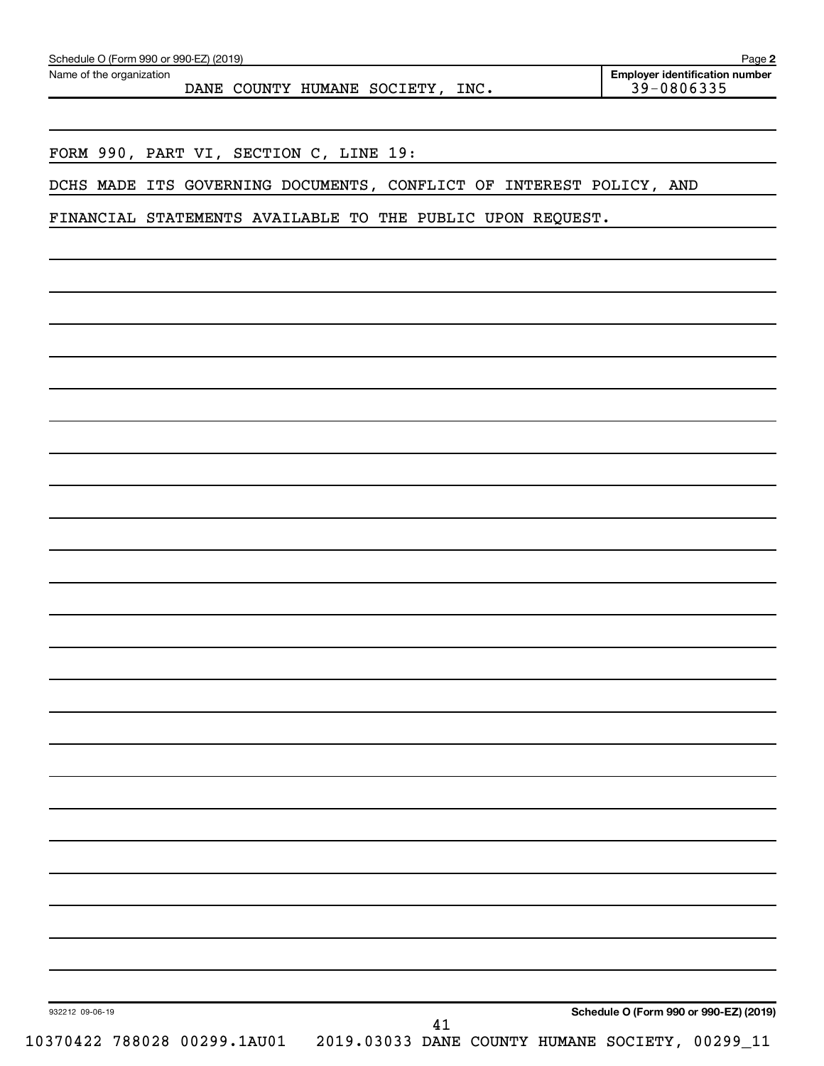Name of the organization: DANE COUNTY HUMANE SOCIETY, INC.

Employer identification number: 39-0806335

FORM 990, PART VI, SECTION C, LINE 19:

DCHS MADE ITS GOVERNING DOCUMENTS, CONFLICT OF INTEREST POLICY, AND FINANCIAL STATEMENTS AVAILABLE TO THE PUBLIC UPON REQUEST.